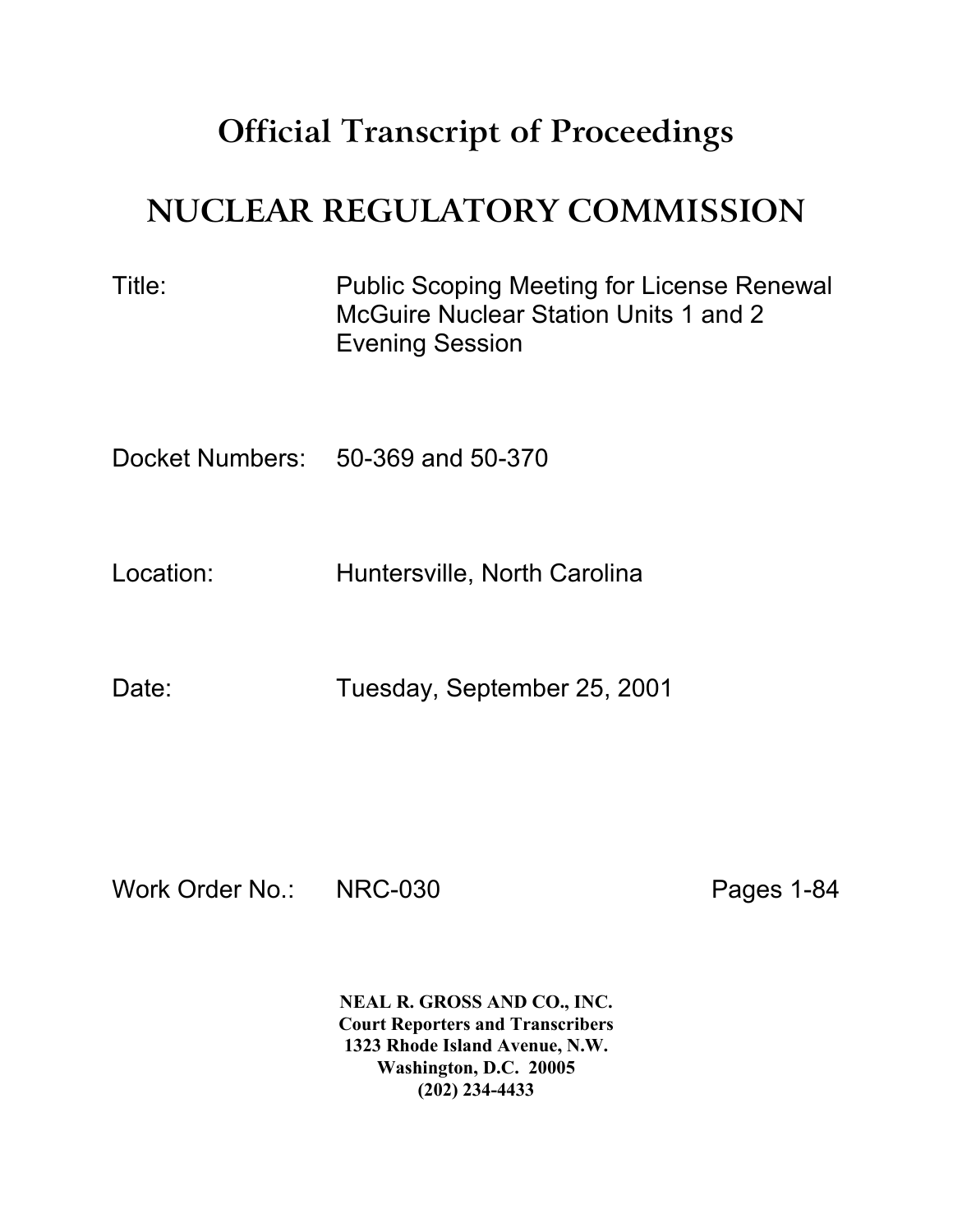# Official Transcript of Proceedings

# NUCLEAR REGULATORY COMMISSION

Title: Public Scoping Meeting for License Renewal McGuire Nuclear Station Units 1 and 2 Evening Session

Docket Numbers: 50-369 and 50-370

Location: Huntersville, North Carolina

Date: Tuesday, September 25, 2001

Work Order No.: NRC-030 Pages 1-84

**NEAL R. GROSS AND CO., INC.**
**Court Reporters and Transcribers**
**1323 Rhode Island Avenue, N.W.**
**Washington, D.C. 20005**
**(202) 234-4433**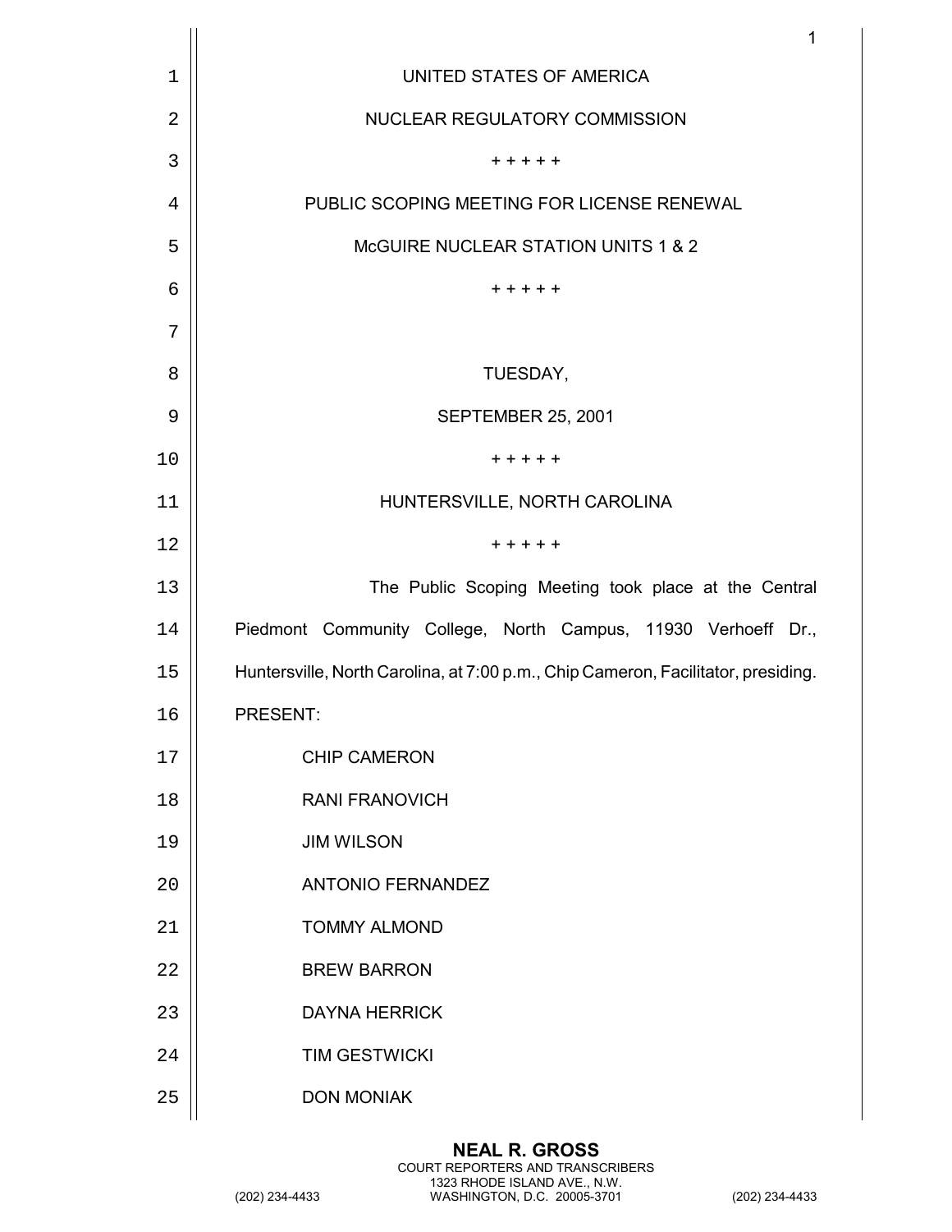UNITED STATES OF AMERICA

NUCLEAR REGULATORY COMMISSION

+ + + + +

PUBLIC SCOPING MEETING FOR LICENSE RENEWAL

McGUIRE NUCLEAR STATION UNITS 1 & 2

+ + + + +

TUESDAY,

SEPTEMBER 25, 2001

+ + + + +

HUNTERSVILLE, NORTH CAROLINA

+ + + + +

The Public Scoping Meeting took place at the Central Piedmont Community College, North Campus, 11930 Verhoeff Dr., Huntersville, North Carolina, at 7:00 p.m., Chip Cameron, Facilitator, presiding.

PRESENT:

CHIP CAMERON
RANI FRANOVICH
JIM WILSON
ANTONIO FERNANDEZ
TOMMY ALMOND
BREW BARRON
DAYNA HERRICK
TIM GESTWICKI
DON MONIAK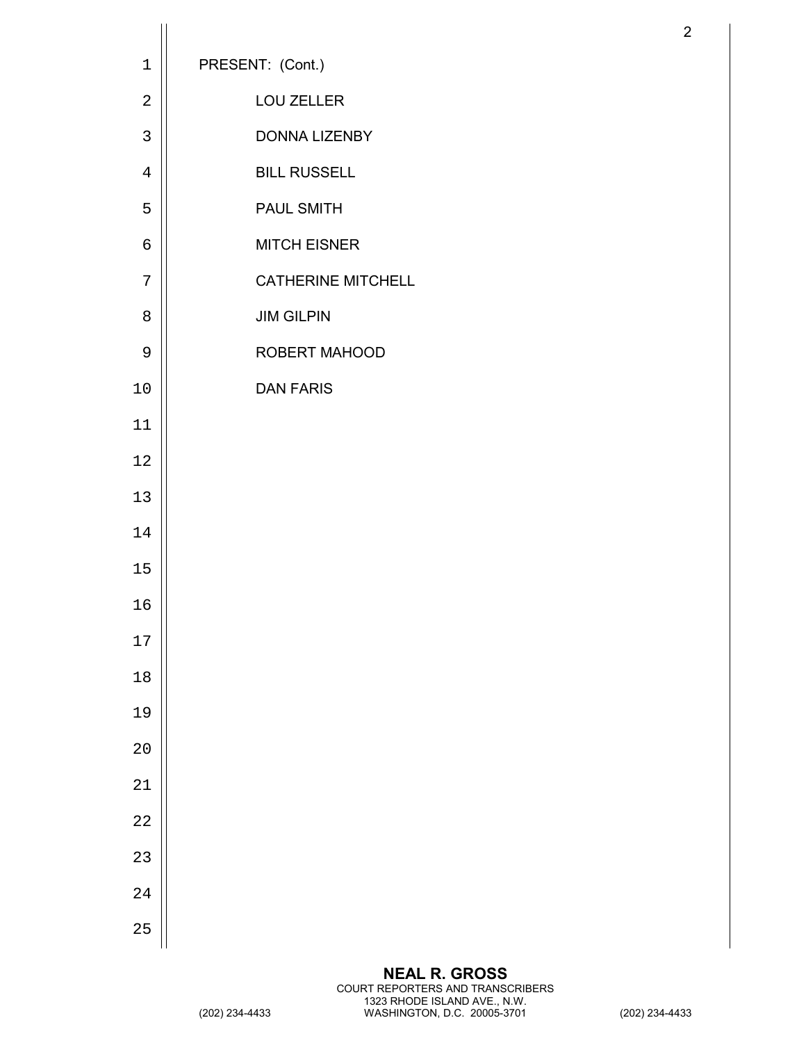PRESENT: (Cont.)

LOU ZELLER

DONNA LIZENBY

BILL RUSSELL

PAUL SMITH

MITCH EISNER

CATHERINE MITCHELL

JIM GILPIN

ROBERT MAHOOD

DAN FARIS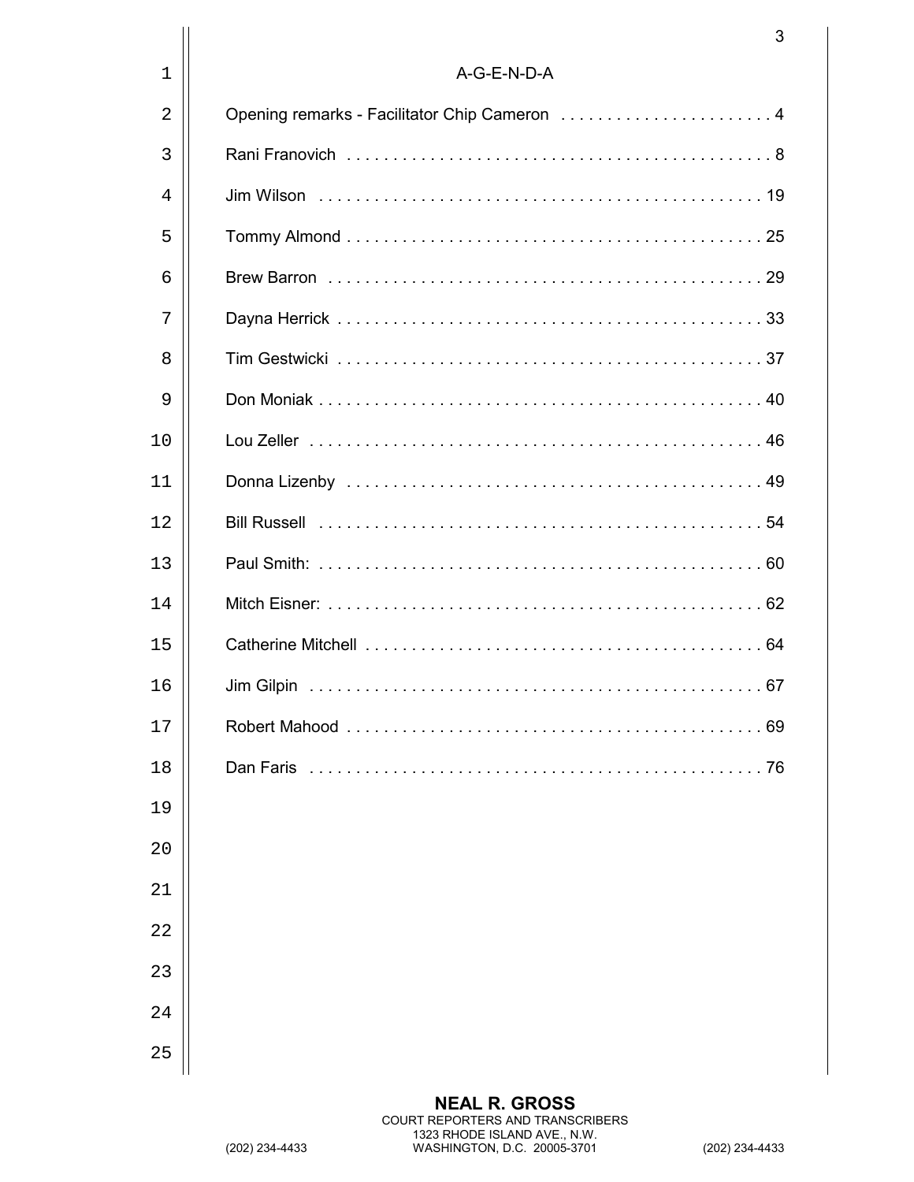# A-G-E-N-D-A

| | |
|---|---|
| Opening remarks - Facilitator Chip Cameron | 4 |
| Rani Franovich | 8 |
| Jim Wilson | 19 |
| Tommy Almond | 25 |
| Brew Barron | 29 |
| Dayna Herrick | 33 |
| Tim Gestwicki | 37 |
| Don Moniak | 40 |
| Lou Zeller | 46 |
| Donna Lizenby | 49 |
| Bill Russell | 54 |
| Paul Smith: | 60 |
| Mitch Eisner: | 62 |
| Catherine Mitchell | 64 |
| Jim Gilpin | 67 |
| Robert Mahood | 69 |
| Dan Faris | 76 |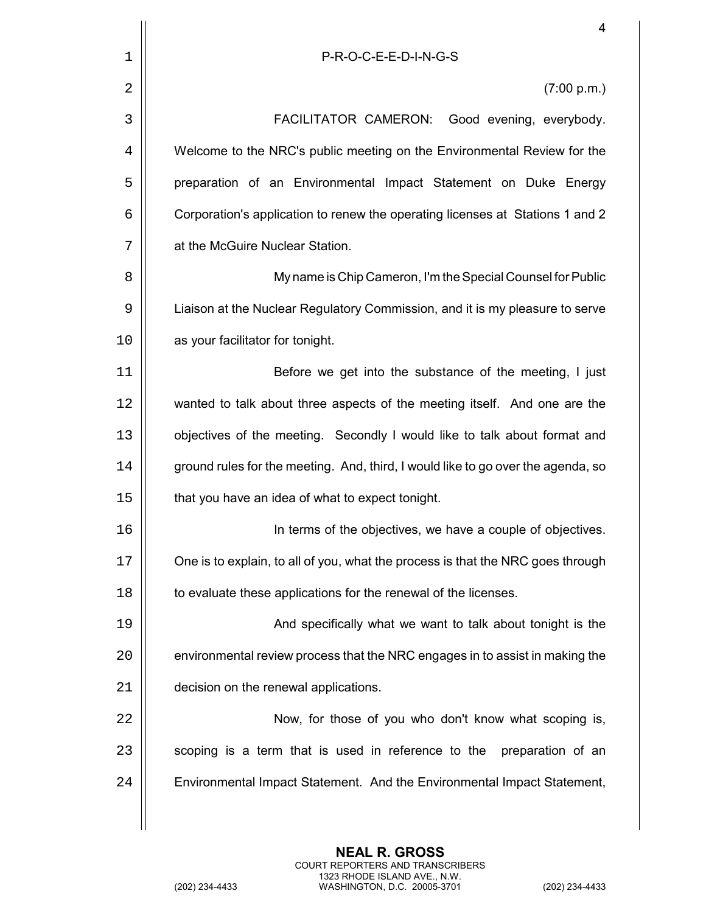P-R-O-C-E-E-D-I-N-G-S

(7:00 p.m.)

FACILITATOR CAMERON: Good evening, everybody. Welcome to the NRC's public meeting on the Environmental Review for the preparation of an Environmental Impact Statement on Duke Energy Corporation's application to renew the operating licenses at Stations 1 and 2 at the McGuire Nuclear Station.

My name is Chip Cameron, I'm the Special Counsel for Public Liaison at the Nuclear Regulatory Commission, and it is my pleasure to serve as your facilitator for tonight.

Before we get into the substance of the meeting, I just wanted to talk about three aspects of the meeting itself. And one are the objectives of the meeting. Secondly I would like to talk about format and ground rules for the meeting. And, third, I would like to go over the agenda, so that you have an idea of what to expect tonight.

In terms of the objectives, we have a couple of objectives. One is to explain, to all of you, what the process is that the NRC goes through to evaluate these applications for the renewal of the licenses.

And specifically what we want to talk about tonight is the environmental review process that the NRC engages in to assist in making the decision on the renewal applications.

Now, for those of you who don't know what scoping is, scoping is a term that is used in reference to the preparation of an Environmental Impact Statement. And the Environmental Impact Statement,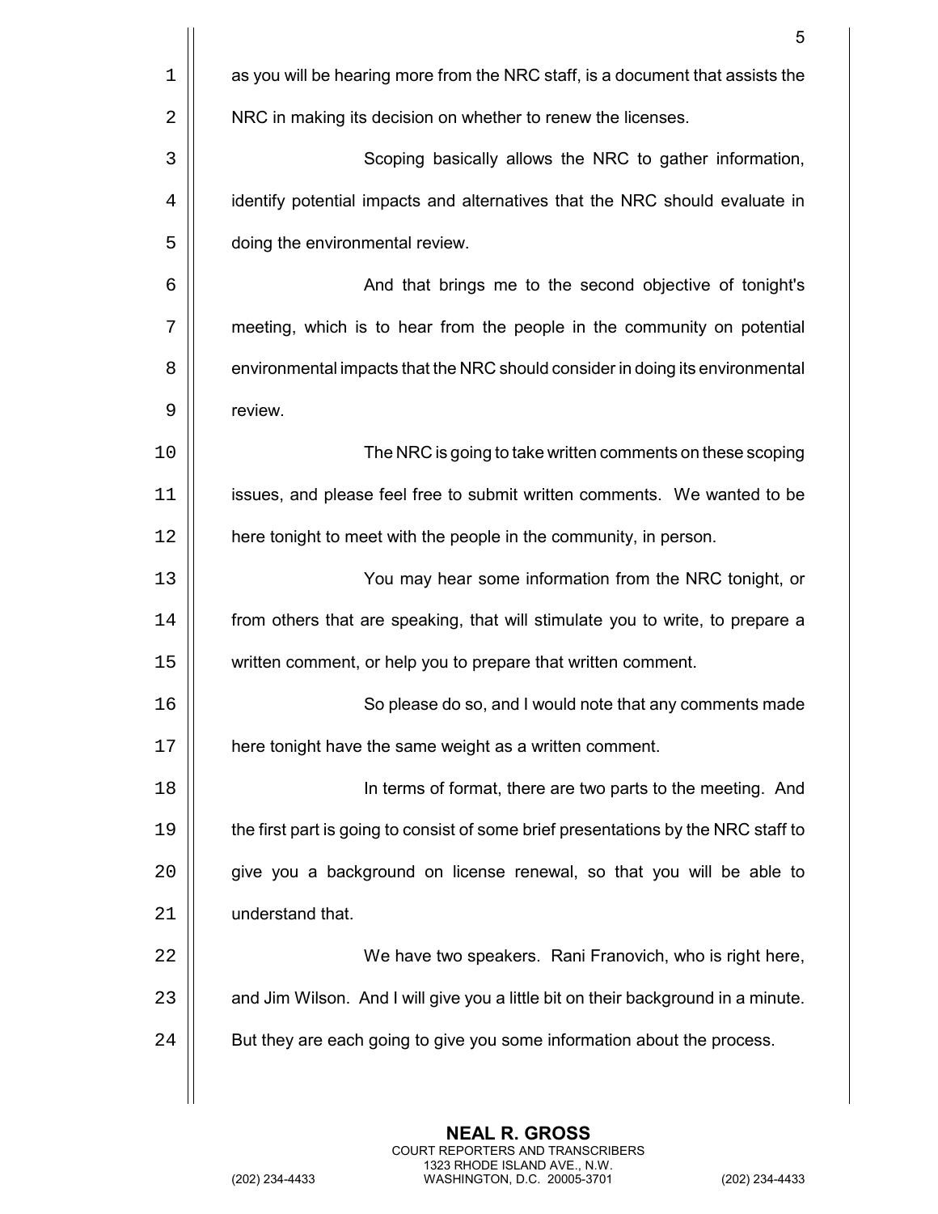as you will be hearing more from the NRC staff, is a document that assists the NRC in making its decision on whether to renew the licenses.

Scoping basically allows the NRC to gather information, identify potential impacts and alternatives that the NRC should evaluate in doing the environmental review.

And that brings me to the second objective of tonight's meeting, which is to hear from the people in the community on potential environmental impacts that the NRC should consider in doing its environmental review.

The NRC is going to take written comments on these scoping issues, and please feel free to submit written comments. We wanted to be here tonight to meet with the people in the community, in person.

You may hear some information from the NRC tonight, or from others that are speaking, that will stimulate you to write, to prepare a written comment, or help you to prepare that written comment.

So please do so, and I would note that any comments made here tonight have the same weight as a written comment.

In terms of format, there are two parts to the meeting. And the first part is going to consist of some brief presentations by the NRC staff to give you a background on license renewal, so that you will be able to understand that.

We have two speakers. Rani Franovich, who is right here, and Jim Wilson. And I will give you a little bit on their background in a minute. But they are each going to give you some information about the process.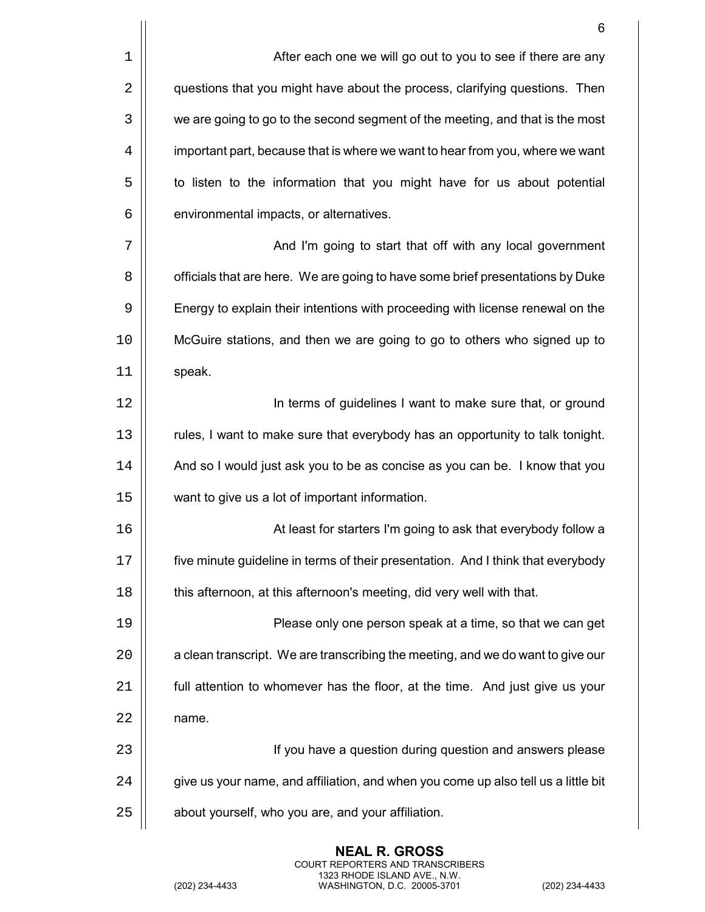After each one we will go out to you to see if there are any questions that you might have about the process, clarifying questions. Then we are going to go to the second segment of the meeting, and that is the most important part, because that is where we want to hear from you, where we want to listen to the information that you might have for us about potential environmental impacts, or alternatives.

And I'm going to start that off with any local government officials that are here. We are going to have some brief presentations by Duke Energy to explain their intentions with proceeding with license renewal on the McGuire stations, and then we are going to go to others who signed up to speak.

In terms of guidelines I want to make sure that, or ground rules, I want to make sure that everybody has an opportunity to talk tonight. And so I would just ask you to be as concise as you can be. I know that you want to give us a lot of important information.

At least for starters I'm going to ask that everybody follow a five minute guideline in terms of their presentation. And I think that everybody this afternoon, at this afternoon's meeting, did very well with that.

Please only one person speak at a time, so that we can get a clean transcript. We are transcribing the meeting, and we do want to give our full attention to whomever has the floor, at the time. And just give us your name.

If you have a question during question and answers please give us your name, and affiliation, and when you come up also tell us a little bit about yourself, who you are, and your affiliation.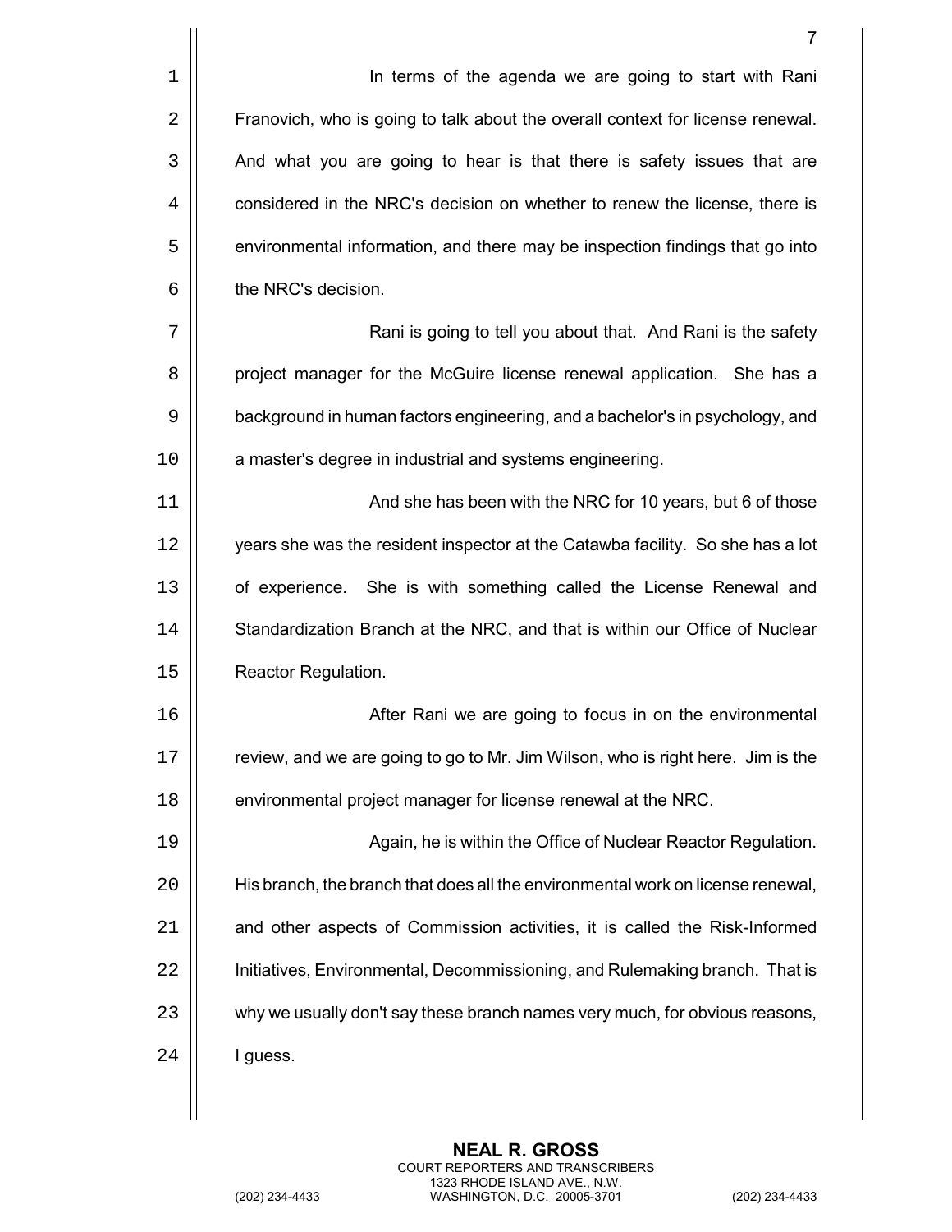In terms of the agenda we are going to start with Rani Franovich, who is going to talk about the overall context for license renewal. And what you are going to hear is that there is safety issues that are considered in the NRC's decision on whether to renew the license, there is environmental information, and there may be inspection findings that go into the NRC's decision.

Rani is going to tell you about that. And Rani is the safety project manager for the McGuire license renewal application. She has a background in human factors engineering, and a bachelor's in psychology, and a master's degree in industrial and systems engineering.

And she has been with the NRC for 10 years, but 6 of those years she was the resident inspector at the Catawba facility. So she has a lot of experience. She is with something called the License Renewal and Standardization Branch at the NRC, and that is within our Office of Nuclear Reactor Regulation.

After Rani we are going to focus in on the environmental review, and we are going to go to Mr. Jim Wilson, who is right here. Jim is the environmental project manager for license renewal at the NRC.

Again, he is within the Office of Nuclear Reactor Regulation. His branch, the branch that does all the environmental work on license renewal, and other aspects of Commission activities, it is called the Risk-Informed Initiatives, Environmental, Decommissioning, and Rulemaking branch. That is why we usually don't say these branch names very much, for obvious reasons, I guess.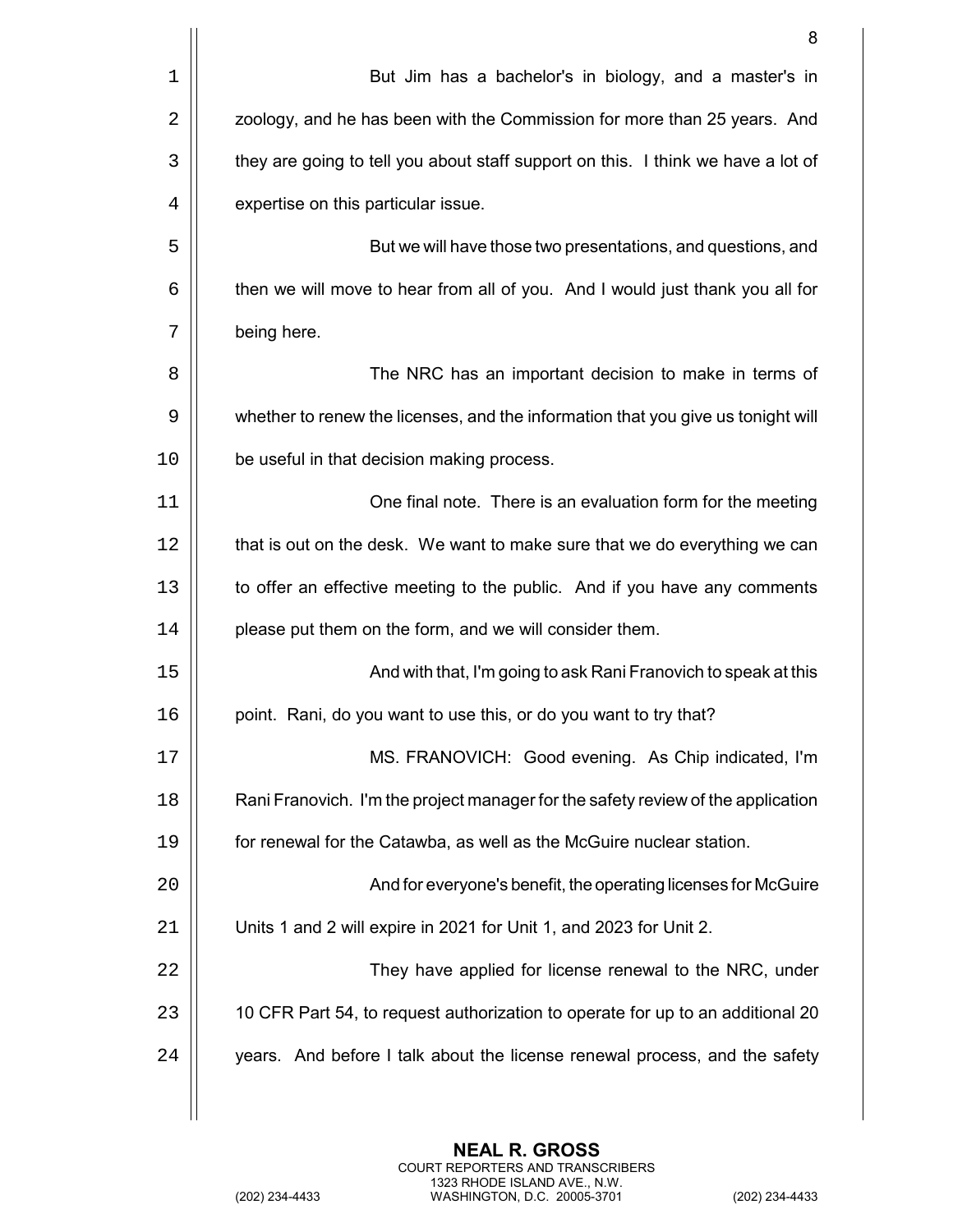But Jim has a bachelor's in biology, and a master's in zoology, and he has been with the Commission for more than 25 years. And they are going to tell you about staff support on this. I think we have a lot of expertise on this particular issue.

But we will have those two presentations, and questions, and then we will move to hear from all of you. And I would just thank you all for being here.

The NRC has an important decision to make in terms of whether to renew the licenses, and the information that you give us tonight will be useful in that decision making process.

One final note. There is an evaluation form for the meeting that is out on the desk. We want to make sure that we do everything we can to offer an effective meeting to the public. And if you have any comments please put them on the form, and we will consider them.

And with that, I'm going to ask Rani Franovich to speak at this point. Rani, do you want to use this, or do you want to try that?

MS. FRANOVICH: Good evening. As Chip indicated, I'm Rani Franovich. I'm the project manager for the safety review of the application for renewal for the Catawba, as well as the McGuire nuclear station.

And for everyone's benefit, the operating licenses for McGuire Units 1 and 2 will expire in 2021 for Unit 1, and 2023 for Unit 2.

They have applied for license renewal to the NRC, under 10 CFR Part 54, to request authorization to operate for up to an additional 20 years. And before I talk about the license renewal process, and the safety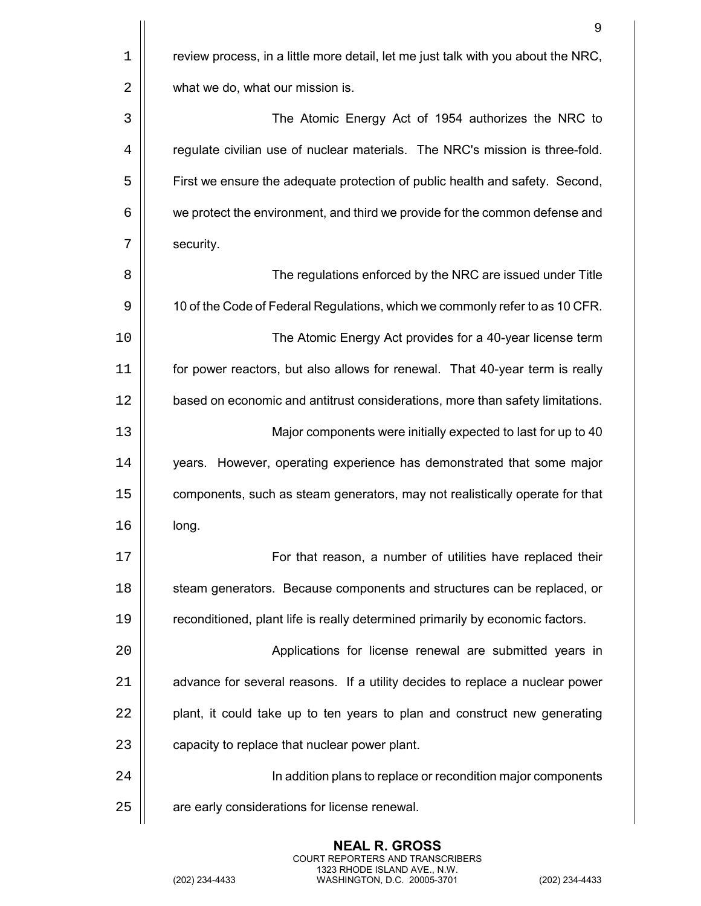review process, in a little more detail, let me just talk with you about the NRC, what we do, what our mission is.

The Atomic Energy Act of 1954 authorizes the NRC to regulate civilian use of nuclear materials. The NRC's mission is three-fold. First we ensure the adequate protection of public health and safety. Second, we protect the environment, and third we provide for the common defense and security.

The regulations enforced by the NRC are issued under Title 10 of the Code of Federal Regulations, which we commonly refer to as 10 CFR.

The Atomic Energy Act provides for a 40-year license term for power reactors, but also allows for renewal. That 40-year term is really based on economic and antitrust considerations, more than safety limitations.

Major components were initially expected to last for up to 40 years. However, operating experience has demonstrated that some major components, such as steam generators, may not realistically operate for that long.

For that reason, a number of utilities have replaced their steam generators. Because components and structures can be replaced, or reconditioned, plant life is really determined primarily by economic factors.

Applications for license renewal are submitted years in advance for several reasons. If a utility decides to replace a nuclear power plant, it could take up to ten years to plan and construct new generating capacity to replace that nuclear power plant.

In addition plans to replace or recondition major components are early considerations for license renewal.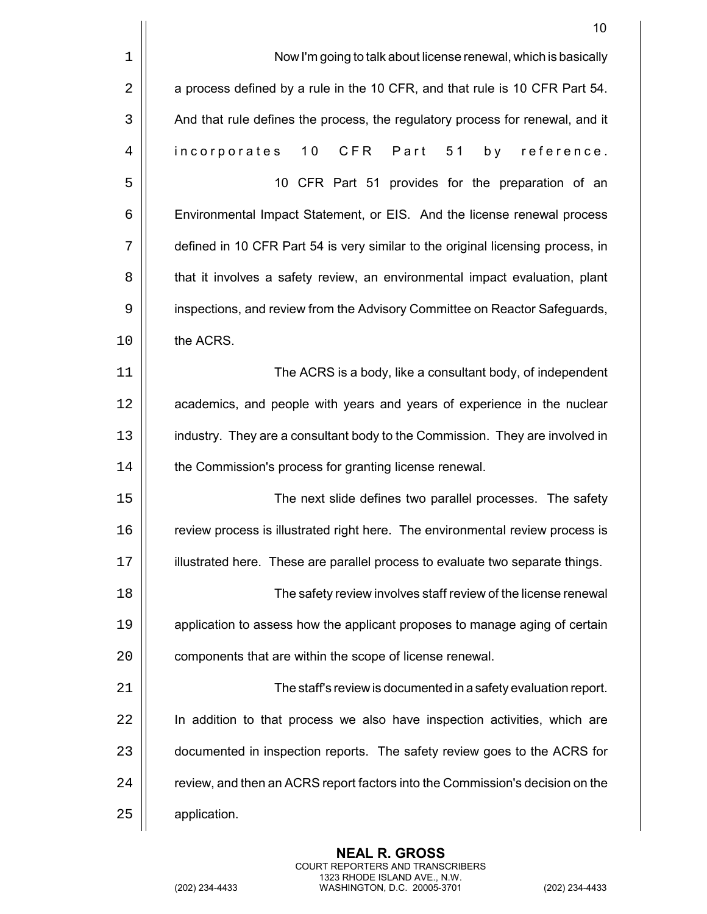Now I'm going to talk about license renewal, which is basically a process defined by a rule in the 10 CFR, and that rule is 10 CFR Part 54. And that rule defines the process, the regulatory process for renewal, and it incorporates 10 CFR Part 51 by reference.

10 CFR Part 51 provides for the preparation of an Environmental Impact Statement, or EIS. And the license renewal process defined in 10 CFR Part 54 is very similar to the original licensing process, in that it involves a safety review, an environmental impact evaluation, plant inspections, and review from the Advisory Committee on Reactor Safeguards, the ACRS.

The ACRS is a body, like a consultant body, of independent academics, and people with years and years of experience in the nuclear industry. They are a consultant body to the Commission. They are involved in the Commission's process for granting license renewal.

The next slide defines two parallel processes. The safety review process is illustrated right here. The environmental review process is illustrated here. These are parallel process to evaluate two separate things.

The safety review involves staff review of the license renewal application to assess how the applicant proposes to manage aging of certain components that are within the scope of license renewal.

The staff's review is documented in a safety evaluation report. In addition to that process we also have inspection activities, which are documented in inspection reports. The safety review goes to the ACRS for review, and then an ACRS report factors into the Commission's decision on the application.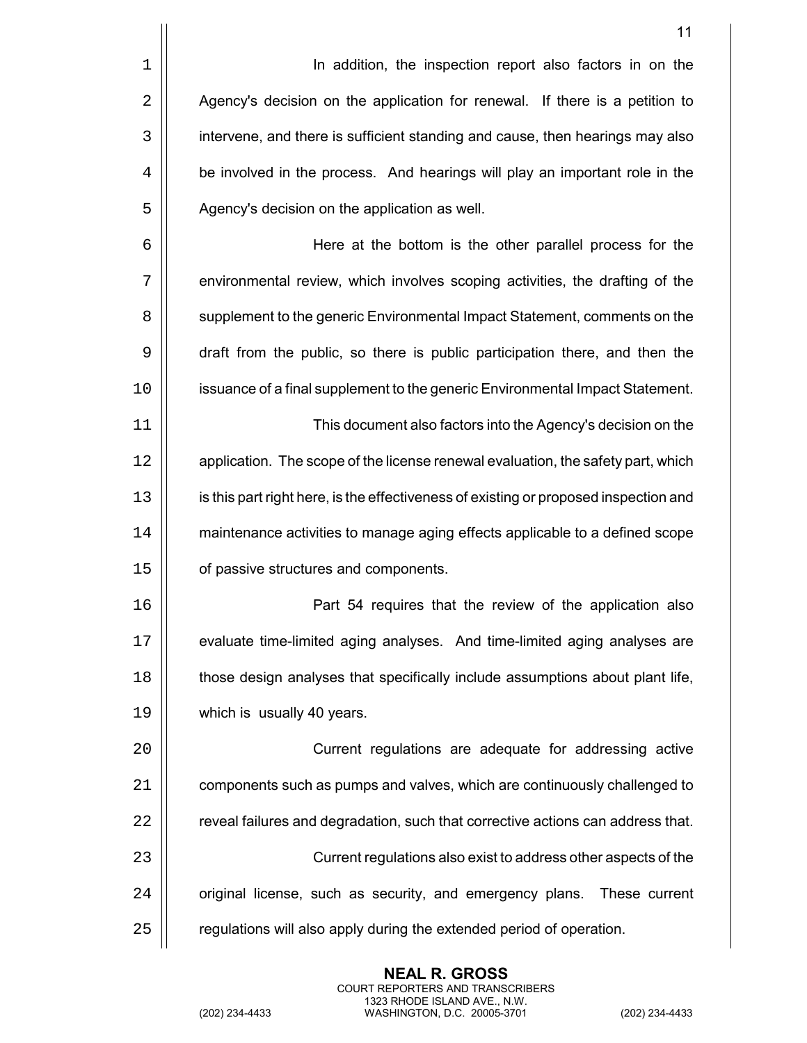In addition, the inspection report also factors in on the Agency's decision on the application for renewal. If there is a petition to intervene, and there is sufficient standing and cause, then hearings may also be involved in the process. And hearings will play an important role in the Agency's decision on the application as well.

Here at the bottom is the other parallel process for the environmental review, which involves scoping activities, the drafting of the supplement to the generic Environmental Impact Statement, comments on the draft from the public, so there is public participation there, and then the issuance of a final supplement to the generic Environmental Impact Statement.

This document also factors into the Agency's decision on the application. The scope of the license renewal evaluation, the safety part, which is this part right here, is the effectiveness of existing or proposed inspection and maintenance activities to manage aging effects applicable to a defined scope of passive structures and components.

Part 54 requires that the review of the application also evaluate time-limited aging analyses. And time-limited aging analyses are those design analyses that specifically include assumptions about plant life, which is usually 40 years.

Current regulations are adequate for addressing active components such as pumps and valves, which are continuously challenged to reveal failures and degradation, such that corrective actions can address that.

Current regulations also exist to address other aspects of the original license, such as security, and emergency plans. These current regulations will also apply during the extended period of operation.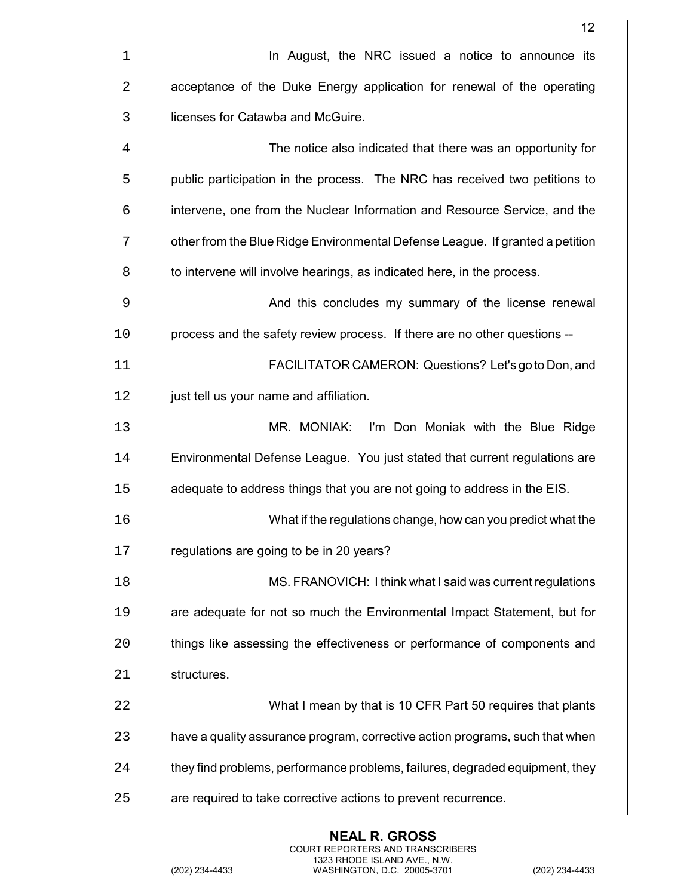In August, the NRC issued a notice to announce its acceptance of the Duke Energy application for renewal of the operating licenses for Catawba and McGuire.

The notice also indicated that there was an opportunity for public participation in the process. The NRC has received two petitions to intervene, one from the Nuclear Information and Resource Service, and the other from the Blue Ridge Environmental Defense League. If granted a petition to intervene will involve hearings, as indicated here, in the process.

And this concludes my summary of the license renewal process and the safety review process. If there are no other questions --

FACILITATOR CAMERON: Questions? Let's go to Don, and just tell us your name and affiliation.

MR. MONIAK: I'm Don Moniak with the Blue Ridge Environmental Defense League. You just stated that current regulations are adequate to address things that you are not going to address in the EIS.

What if the regulations change, how can you predict what the regulations are going to be in 20 years?

MS. FRANOVICH: I think what I said was current regulations are adequate for not so much the Environmental Impact Statement, but for things like assessing the effectiveness or performance of components and structures.

What I mean by that is 10 CFR Part 50 requires that plants have a quality assurance program, corrective action programs, such that when they find problems, performance problems, failures, degraded equipment, they are required to take corrective actions to prevent recurrence.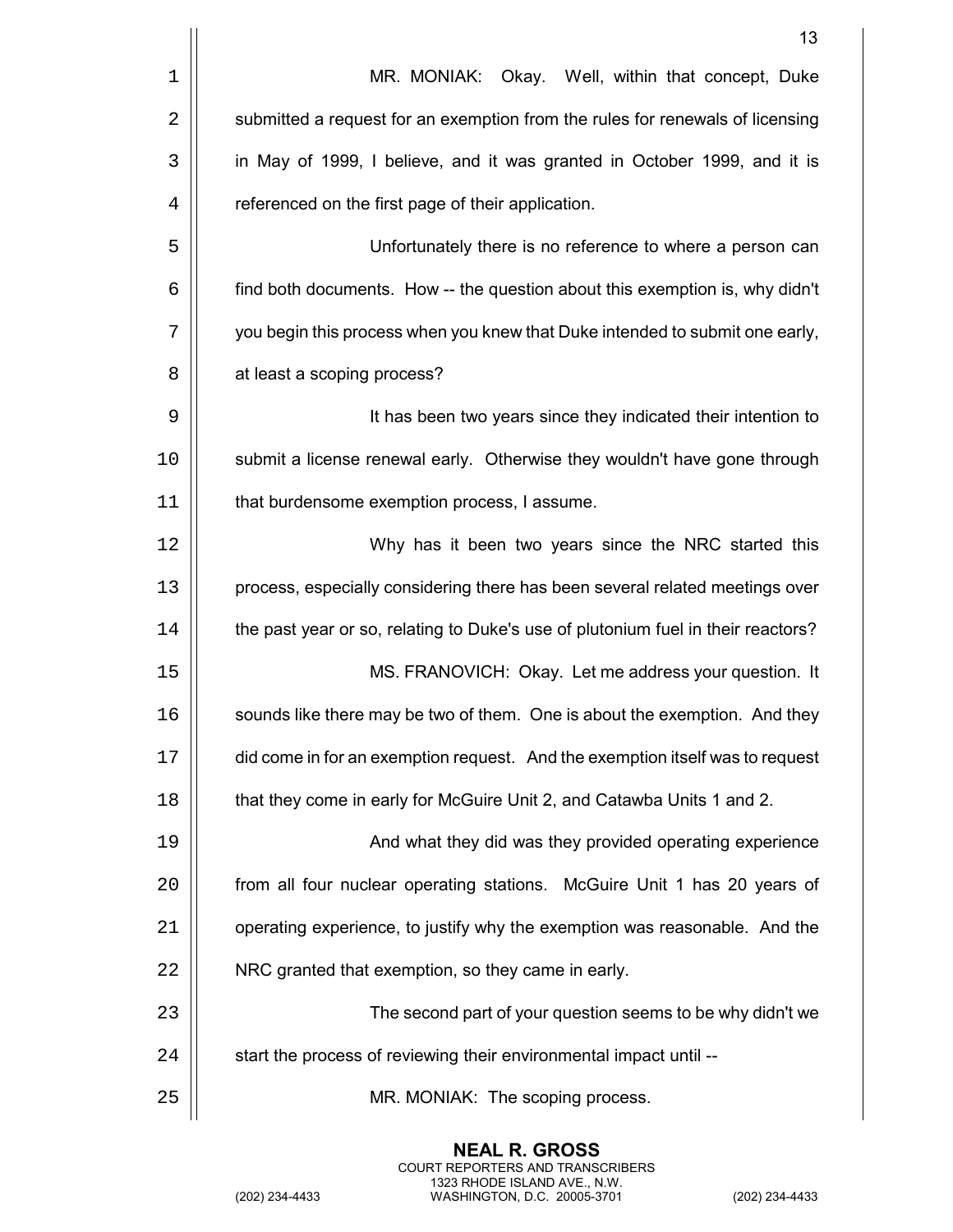MR. MONIAK: Okay. Well, within that concept, Duke submitted a request for an exemption from the rules for renewals of licensing in May of 1999, I believe, and it was granted in October 1999, and it is referenced on the first page of their application.

Unfortunately there is no reference to where a person can find both documents. How -- the question about this exemption is, why didn't you begin this process when you knew that Duke intended to submit one early, at least a scoping process?

It has been two years since they indicated their intention to submit a license renewal early. Otherwise they wouldn't have gone through that burdensome exemption process, I assume.

Why has it been two years since the NRC started this process, especially considering there has been several related meetings over the past year or so, relating to Duke's use of plutonium fuel in their reactors?

MS. FRANOVICH: Okay. Let me address your question. It sounds like there may be two of them. One is about the exemption. And they did come in for an exemption request. And the exemption itself was to request that they come in early for McGuire Unit 2, and Catawba Units 1 and 2.

And what they did was they provided operating experience from all four nuclear operating stations. McGuire Unit 1 has 20 years of operating experience, to justify why the exemption was reasonable. And the NRC granted that exemption, so they came in early.

The second part of your question seems to be why didn't we start the process of reviewing their environmental impact until --

MR. MONIAK: The scoping process.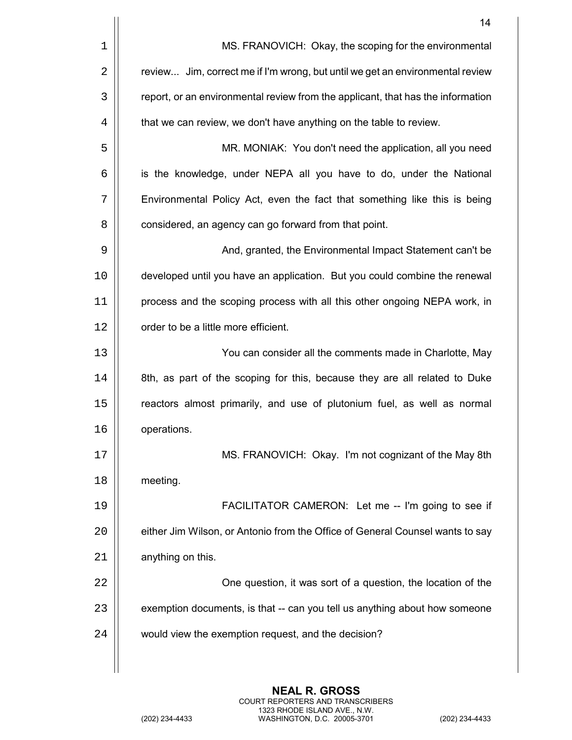MS. FRANOVICH: Okay, the scoping for the environmental review... Jim, correct me if I'm wrong, but until we get an environmental review report, or an environmental review from the applicant, that has the information that we can review, we don't have anything on the table to review.

MR. MONIAK: You don't need the application, all you need is the knowledge, under NEPA all you have to do, under the National Environmental Policy Act, even the fact that something like this is being considered, an agency can go forward from that point.

And, granted, the Environmental Impact Statement can't be developed until you have an application. But you could combine the renewal process and the scoping process with all this other ongoing NEPA work, in order to be a little more efficient.

You can consider all the comments made in Charlotte, May 8th, as part of the scoping for this, because they are all related to Duke reactors almost primarily, and use of plutonium fuel, as well as normal operations.

MS. FRANOVICH: Okay. I'm not cognizant of the May 8th meeting.

FACILITATOR CAMERON: Let me -- I'm going to see if either Jim Wilson, or Antonio from the Office of General Counsel wants to say anything on this.

One question, it was sort of a question, the location of the exemption documents, is that -- can you tell us anything about how someone would view the exemption request, and the decision?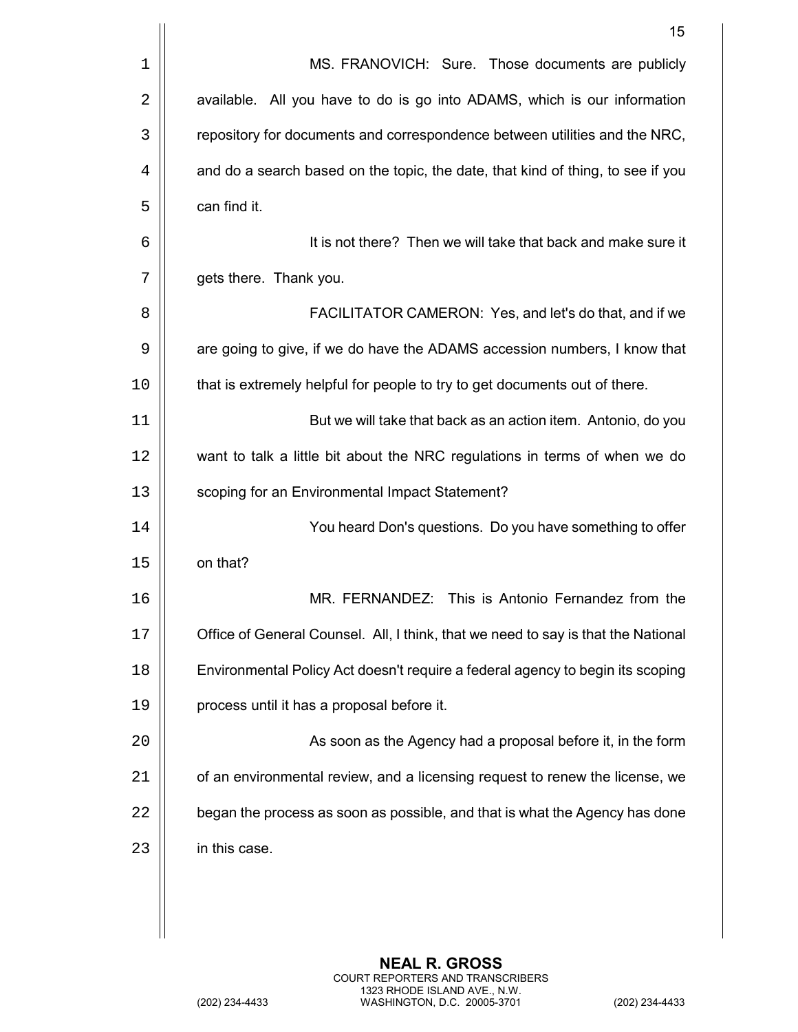MS. FRANOVICH: Sure. Those documents are publicly available. All you have to do is go into ADAMS, which is our information repository for documents and correspondence between utilities and the NRC, and do a search based on the topic, the date, that kind of thing, to see if you can find it.

It is not there? Then we will take that back and make sure it gets there. Thank you.

FACILITATOR CAMERON: Yes, and let's do that, and if we are going to give, if we do have the ADAMS accession numbers, I know that that is extremely helpful for people to try to get documents out of there.

But we will take that back as an action item. Antonio, do you want to talk a little bit about the NRC regulations in terms of when we do scoping for an Environmental Impact Statement?

You heard Don's questions. Do you have something to offer on that?

MR. FERNANDEZ: This is Antonio Fernandez from the Office of General Counsel. All, I think, that we need to say is that the National Environmental Policy Act doesn't require a federal agency to begin its scoping process until it has a proposal before it.

As soon as the Agency had a proposal before it, in the form of an environmental review, and a licensing request to renew the license, we began the process as soon as possible, and that is what the Agency has done in this case.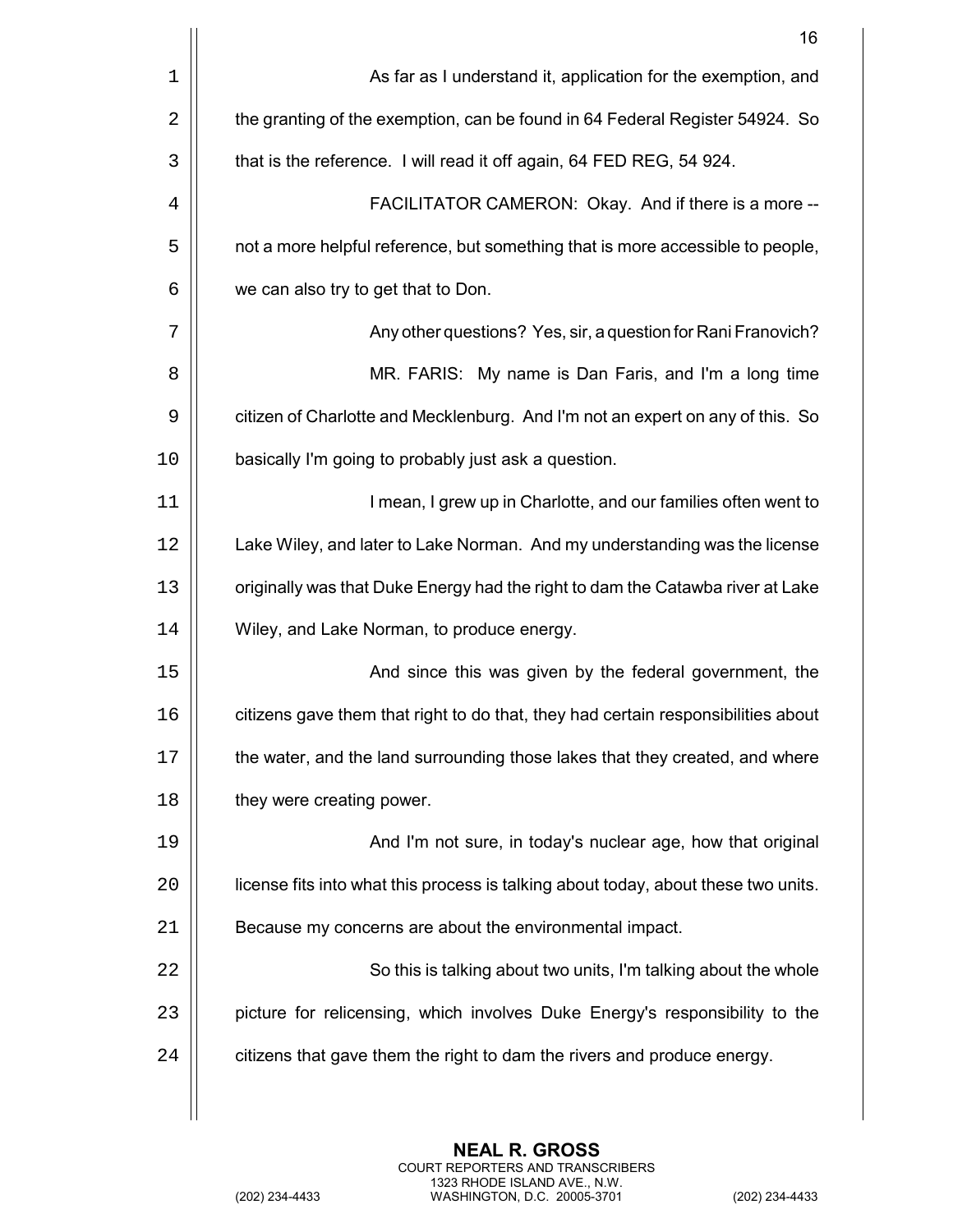As far as I understand it, application for the exemption, and the granting of the exemption, can be found in 64 Federal Register 54924. So that is the reference. I will read it off again, 64 FED REG, 54 924.

FACILITATOR CAMERON: Okay. And if there is a more -- not a more helpful reference, but something that is more accessible to people, we can also try to get that to Don.

Any other questions? Yes, sir, a question for Rani Franovich?

MR. FARIS: My name is Dan Faris, and I'm a long time citizen of Charlotte and Mecklenburg. And I'm not an expert on any of this. So basically I'm going to probably just ask a question.

I mean, I grew up in Charlotte, and our families often went to Lake Wiley, and later to Lake Norman. And my understanding was the license originally was that Duke Energy had the right to dam the Catawba river at Lake Wiley, and Lake Norman, to produce energy.

And since this was given by the federal government, the citizens gave them that right to do that, they had certain responsibilities about the water, and the land surrounding those lakes that they created, and where they were creating power.

And I'm not sure, in today's nuclear age, how that original license fits into what this process is talking about today, about these two units. Because my concerns are about the environmental impact.

So this is talking about two units, I'm talking about the whole picture for relicensing, which involves Duke Energy's responsibility to the citizens that gave them the right to dam the rivers and produce energy.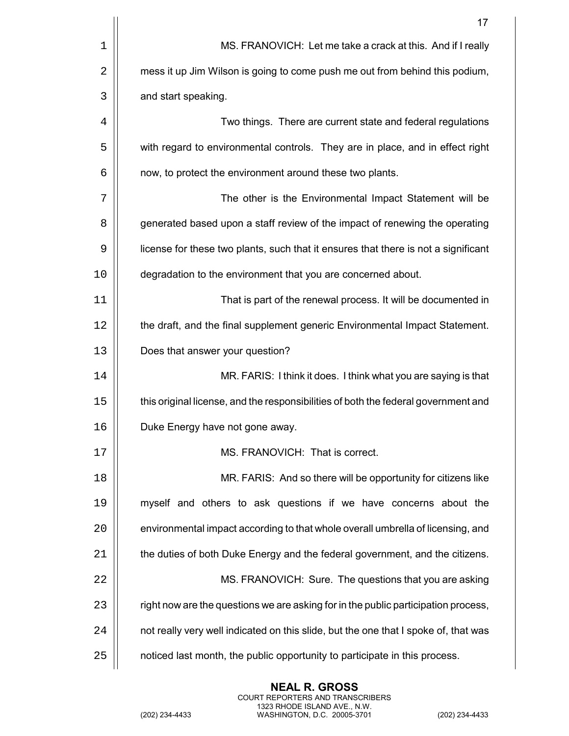MS. FRANOVICH: Let me take a crack at this. And if I really mess it up Jim Wilson is going to come push me out from behind this podium, and start speaking.

Two things. There are current state and federal regulations with regard to environmental controls. They are in place, and in effect right now, to protect the environment around these two plants.

The other is the Environmental Impact Statement will be generated based upon a staff review of the impact of renewing the operating license for these two plants, such that it ensures that there is not a significant degradation to the environment that you are concerned about.

That is part of the renewal process. It will be documented in the draft, and the final supplement generic Environmental Impact Statement. Does that answer your question?

MR. FARIS: I think it does. I think what you are saying is that this original license, and the responsibilities of both the federal government and Duke Energy have not gone away.

MS. FRANOVICH: That is correct.

MR. FARIS: And so there will be opportunity for citizens like myself and others to ask questions if we have concerns about the environmental impact according to that whole overall umbrella of licensing, and the duties of both Duke Energy and the federal government, and the citizens.

MS. FRANOVICH: Sure. The questions that you are asking right now are the questions we are asking for in the public participation process, not really very well indicated on this slide, but the one that I spoke of, that was noticed last month, the public opportunity to participate in this process.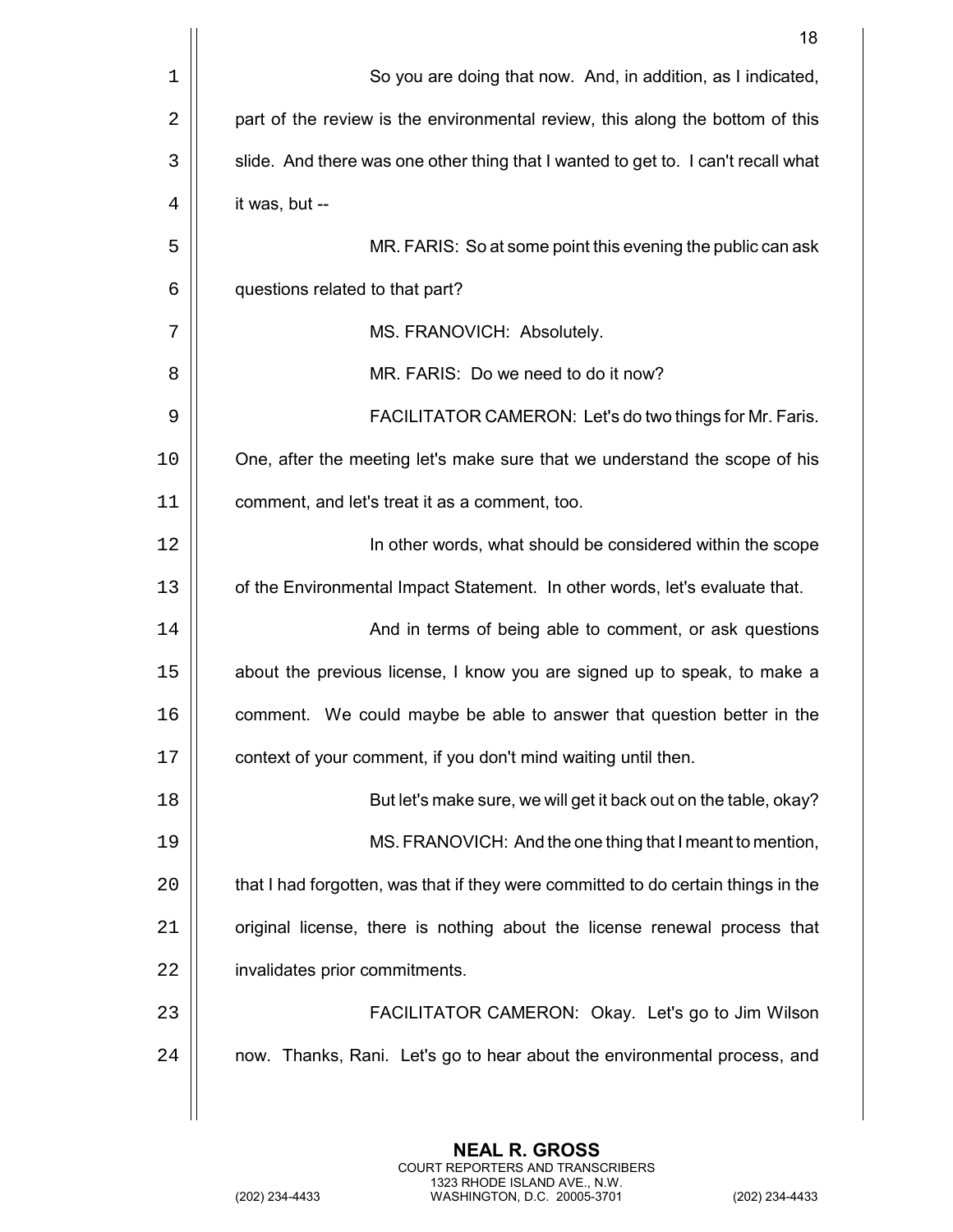So you are doing that now. And, in addition, as I indicated, part of the review is the environmental review, this along the bottom of this slide. And there was one other thing that I wanted to get to. I can't recall what it was, but --

MR. FARIS: So at some point this evening the public can ask questions related to that part?

MS. FRANOVICH: Absolutely.

MR. FARIS: Do we need to do it now?

FACILITATOR CAMERON: Let's do two things for Mr. Faris. One, after the meeting let's make sure that we understand the scope of his comment, and let's treat it as a comment, too.

In other words, what should be considered within the scope of the Environmental Impact Statement. In other words, let's evaluate that.

And in terms of being able to comment, or ask questions about the previous license, I know you are signed up to speak, to make a comment. We could maybe be able to answer that question better in the context of your comment, if you don't mind waiting until then.

But let's make sure, we will get it back out on the table, okay?

MS. FRANOVICH: And the one thing that I meant to mention, that I had forgotten, was that if they were committed to do certain things in the original license, there is nothing about the license renewal process that invalidates prior commitments.

FACILITATOR CAMERON: Okay. Let's go to Jim Wilson now. Thanks, Rani. Let's go to hear about the environmental process, and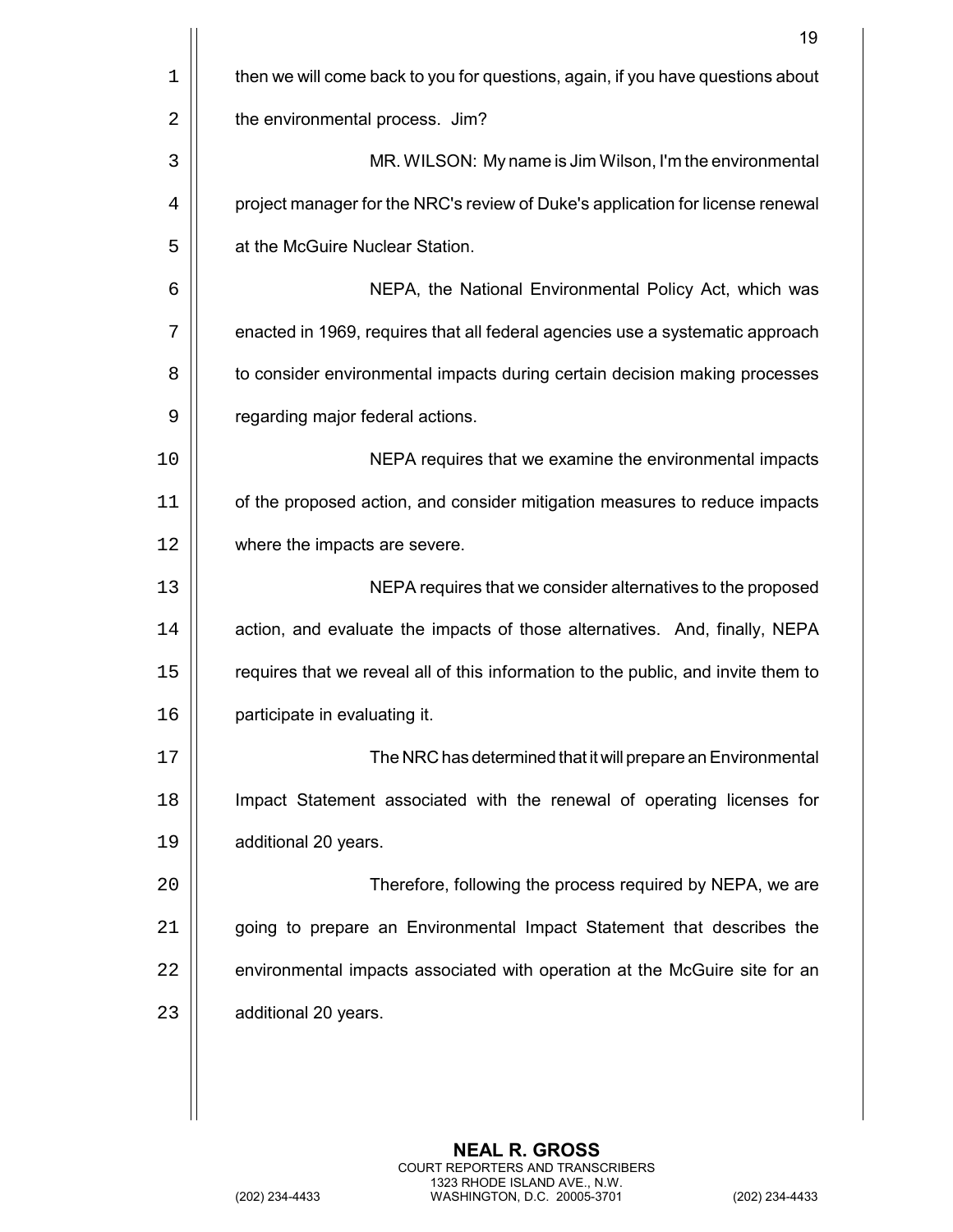then we will come back to you for questions, again, if you have questions about the environmental process. Jim?

MR. WILSON: My name is Jim Wilson, I'm the environmental project manager for the NRC's review of Duke's application for license renewal at the McGuire Nuclear Station.

NEPA, the National Environmental Policy Act, which was enacted in 1969, requires that all federal agencies use a systematic approach to consider environmental impacts during certain decision making processes regarding major federal actions.

NEPA requires that we examine the environmental impacts of the proposed action, and consider mitigation measures to reduce impacts where the impacts are severe.

NEPA requires that we consider alternatives to the proposed action, and evaluate the impacts of those alternatives. And, finally, NEPA requires that we reveal all of this information to the public, and invite them to participate in evaluating it.

The NRC has determined that it will prepare an Environmental Impact Statement associated with the renewal of operating licenses for additional 20 years.

Therefore, following the process required by NEPA, we are going to prepare an Environmental Impact Statement that describes the environmental impacts associated with operation at the McGuire site for an additional 20 years.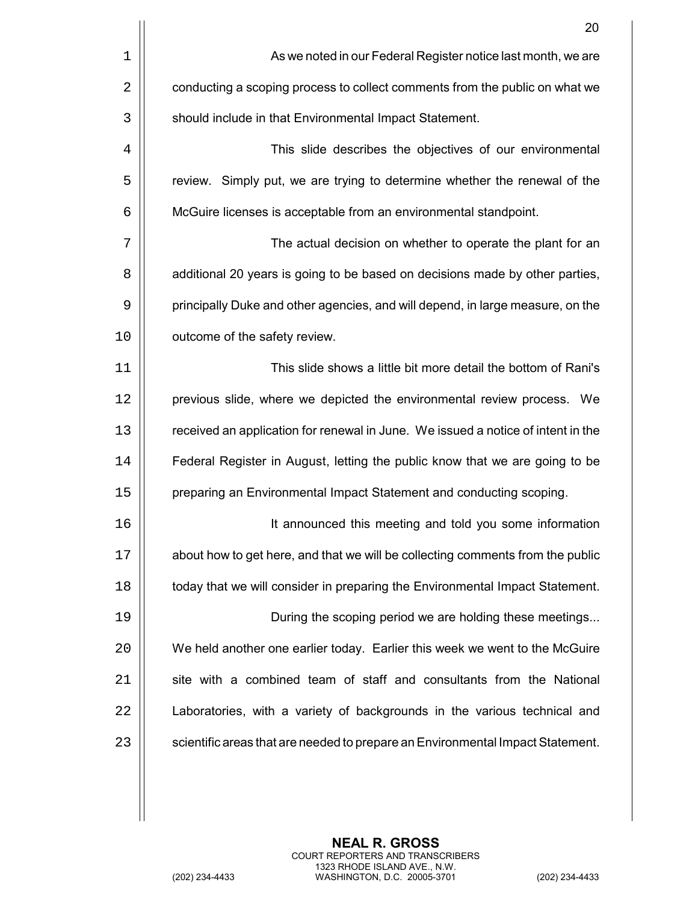As we noted in our Federal Register notice last month, we are conducting a scoping process to collect comments from the public on what we should include in that Environmental Impact Statement.

This slide describes the objectives of our environmental review. Simply put, we are trying to determine whether the renewal of the McGuire licenses is acceptable from an environmental standpoint.

The actual decision on whether to operate the plant for an additional 20 years is going to be based on decisions made by other parties, principally Duke and other agencies, and will depend, in large measure, on the outcome of the safety review.

This slide shows a little bit more detail the bottom of Rani's previous slide, where we depicted the environmental review process. We received an application for renewal in June. We issued a notice of intent in the Federal Register in August, letting the public know that we are going to be preparing an Environmental Impact Statement and conducting scoping.

It announced this meeting and told you some information about how to get here, and that we will be collecting comments from the public today that we will consider in preparing the Environmental Impact Statement.

During the scoping period we are holding these meetings... We held another one earlier today. Earlier this week we went to the McGuire site with a combined team of staff and consultants from the National Laboratories, with a variety of backgrounds in the various technical and scientific areas that are needed to prepare an Environmental Impact Statement.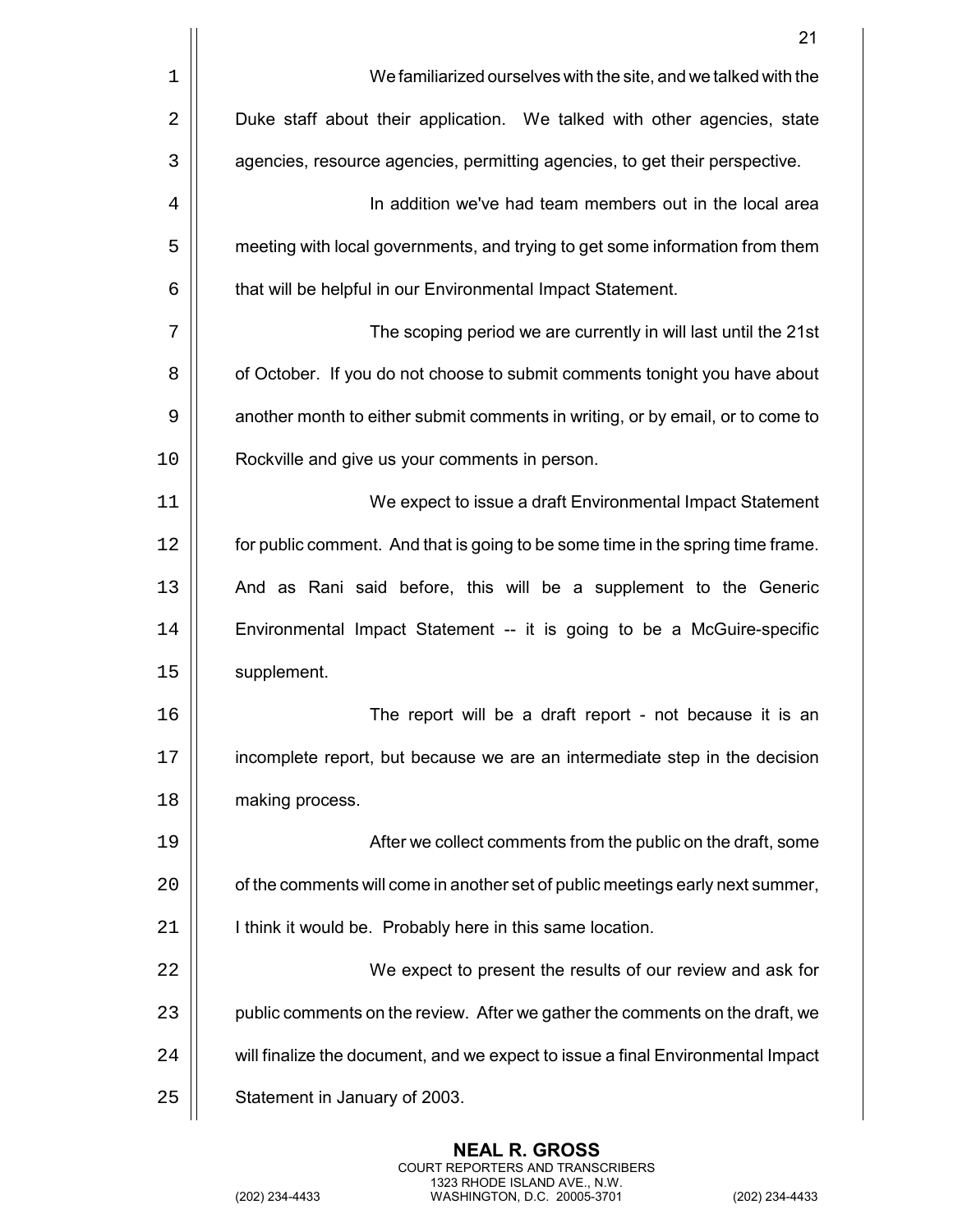We familiarized ourselves with the site, and we talked with the Duke staff about their application. We talked with other agencies, state agencies, resource agencies, permitting agencies, to get their perspective.

In addition we've had team members out in the local area meeting with local governments, and trying to get some information from them that will be helpful in our Environmental Impact Statement.

The scoping period we are currently in will last until the 21st of October. If you do not choose to submit comments tonight you have about another month to either submit comments in writing, or by email, or to come to Rockville and give us your comments in person.

We expect to issue a draft Environmental Impact Statement for public comment. And that is going to be some time in the spring time frame. And as Rani said before, this will be a supplement to the Generic Environmental Impact Statement -- it is going to be a McGuire-specific supplement.

The report will be a draft report - not because it is an incomplete report, but because we are an intermediate step in the decision making process.

After we collect comments from the public on the draft, some of the comments will come in another set of public meetings early next summer, I think it would be. Probably here in this same location.

We expect to present the results of our review and ask for public comments on the review. After we gather the comments on the draft, we will finalize the document, and we expect to issue a final Environmental Impact Statement in January of 2003.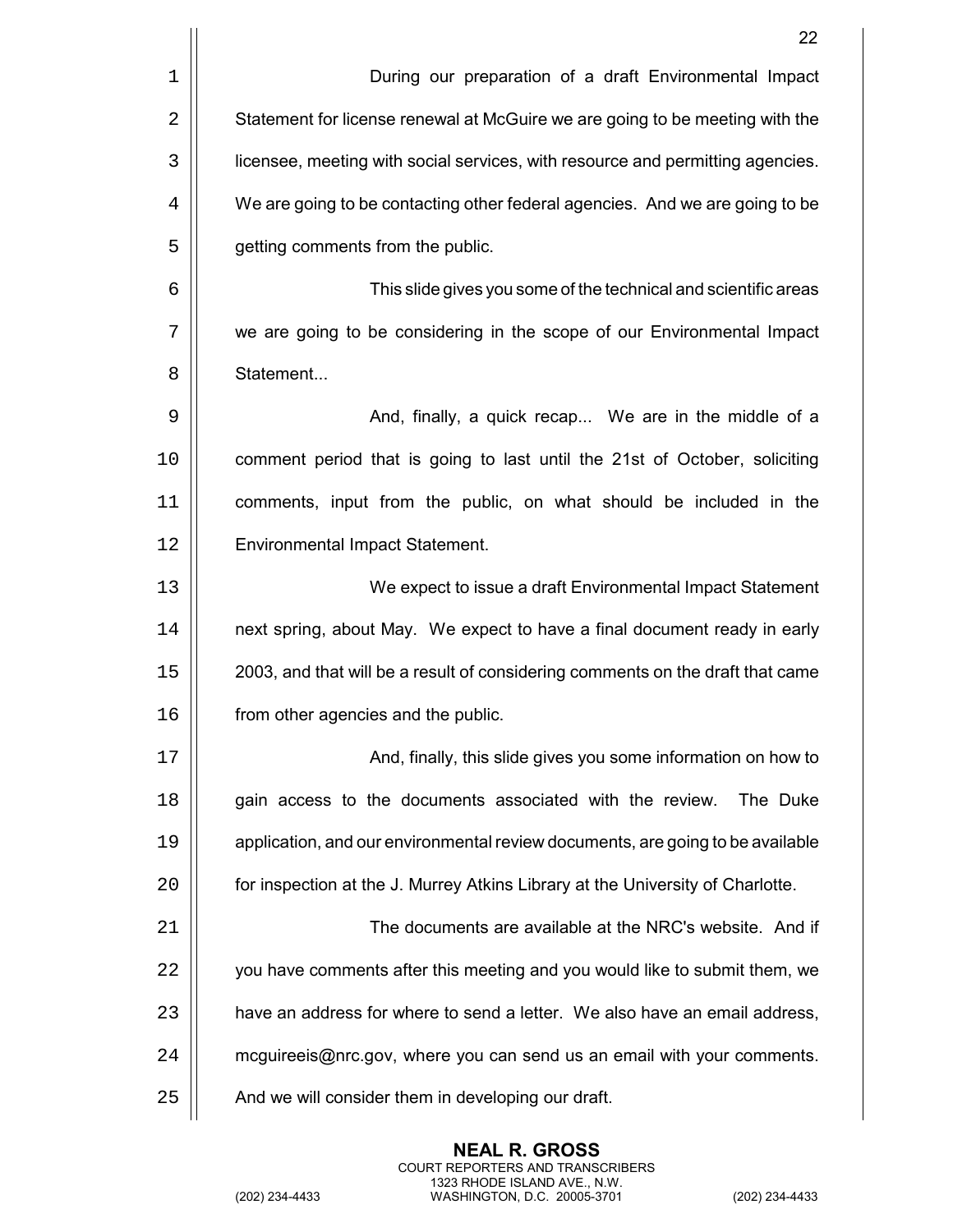During our preparation of a draft Environmental Impact Statement for license renewal at McGuire we are going to be meeting with the licensee, meeting with social services, with resource and permitting agencies. We are going to be contacting other federal agencies. And we are going to be getting comments from the public.

This slide gives you some of the technical and scientific areas we are going to be considering in the scope of our Environmental Impact Statement...

And, finally, a quick recap... We are in the middle of a comment period that is going to last until the 21st of October, soliciting comments, input from the public, on what should be included in the Environmental Impact Statement.

We expect to issue a draft Environmental Impact Statement next spring, about May. We expect to have a final document ready in early 2003, and that will be a result of considering comments on the draft that came from other agencies and the public.

And, finally, this slide gives you some information on how to gain access to the documents associated with the review. The Duke application, and our environmental review documents, are going to be available for inspection at the J. Murrey Atkins Library at the University of Charlotte.

The documents are available at the NRC's website. And if you have comments after this meeting and you would like to submit them, we have an address for where to send a letter. We also have an email address, mcguireeis@nrc.gov, where you can send us an email with your comments. And we will consider them in developing our draft.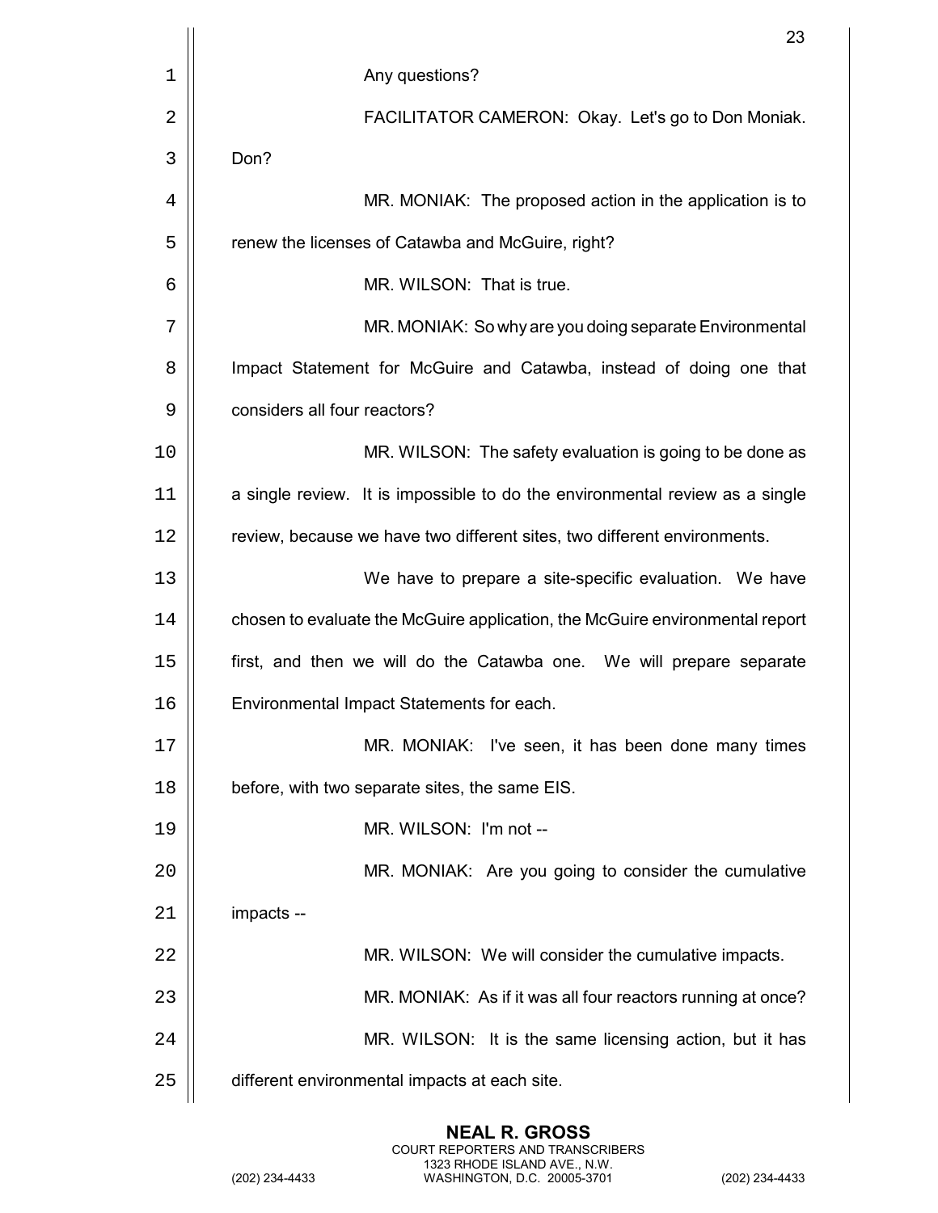Any questions?

FACILITATOR CAMERON: Okay. Let's go to Don Moniak. Don?

MR. MONIAK: The proposed action in the application is to renew the licenses of Catawba and McGuire, right?

MR. WILSON: That is true.

MR. MONIAK: So why are you doing separate Environmental Impact Statement for McGuire and Catawba, instead of doing one that considers all four reactors?

MR. WILSON: The safety evaluation is going to be done as a single review. It is impossible to do the environmental review as a single review, because we have two different sites, two different environments.

We have to prepare a site-specific evaluation. We have chosen to evaluate the McGuire application, the McGuire environmental report first, and then we will do the Catawba one. We will prepare separate Environmental Impact Statements for each.

MR. MONIAK: I've seen, it has been done many times before, with two separate sites, the same EIS.

MR. WILSON: I'm not --

MR. MONIAK: Are you going to consider the cumulative impacts --

MR. WILSON: We will consider the cumulative impacts.

MR. MONIAK: As if it was all four reactors running at once?

MR. WILSON: It is the same licensing action, but it has different environmental impacts at each site.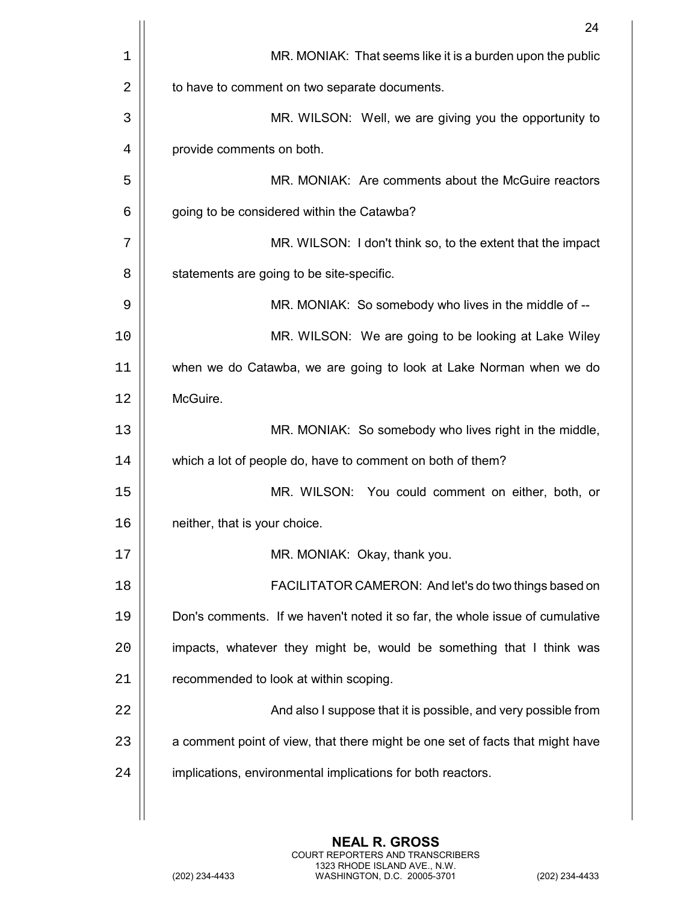MR. MONIAK: That seems like it is a burden upon the public to have to comment on two separate documents.

MR. WILSON: Well, we are giving you the opportunity to provide comments on both.

MR. MONIAK: Are comments about the McGuire reactors going to be considered within the Catawba?

MR. WILSON: I don't think so, to the extent that the impact statements are going to be site-specific.

MR. MONIAK: So somebody who lives in the middle of --

MR. WILSON: We are going to be looking at Lake Wiley when we do Catawba, we are going to look at Lake Norman when we do McGuire.

MR. MONIAK: So somebody who lives right in the middle, which a lot of people do, have to comment on both of them?

MR. WILSON: You could comment on either, both, or neither, that is your choice.

MR. MONIAK: Okay, thank you.

FACILITATOR CAMERON: And let's do two things based on Don's comments. If we haven't noted it so far, the whole issue of cumulative impacts, whatever they might be, would be something that I think was recommended to look at within scoping.

And also I suppose that it is possible, and very possible from a comment point of view, that there might be one set of facts that might have implications, environmental implications for both reactors.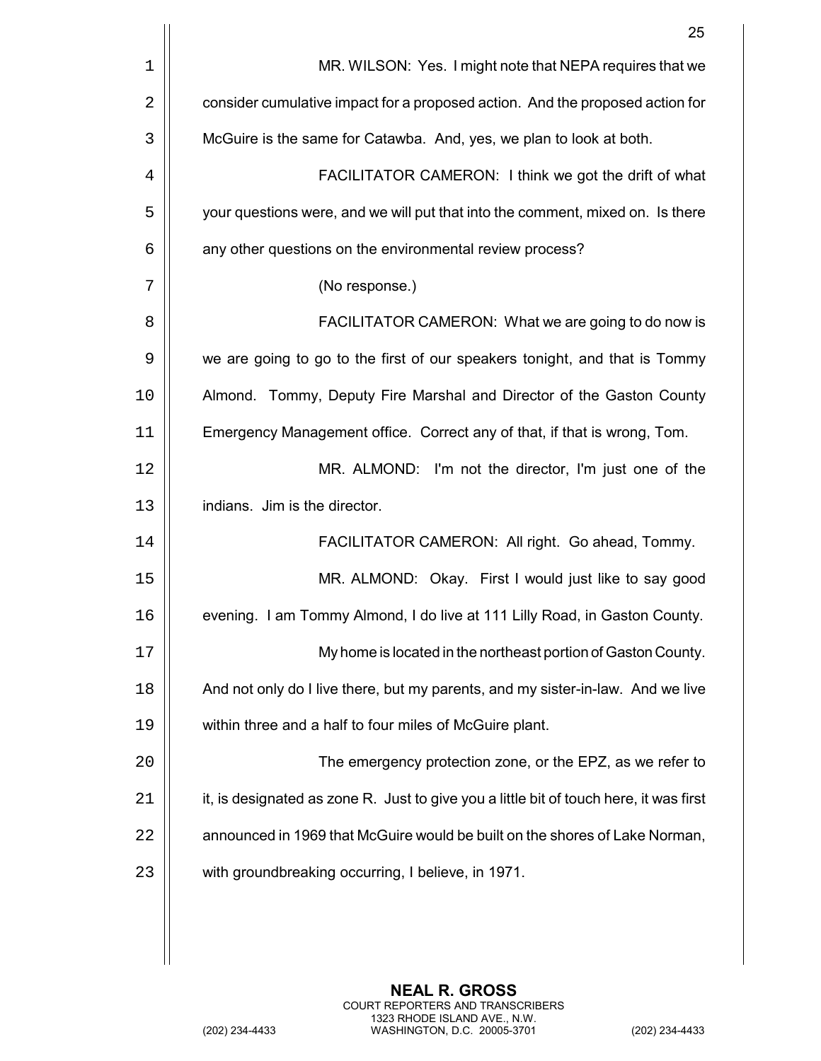MR. WILSON: Yes. I might note that NEPA requires that we consider cumulative impact for a proposed action. And the proposed action for McGuire is the same for Catawba. And, yes, we plan to look at both.

FACILITATOR CAMERON: I think we got the drift of what your questions were, and we will put that into the comment, mixed on. Is there any other questions on the environmental review process?

(No response.)

FACILITATOR CAMERON: What we are going to do now is we are going to go to the first of our speakers tonight, and that is Tommy Almond. Tommy, Deputy Fire Marshal and Director of the Gaston County Emergency Management office. Correct any of that, if that is wrong, Tom.

MR. ALMOND: I'm not the director, I'm just one of the indians. Jim is the director.

FACILITATOR CAMERON: All right. Go ahead, Tommy.

MR. ALMOND: Okay. First I would just like to say good evening. I am Tommy Almond, I do live at 111 Lilly Road, in Gaston County.

My home is located in the northeast portion of Gaston County. And not only do I live there, but my parents, and my sister-in-law. And we live within three and a half to four miles of McGuire plant.

The emergency protection zone, or the EPZ, as we refer to it, is designated as zone R. Just to give you a little bit of touch here, it was first announced in 1969 that McGuire would be built on the shores of Lake Norman, with groundbreaking occurring, I believe, in 1971.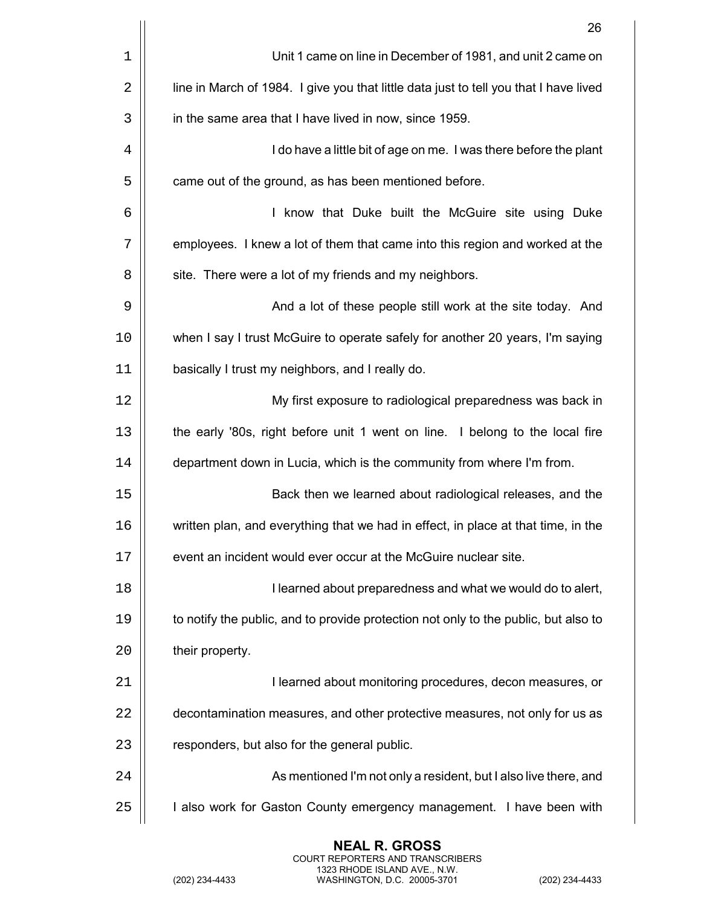Unit 1 came on line in December of 1981, and unit 2 came on line in March of 1984. I give you that little data just to tell you that I have lived in the same area that I have lived in now, since 1959.

I do have a little bit of age on me. I was there before the plant came out of the ground, as has been mentioned before.

I know that Duke built the McGuire site using Duke employees. I knew a lot of them that came into this region and worked at the site. There were a lot of my friends and my neighbors.

And a lot of these people still work at the site today. And when I say I trust McGuire to operate safely for another 20 years, I'm saying basically I trust my neighbors, and I really do.

My first exposure to radiological preparedness was back in the early '80s, right before unit 1 went on line. I belong to the local fire department down in Lucia, which is the community from where I'm from.

Back then we learned about radiological releases, and the written plan, and everything that we had in effect, in place at that time, in the event an incident would ever occur at the McGuire nuclear site.

I learned about preparedness and what we would do to alert, to notify the public, and to provide protection not only to the public, but also to their property.

I learned about monitoring procedures, decon measures, or decontamination measures, and other protective measures, not only for us as responders, but also for the general public.

As mentioned I'm not only a resident, but I also live there, and I also work for Gaston County emergency management. I have been with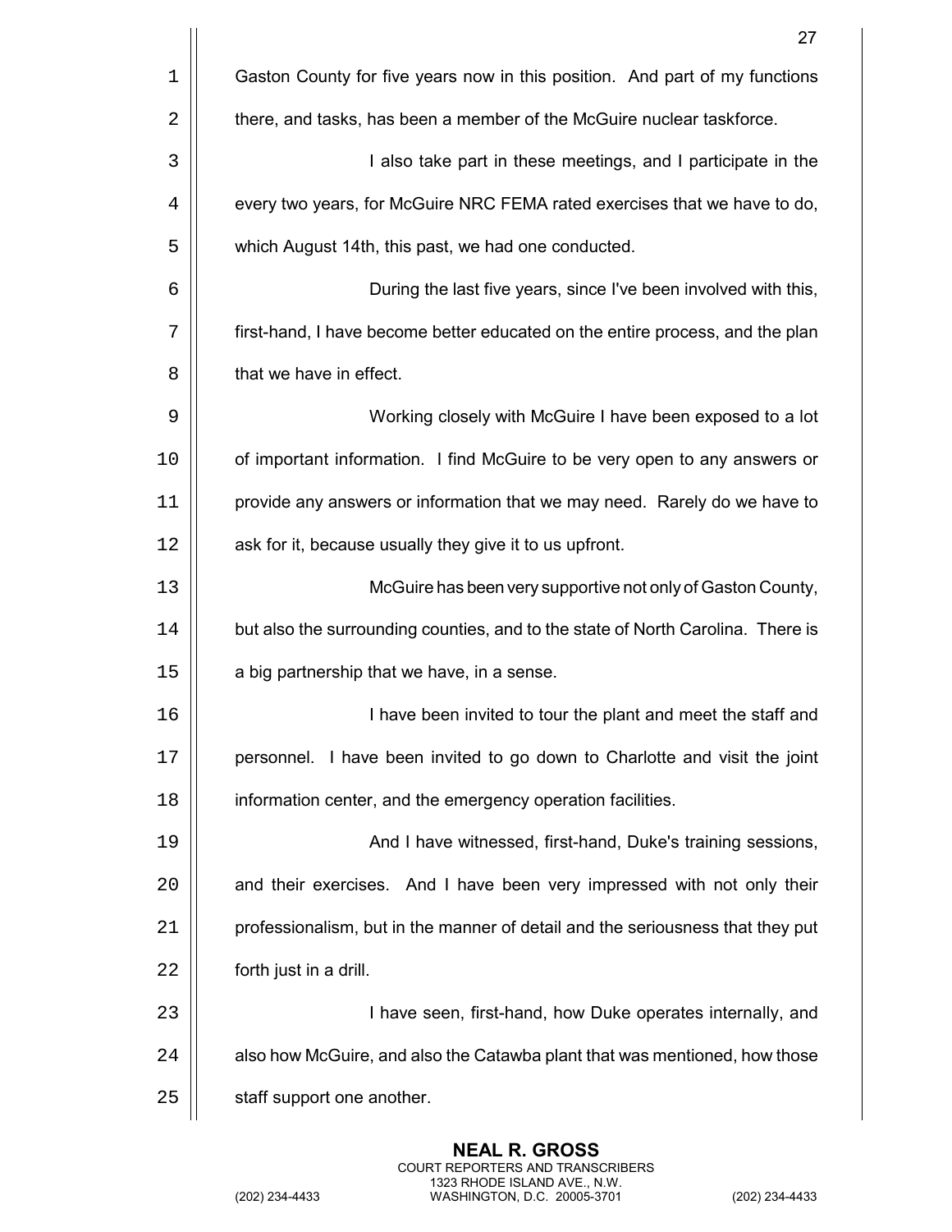Gaston County for five years now in this position. And part of my functions there, and tasks, has been a member of the McGuire nuclear taskforce.

I also take part in these meetings, and I participate in the every two years, for McGuire NRC FEMA rated exercises that we have to do, which August 14th, this past, we had one conducted.

During the last five years, since I've been involved with this, first-hand, I have become better educated on the entire process, and the plan that we have in effect.

Working closely with McGuire I have been exposed to a lot of important information. I find McGuire to be very open to any answers or provide any answers or information that we may need. Rarely do we have to ask for it, because usually they give it to us upfront.

McGuire has been very supportive not only of Gaston County, but also the surrounding counties, and to the state of North Carolina. There is a big partnership that we have, in a sense.

I have been invited to tour the plant and meet the staff and personnel. I have been invited to go down to Charlotte and visit the joint information center, and the emergency operation facilities.

And I have witnessed, first-hand, Duke's training sessions, and their exercises. And I have been very impressed with not only their professionalism, but in the manner of detail and the seriousness that they put forth just in a drill.

I have seen, first-hand, how Duke operates internally, and also how McGuire, and also the Catawba plant that was mentioned, how those staff support one another.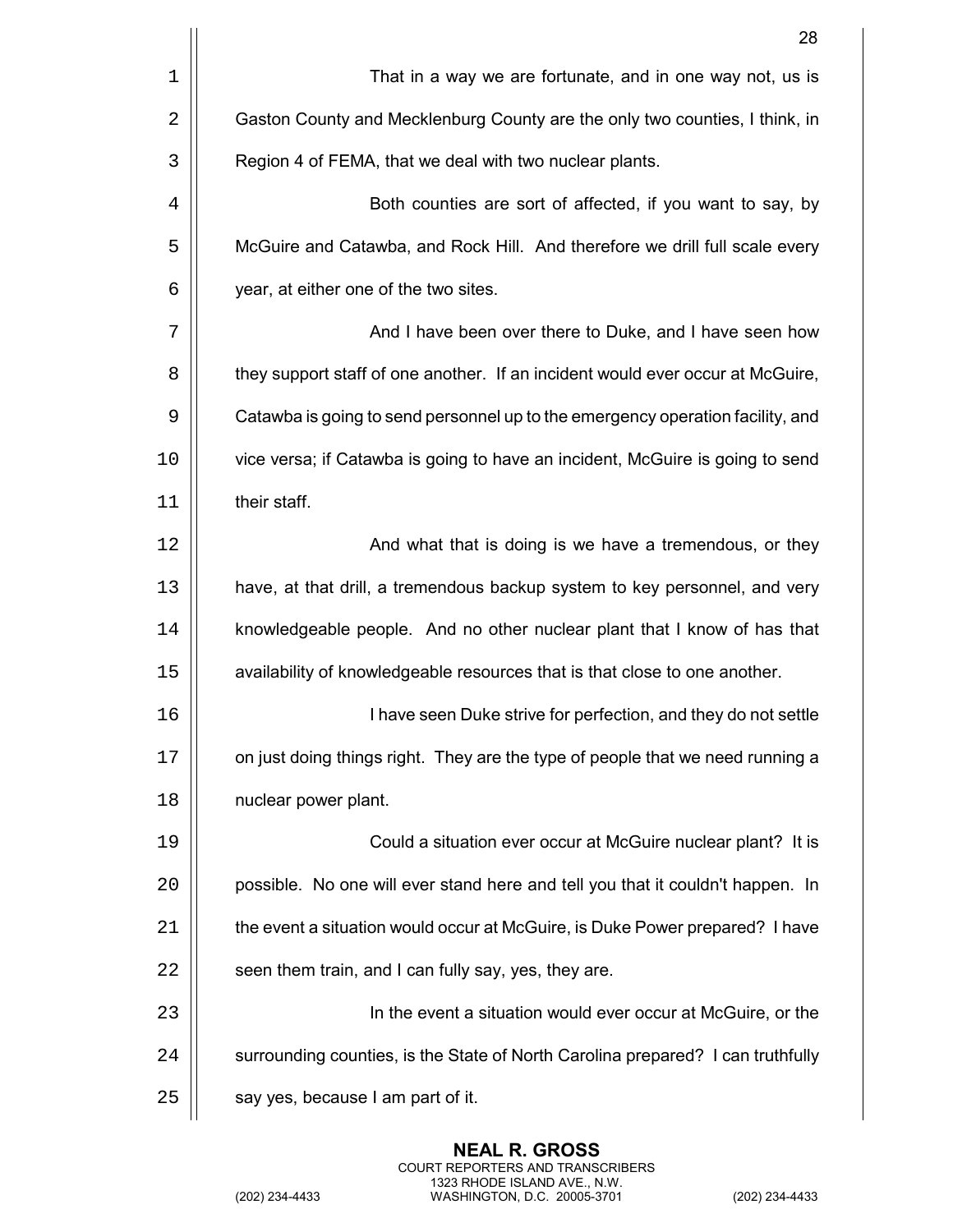That in a way we are fortunate, and in one way not, us is Gaston County and Mecklenburg County are the only two counties, I think, in Region 4 of FEMA, that we deal with two nuclear plants.

Both counties are sort of affected, if you want to say, by McGuire and Catawba, and Rock Hill. And therefore we drill full scale every year, at either one of the two sites.

And I have been over there to Duke, and I have seen how they support staff of one another. If an incident would ever occur at McGuire, Catawba is going to send personnel up to the emergency operation facility, and vice versa; if Catawba is going to have an incident, McGuire is going to send their staff.

And what that is doing is we have a tremendous, or they have, at that drill, a tremendous backup system to key personnel, and very knowledgeable people. And no other nuclear plant that I know of has that availability of knowledgeable resources that is that close to one another.

I have seen Duke strive for perfection, and they do not settle on just doing things right. They are the type of people that we need running a nuclear power plant.

Could a situation ever occur at McGuire nuclear plant? It is possible. No one will ever stand here and tell you that it couldn't happen. In the event a situation would occur at McGuire, is Duke Power prepared? I have seen them train, and I can fully say, yes, they are.

In the event a situation would ever occur at McGuire, or the surrounding counties, is the State of North Carolina prepared? I can truthfully say yes, because I am part of it.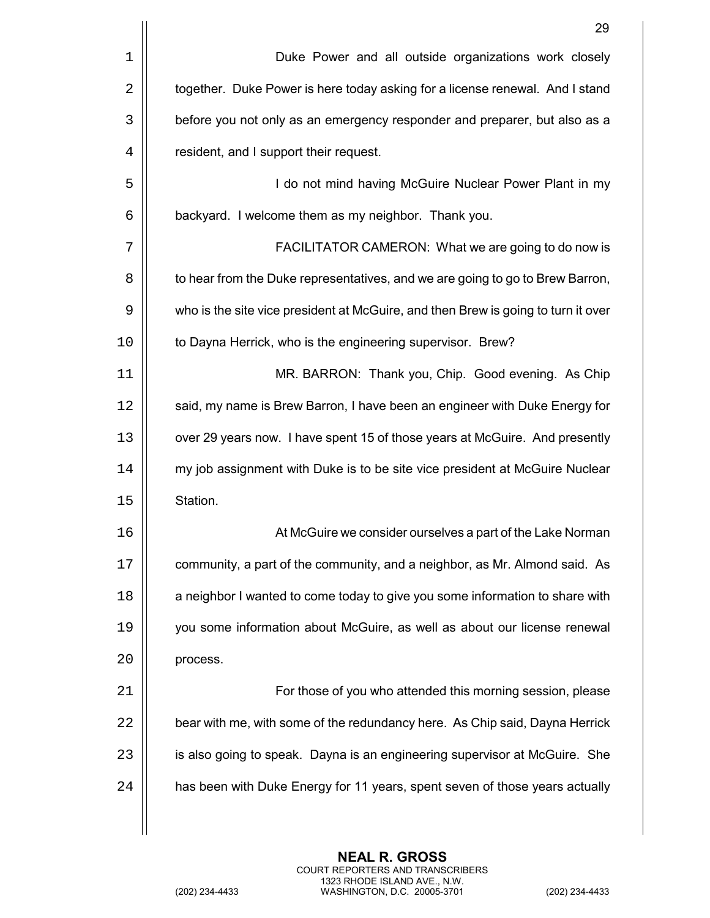Duke Power and all outside organizations work closely together. Duke Power is here today asking for a license renewal. And I stand before you not only as an emergency responder and preparer, but also as a resident, and I support their request.

I do not mind having McGuire Nuclear Power Plant in my backyard. I welcome them as my neighbor. Thank you.

FACILITATOR CAMERON: What we are going to do now is to hear from the Duke representatives, and we are going to go to Brew Barron, who is the site vice president at McGuire, and then Brew is going to turn it over to Dayna Herrick, who is the engineering supervisor. Brew?

MR. BARRON: Thank you, Chip. Good evening. As Chip said, my name is Brew Barron, I have been an engineer with Duke Energy for over 29 years now. I have spent 15 of those years at McGuire. And presently my job assignment with Duke is to be site vice president at McGuire Nuclear Station.

At McGuire we consider ourselves a part of the Lake Norman community, a part of the community, and a neighbor, as Mr. Almond said. As a neighbor I wanted to come today to give you some information to share with you some information about McGuire, as well as about our license renewal process.

For those of you who attended this morning session, please bear with me, with some of the redundancy here. As Chip said, Dayna Herrick is also going to speak. Dayna is an engineering supervisor at McGuire. She has been with Duke Energy for 11 years, spent seven of those years actually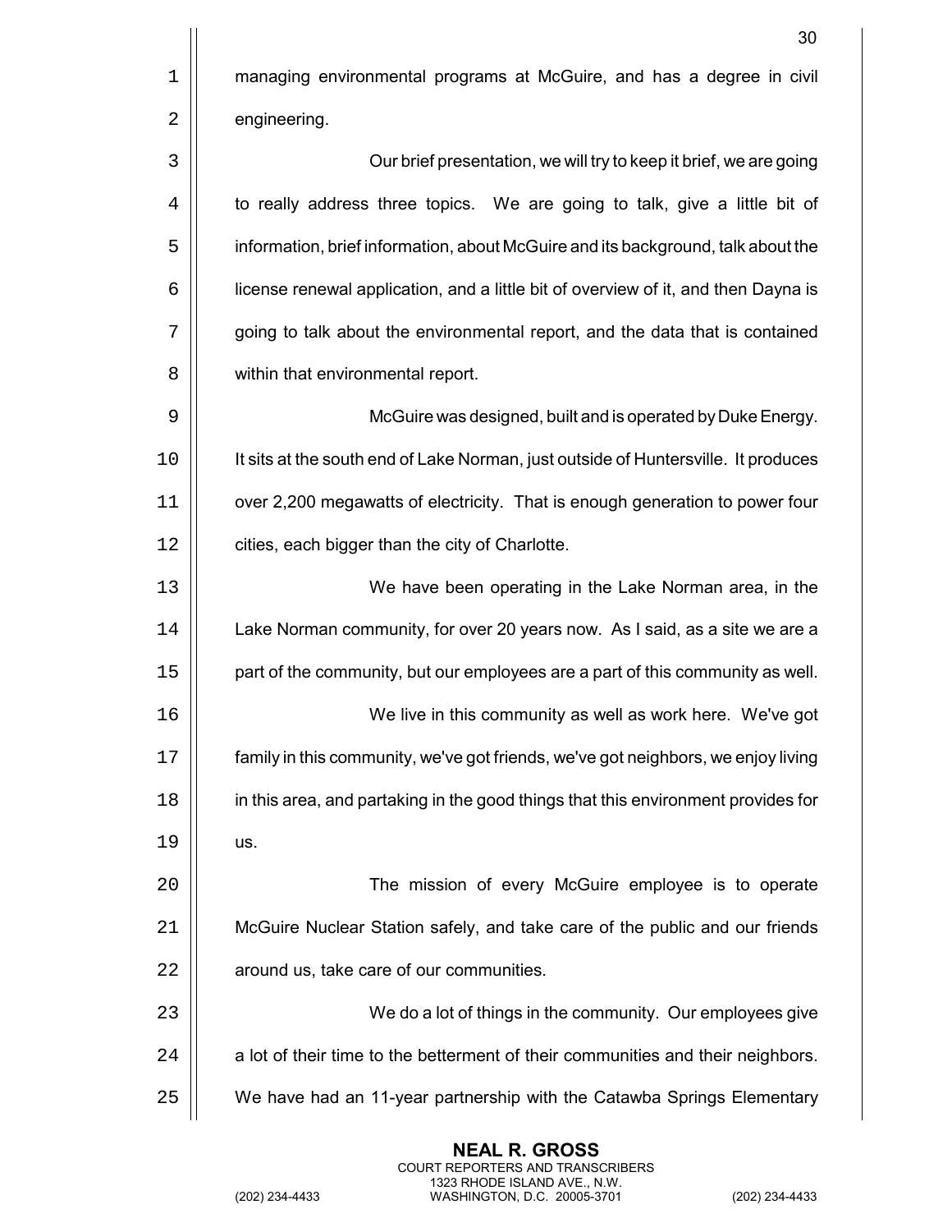managing environmental programs at McGuire, and has a degree in civil engineering.

Our brief presentation, we will try to keep it brief, we are going to really address three topics. We are going to talk, give a little bit of information, brief information, about McGuire and its background, talk about the license renewal application, and a little bit of overview of it, and then Dayna is going to talk about the environmental report, and the data that is contained within that environmental report.

McGuire was designed, built and is operated by Duke Energy. It sits at the south end of Lake Norman, just outside of Huntersville. It produces over 2,200 megawatts of electricity. That is enough generation to power four cities, each bigger than the city of Charlotte.

We have been operating in the Lake Norman area, in the Lake Norman community, for over 20 years now. As I said, as a site we are a part of the community, but our employees are a part of this community as well.

We live in this community as well as work here. We've got family in this community, we've got friends, we've got neighbors, we enjoy living in this area, and partaking in the good things that this environment provides for us.

The mission of every McGuire employee is to operate McGuire Nuclear Station safely, and take care of the public and our friends around us, take care of our communities.

We do a lot of things in the community. Our employees give a lot of their time to the betterment of their communities and their neighbors. We have had an 11-year partnership with the Catawba Springs Elementary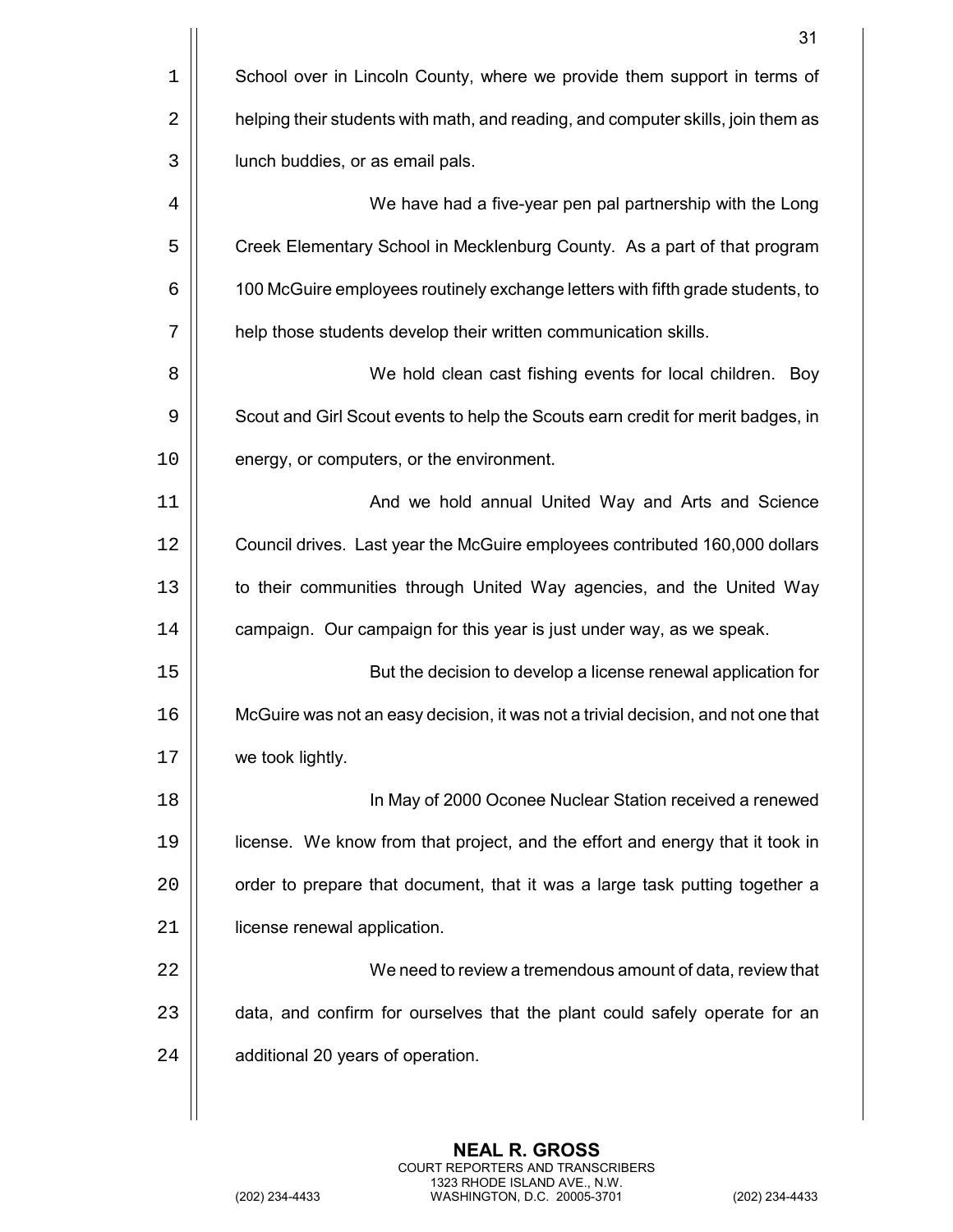School over in Lincoln County, where we provide them support in terms of helping their students with math, and reading, and computer skills, join them as lunch buddies, or as email pals.

We have had a five-year pen pal partnership with the Long Creek Elementary School in Mecklenburg County. As a part of that program 100 McGuire employees routinely exchange letters with fifth grade students, to help those students develop their written communication skills.

We hold clean cast fishing events for local children. Boy Scout and Girl Scout events to help the Scouts earn credit for merit badges, in energy, or computers, or the environment.

And we hold annual United Way and Arts and Science Council drives. Last year the McGuire employees contributed 160,000 dollars to their communities through United Way agencies, and the United Way campaign. Our campaign for this year is just under way, as we speak.

But the decision to develop a license renewal application for McGuire was not an easy decision, it was not a trivial decision, and not one that we took lightly.

In May of 2000 Oconee Nuclear Station received a renewed license. We know from that project, and the effort and energy that it took in order to prepare that document, that it was a large task putting together a license renewal application.

We need to review a tremendous amount of data, review that data, and confirm for ourselves that the plant could safely operate for an additional 20 years of operation.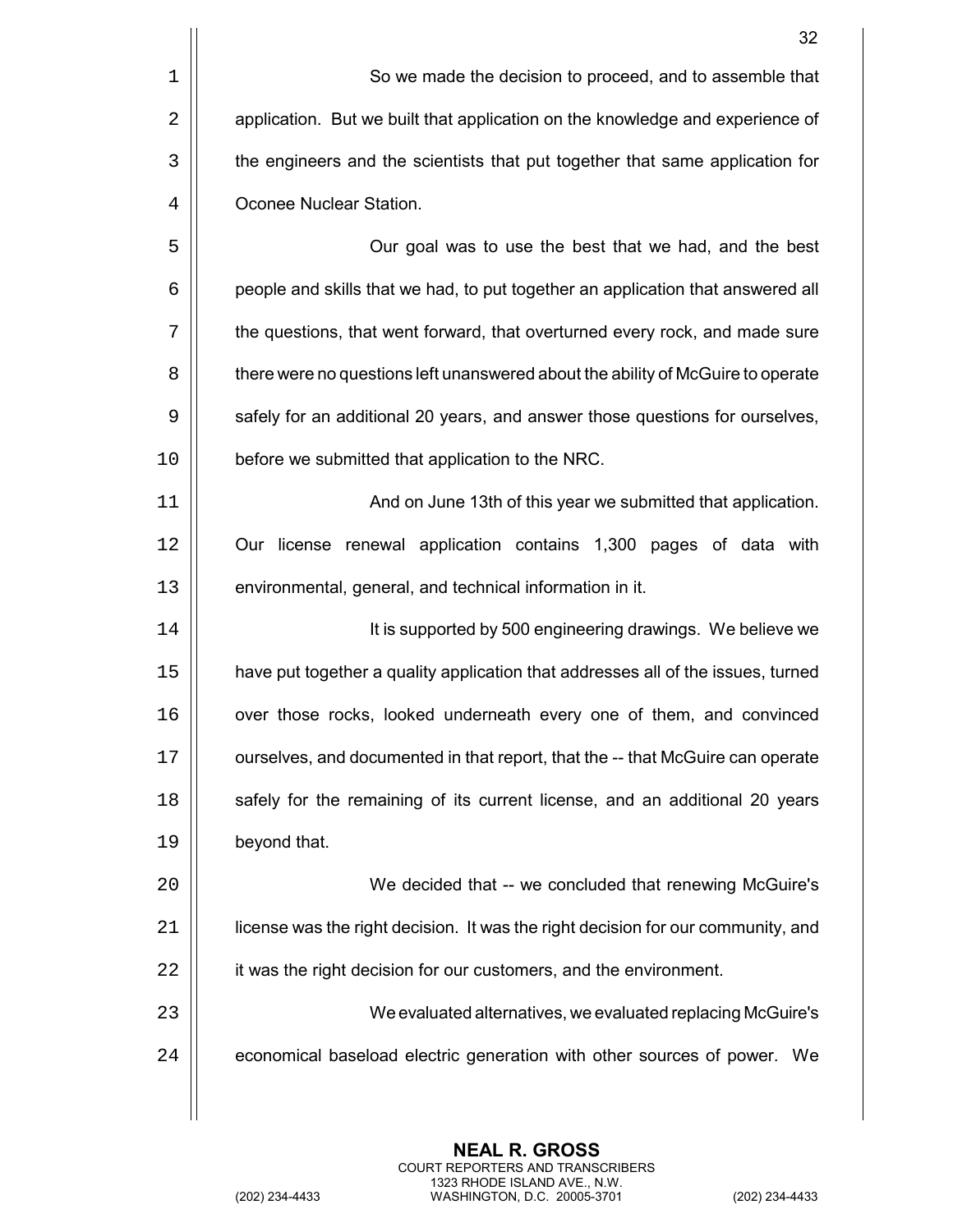So we made the decision to proceed, and to assemble that application. But we built that application on the knowledge and experience of the engineers and the scientists that put together that same application for Oconee Nuclear Station.

Our goal was to use the best that we had, and the best people and skills that we had, to put together an application that answered all the questions, that went forward, that overturned every rock, and made sure there were no questions left unanswered about the ability of McGuire to operate safely for an additional 20 years, and answer those questions for ourselves, before we submitted that application to the NRC.

And on June 13th of this year we submitted that application. Our license renewal application contains 1,300 pages of data with environmental, general, and technical information in it.

It is supported by 500 engineering drawings. We believe we have put together a quality application that addresses all of the issues, turned over those rocks, looked underneath every one of them, and convinced ourselves, and documented in that report, that the -- that McGuire can operate safely for the remaining of its current license, and an additional 20 years beyond that.

We decided that -- we concluded that renewing McGuire's license was the right decision. It was the right decision for our community, and it was the right decision for our customers, and the environment.

We evaluated alternatives, we evaluated replacing McGuire's economical baseload electric generation with other sources of power. We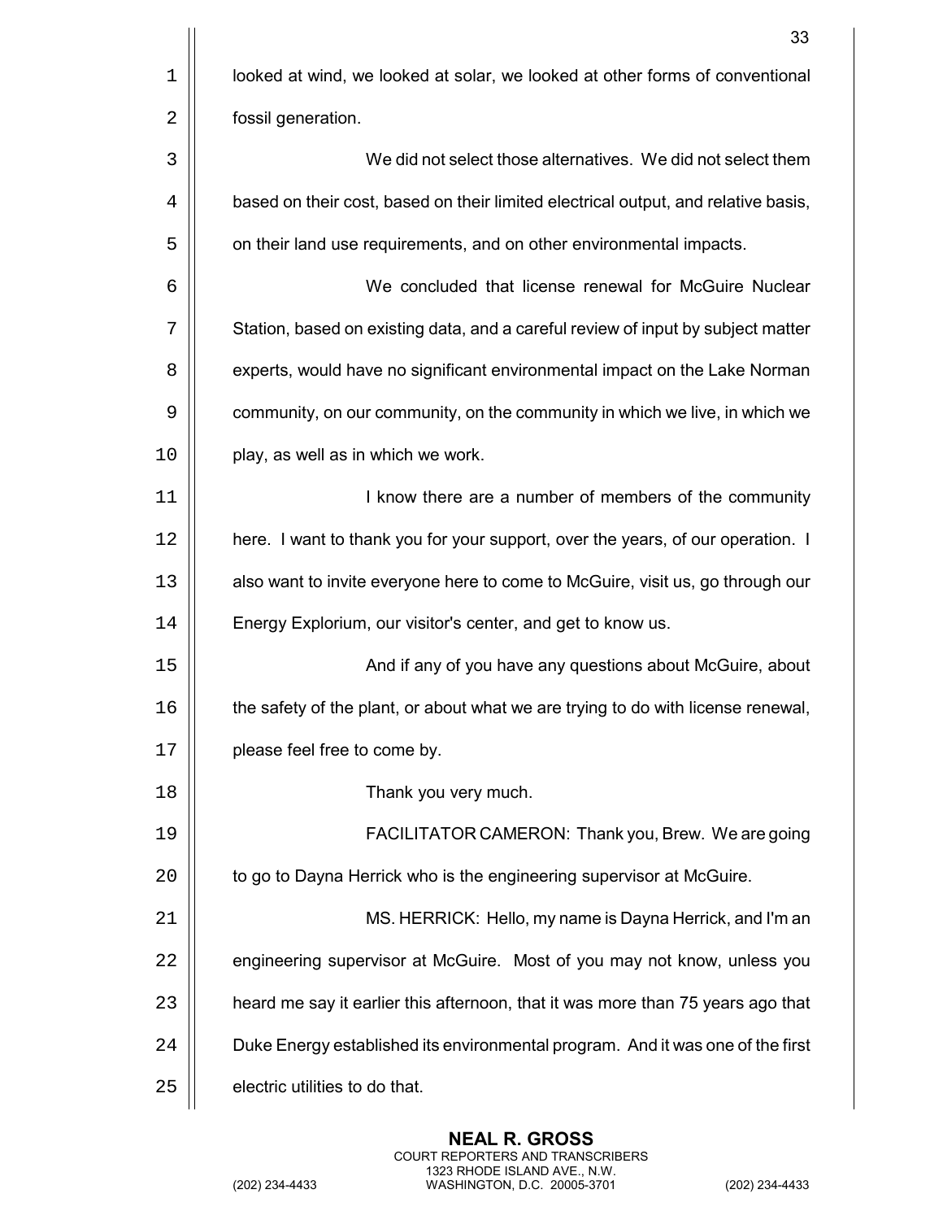looked at wind, we looked at solar, we looked at other forms of conventional fossil generation.

We did not select those alternatives. We did not select them based on their cost, based on their limited electrical output, and relative basis, on their land use requirements, and on other environmental impacts.

We concluded that license renewal for McGuire Nuclear Station, based on existing data, and a careful review of input by subject matter experts, would have no significant environmental impact on the Lake Norman community, on our community, on the community in which we live, in which we play, as well as in which we work.

I know there are a number of members of the community here. I want to thank you for your support, over the years, of our operation. I also want to invite everyone here to come to McGuire, visit us, go through our Energy Explorium, our visitor's center, and get to know us.

And if any of you have any questions about McGuire, about the safety of the plant, or about what we are trying to do with license renewal, please feel free to come by.

Thank you very much.

FACILITATOR CAMERON: Thank you, Brew. We are going to go to Dayna Herrick who is the engineering supervisor at McGuire.

MS. HERRICK: Hello, my name is Dayna Herrick, and I'm an engineering supervisor at McGuire. Most of you may not know, unless you heard me say it earlier this afternoon, that it was more than 75 years ago that Duke Energy established its environmental program. And it was one of the first electric utilities to do that.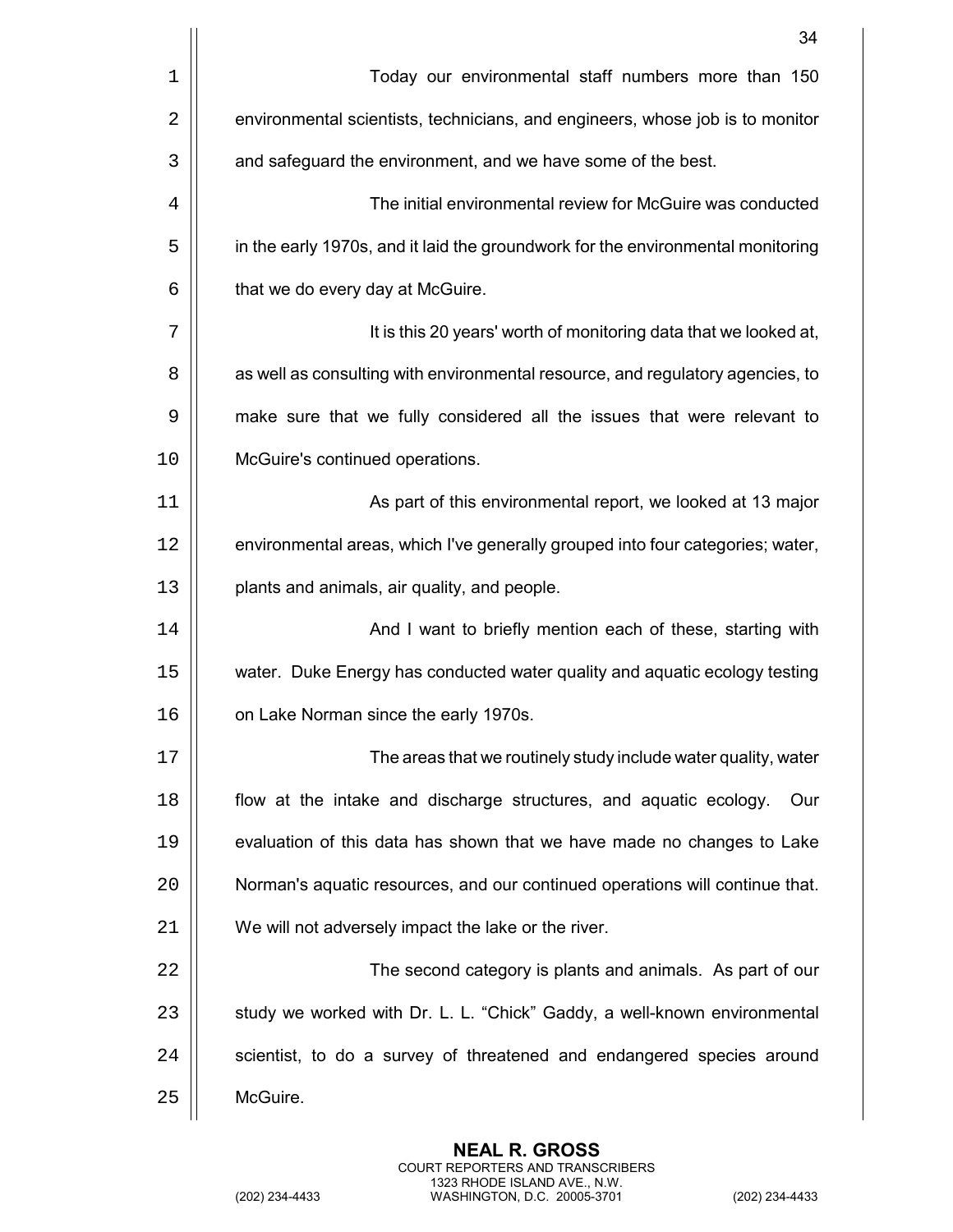Today our environmental staff numbers more than 150 environmental scientists, technicians, and engineers, whose job is to monitor and safeguard the environment, and we have some of the best.

The initial environmental review for McGuire was conducted in the early 1970s, and it laid the groundwork for the environmental monitoring that we do every day at McGuire.

It is this 20 years' worth of monitoring data that we looked at, as well as consulting with environmental resource, and regulatory agencies, to make sure that we fully considered all the issues that were relevant to McGuire's continued operations.

As part of this environmental report, we looked at 13 major environmental areas, which I've generally grouped into four categories; water, plants and animals, air quality, and people.

And I want to briefly mention each of these, starting with water. Duke Energy has conducted water quality and aquatic ecology testing on Lake Norman since the early 1970s.

The areas that we routinely study include water quality, water flow at the intake and discharge structures, and aquatic ecology. Our evaluation of this data has shown that we have made no changes to Lake Norman's aquatic resources, and our continued operations will continue that. We will not adversely impact the lake or the river.

The second category is plants and animals. As part of our study we worked with Dr. L. L. "Chick" Gaddy, a well-known environmental scientist, to do a survey of threatened and endangered species around McGuire.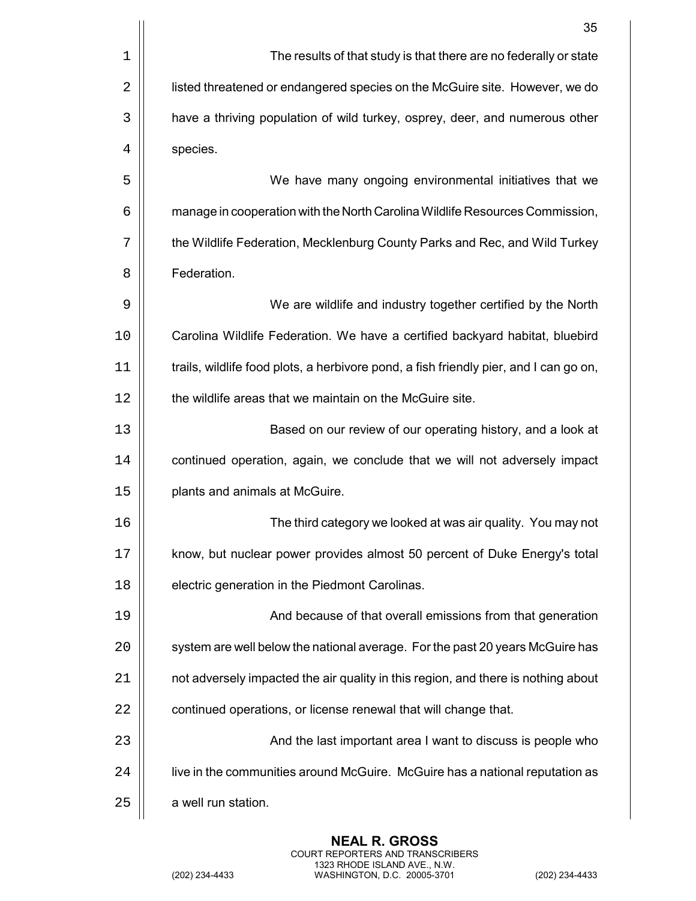The results of that study is that there are no federally or state listed threatened or endangered species on the McGuire site. However, we do have a thriving population of wild turkey, osprey, deer, and numerous other species.

We have many ongoing environmental initiatives that we manage in cooperation with the North Carolina Wildlife Resources Commission, the Wildlife Federation, Mecklenburg County Parks and Rec, and Wild Turkey Federation.

We are wildlife and industry together certified by the North Carolina Wildlife Federation. We have a certified backyard habitat, bluebird trails, wildlife food plots, a herbivore pond, a fish friendly pier, and I can go on, the wildlife areas that we maintain on the McGuire site.

Based on our review of our operating history, and a look at continued operation, again, we conclude that we will not adversely impact plants and animals at McGuire.

The third category we looked at was air quality. You may not know, but nuclear power provides almost 50 percent of Duke Energy's total electric generation in the Piedmont Carolinas.

And because of that overall emissions from that generation system are well below the national average. For the past 20 years McGuire has not adversely impacted the air quality in this region, and there is nothing about continued operations, or license renewal that will change that.

And the last important area I want to discuss is people who live in the communities around McGuire. McGuire has a national reputation as a well run station.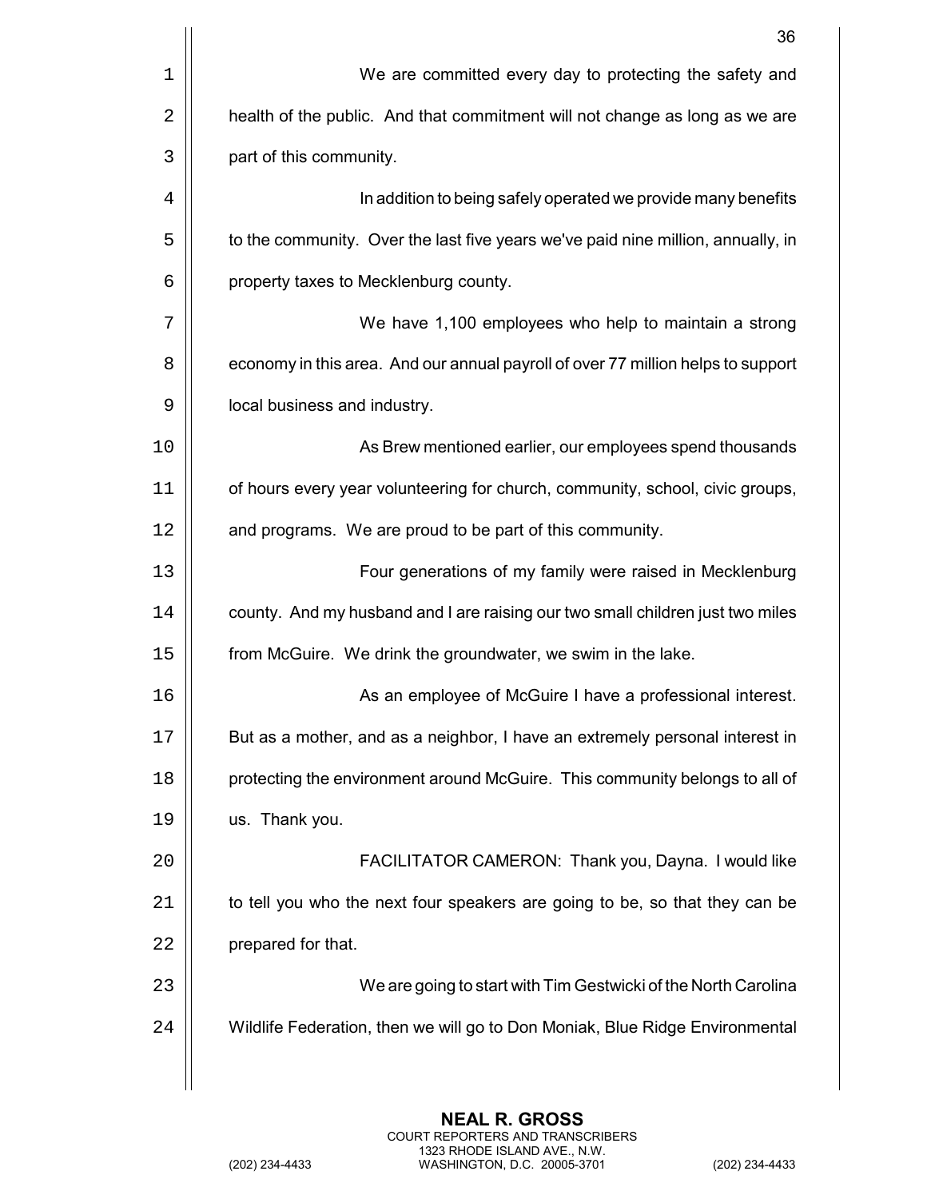We are committed every day to protecting the safety and health of the public. And that commitment will not change as long as we are part of this community.

In addition to being safely operated we provide many benefits to the community. Over the last five years we've paid nine million, annually, in property taxes to Mecklenburg county.

We have 1,100 employees who help to maintain a strong economy in this area. And our annual payroll of over 77 million helps to support local business and industry.

As Brew mentioned earlier, our employees spend thousands of hours every year volunteering for church, community, school, civic groups, and programs. We are proud to be part of this community.

Four generations of my family were raised in Mecklenburg county. And my husband and I are raising our two small children just two miles from McGuire. We drink the groundwater, we swim in the lake.

As an employee of McGuire I have a professional interest. But as a mother, and as a neighbor, I have an extremely personal interest in protecting the environment around McGuire. This community belongs to all of us. Thank you.

FACILITATOR CAMERON: Thank you, Dayna. I would like to tell you who the next four speakers are going to be, so that they can be prepared for that.

We are going to start with Tim Gestwicki of the North Carolina Wildlife Federation, then we will go to Don Moniak, Blue Ridge Environmental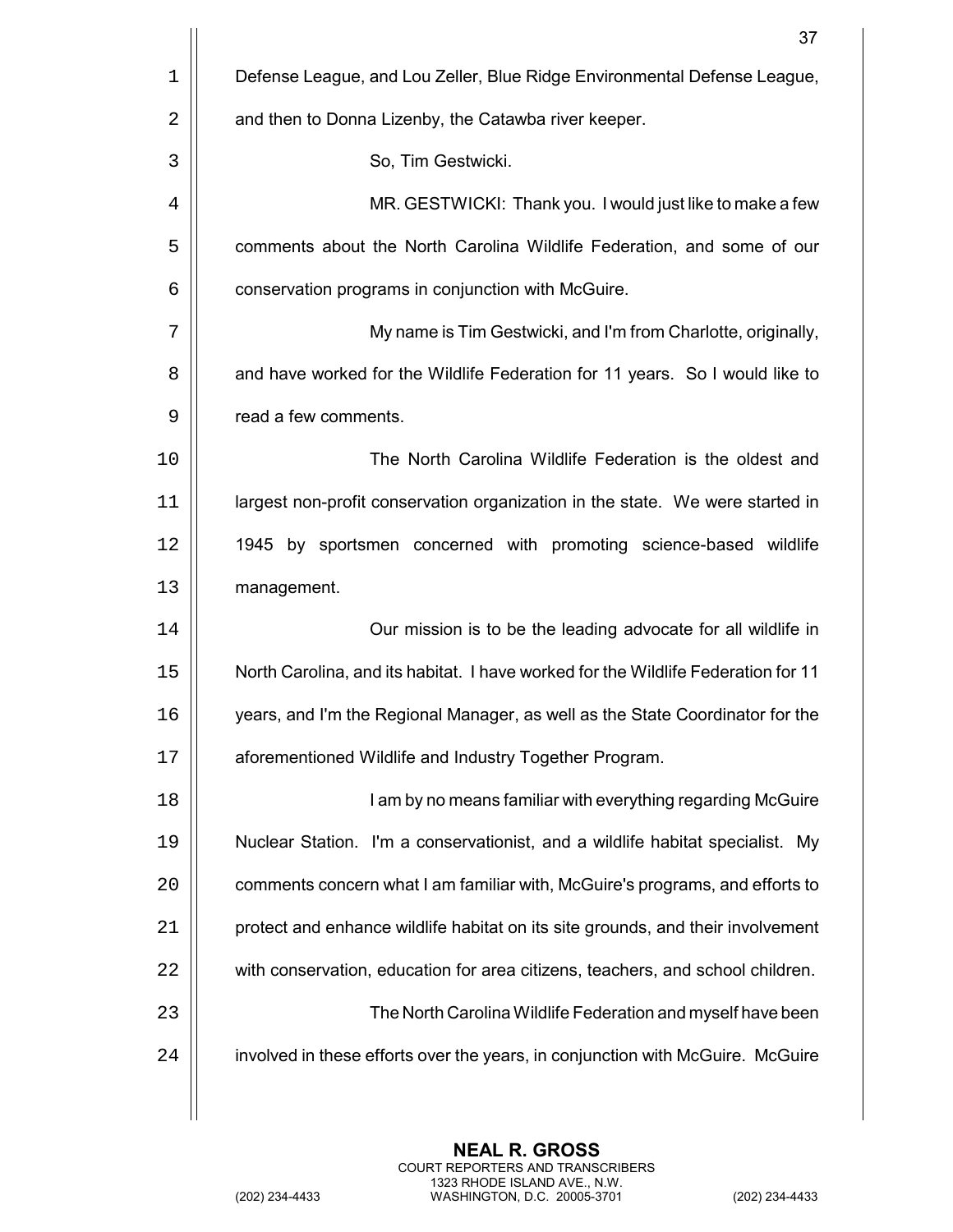Defense League, and Lou Zeller, Blue Ridge Environmental Defense League, and then to Donna Lizenby, the Catawba river keeper.

So, Tim Gestwicki.

MR. GESTWICKI: Thank you. I would just like to make a few comments about the North Carolina Wildlife Federation, and some of our conservation programs in conjunction with McGuire.

My name is Tim Gestwicki, and I'm from Charlotte, originally, and have worked for the Wildlife Federation for 11 years. So I would like to read a few comments.

The North Carolina Wildlife Federation is the oldest and largest non-profit conservation organization in the state. We were started in 1945 by sportsmen concerned with promoting science-based wildlife management.

Our mission is to be the leading advocate for all wildlife in North Carolina, and its habitat. I have worked for the Wildlife Federation for 11 years, and I'm the Regional Manager, as well as the State Coordinator for the aforementioned Wildlife and Industry Together Program.

I am by no means familiar with everything regarding McGuire Nuclear Station. I'm a conservationist, and a wildlife habitat specialist. My comments concern what I am familiar with, McGuire's programs, and efforts to protect and enhance wildlife habitat on its site grounds, and their involvement with conservation, education for area citizens, teachers, and school children.

The North Carolina Wildlife Federation and myself have been involved in these efforts over the years, in conjunction with McGuire. McGuire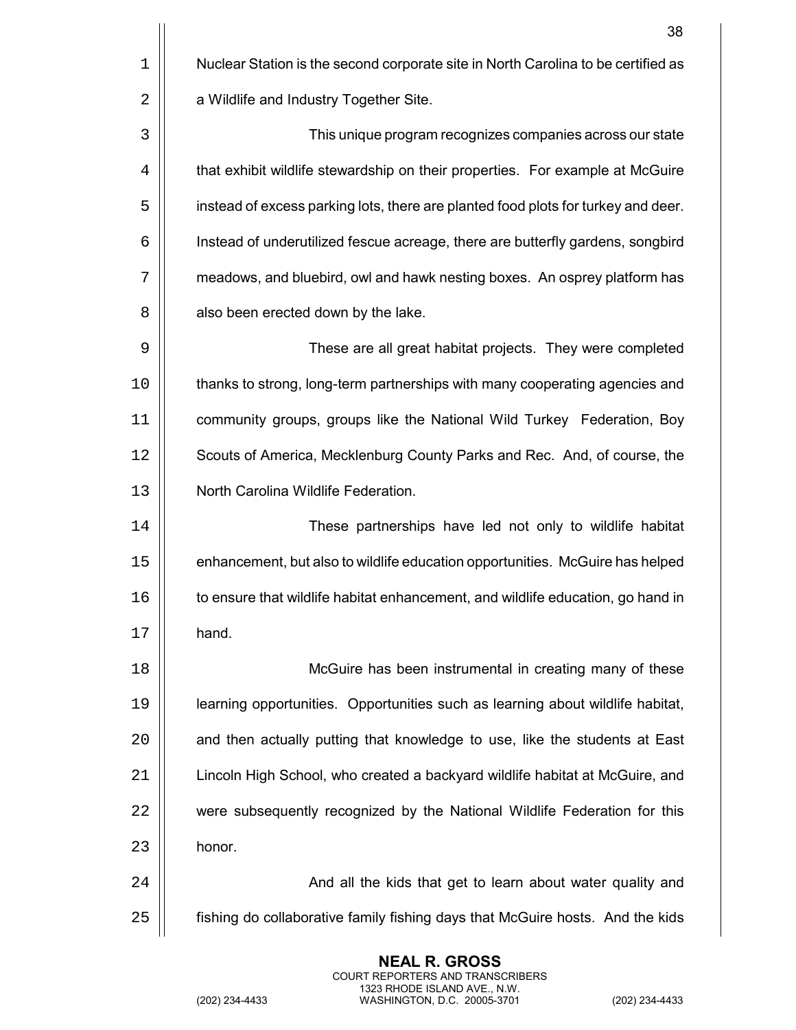Nuclear Station is the second corporate site in North Carolina to be certified as a Wildlife and Industry Together Site.

This unique program recognizes companies across our state that exhibit wildlife stewardship on their properties. For example at McGuire instead of excess parking lots, there are planted food plots for turkey and deer. Instead of underutilized fescue acreage, there are butterfly gardens, songbird meadows, and bluebird, owl and hawk nesting boxes. An osprey platform has also been erected down by the lake.

These are all great habitat projects. They were completed thanks to strong, long-term partnerships with many cooperating agencies and community groups, groups like the National Wild Turkey Federation, Boy Scouts of America, Mecklenburg County Parks and Rec. And, of course, the North Carolina Wildlife Federation.

These partnerships have led not only to wildlife habitat enhancement, but also to wildlife education opportunities. McGuire has helped to ensure that wildlife habitat enhancement, and wildlife education, go hand in hand.

McGuire has been instrumental in creating many of these learning opportunities. Opportunities such as learning about wildlife habitat, and then actually putting that knowledge to use, like the students at East Lincoln High School, who created a backyard wildlife habitat at McGuire, and were subsequently recognized by the National Wildlife Federation for this honor.

And all the kids that get to learn about water quality and fishing do collaborative family fishing days that McGuire hosts. And the kids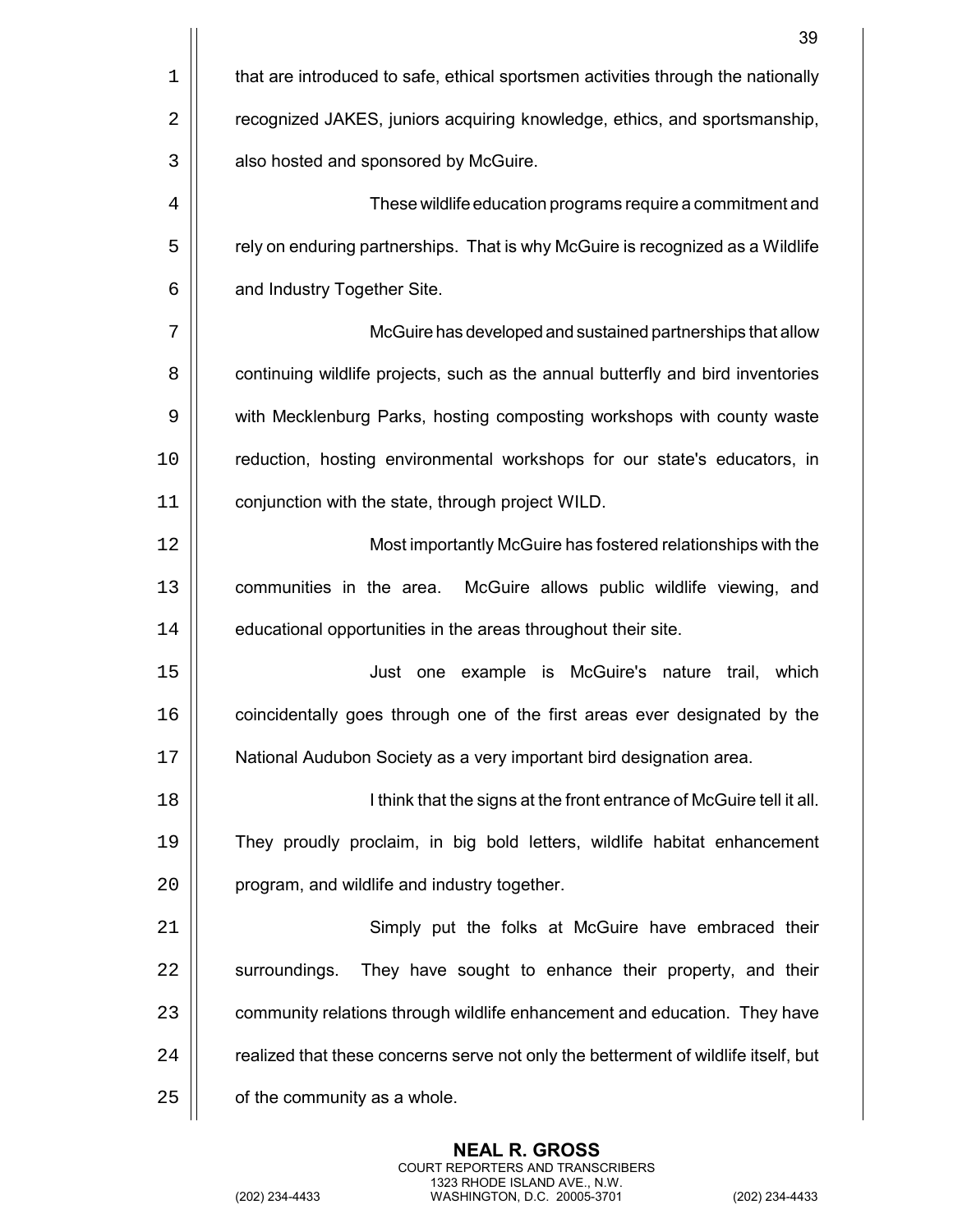that are introduced to safe, ethical sportsmen activities through the nationally recognized JAKES, juniors acquiring knowledge, ethics, and sportsmanship, also hosted and sponsored by McGuire.

These wildlife education programs require a commitment and rely on enduring partnerships. That is why McGuire is recognized as a Wildlife and Industry Together Site.

McGuire has developed and sustained partnerships that allow continuing wildlife projects, such as the annual butterfly and bird inventories with Mecklenburg Parks, hosting composting workshops with county waste reduction, hosting environmental workshops for our state's educators, in conjunction with the state, through project WILD.

Most importantly McGuire has fostered relationships with the communities in the area. McGuire allows public wildlife viewing, and educational opportunities in the areas throughout their site.

Just one example is McGuire's nature trail, which coincidentally goes through one of the first areas ever designated by the National Audubon Society as a very important bird designation area.

I think that the signs at the front entrance of McGuire tell it all. They proudly proclaim, in big bold letters, wildlife habitat enhancement program, and wildlife and industry together.

Simply put the folks at McGuire have embraced their surroundings. They have sought to enhance their property, and their community relations through wildlife enhancement and education. They have realized that these concerns serve not only the betterment of wildlife itself, but of the community as a whole.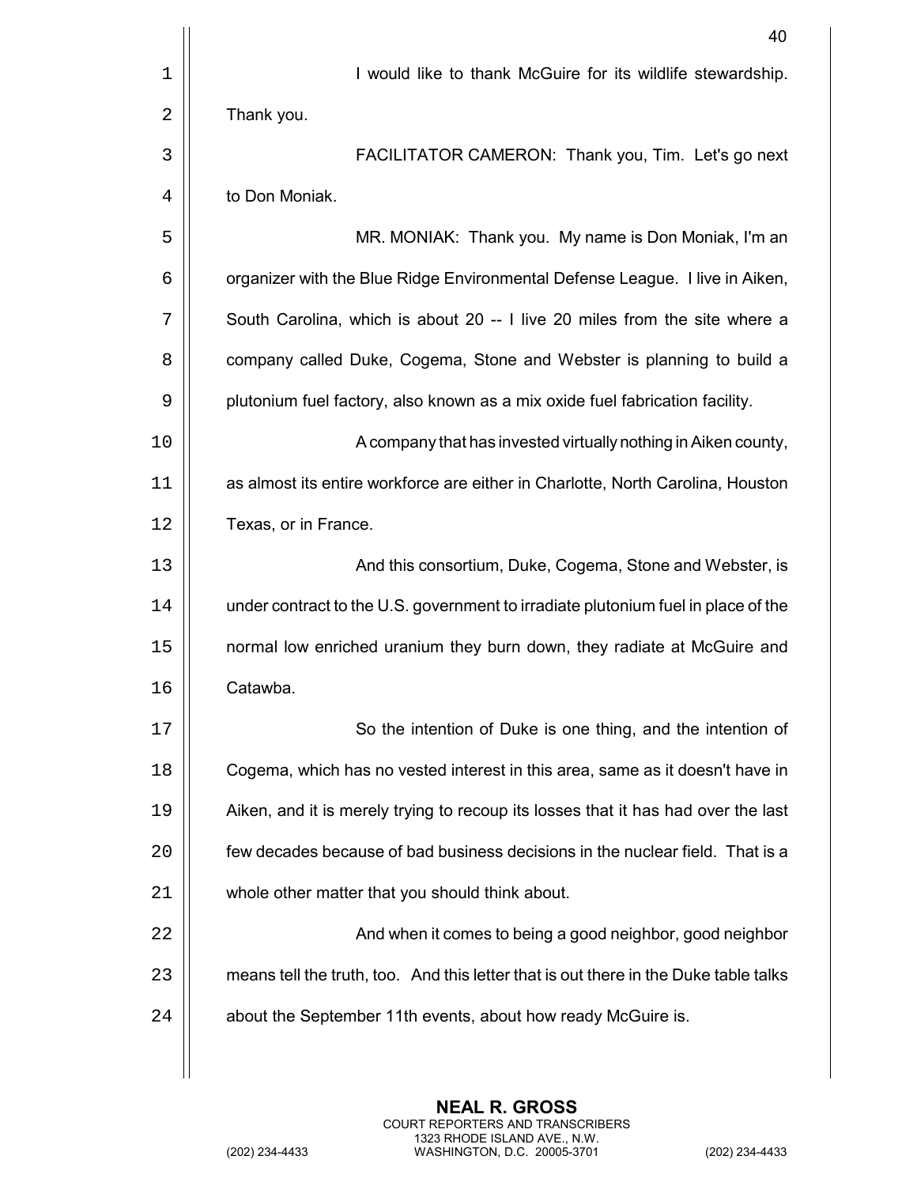I would like to thank McGuire for its wildlife stewardship. Thank you.

FACILITATOR CAMERON: Thank you, Tim. Let's go next to Don Moniak.

MR. MONIAK: Thank you. My name is Don Moniak, I'm an organizer with the Blue Ridge Environmental Defense League. I live in Aiken, South Carolina, which is about 20 -- I live 20 miles from the site where a company called Duke, Cogema, Stone and Webster is planning to build a plutonium fuel factory, also known as a mix oxide fuel fabrication facility.

A company that has invested virtually nothing in Aiken county, as almost its entire workforce are either in Charlotte, North Carolina, Houston Texas, or in France.

And this consortium, Duke, Cogema, Stone and Webster, is under contract to the U.S. government to irradiate plutonium fuel in place of the normal low enriched uranium they burn down, they radiate at McGuire and Catawba.

So the intention of Duke is one thing, and the intention of Cogema, which has no vested interest in this area, same as it doesn't have in Aiken, and it is merely trying to recoup its losses that it has had over the last few decades because of bad business decisions in the nuclear field. That is a whole other matter that you should think about.

And when it comes to being a good neighbor, good neighbor means tell the truth, too. And this letter that is out there in the Duke table talks about the September 11th events, about how ready McGuire is.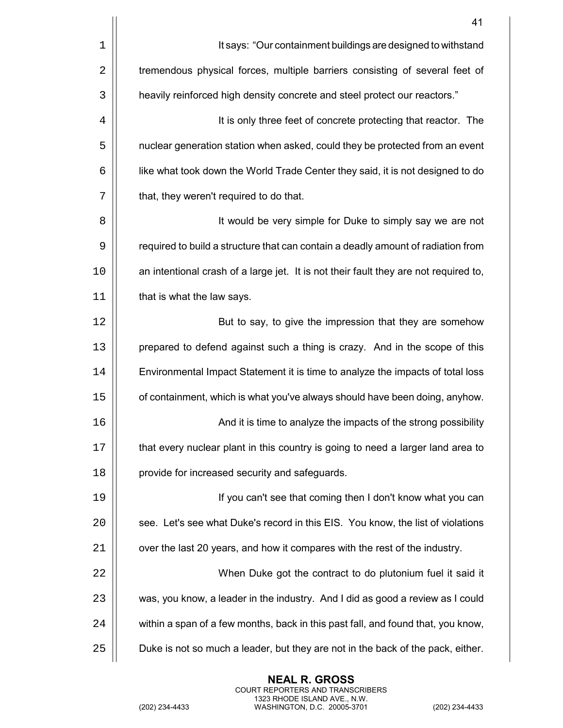It says: "Our containment buildings are designed to withstand tremendous physical forces, multiple barriers consisting of several feet of heavily reinforced high density concrete and steel protect our reactors."

It is only three feet of concrete protecting that reactor. The nuclear generation station when asked, could they be protected from an event like what took down the World Trade Center they said, it is not designed to do that, they weren't required to do that.

It would be very simple for Duke to simply say we are not required to build a structure that can contain a deadly amount of radiation from an intentional crash of a large jet. It is not their fault they are not required to, that is what the law says.

But to say, to give the impression that they are somehow prepared to defend against such a thing is crazy. And in the scope of this Environmental Impact Statement it is time to analyze the impacts of total loss of containment, which is what you've always should have been doing, anyhow.

And it is time to analyze the impacts of the strong possibility that every nuclear plant in this country is going to need a larger land area to provide for increased security and safeguards.

If you can't see that coming then I don't know what you can see. Let's see what Duke's record in this EIS. You know, the list of violations over the last 20 years, and how it compares with the rest of the industry.

When Duke got the contract to do plutonium fuel it said it was, you know, a leader in the industry. And I did as good a review as I could within a span of a few months, back in this past fall, and found that, you know, Duke is not so much a leader, but they are not in the back of the pack, either.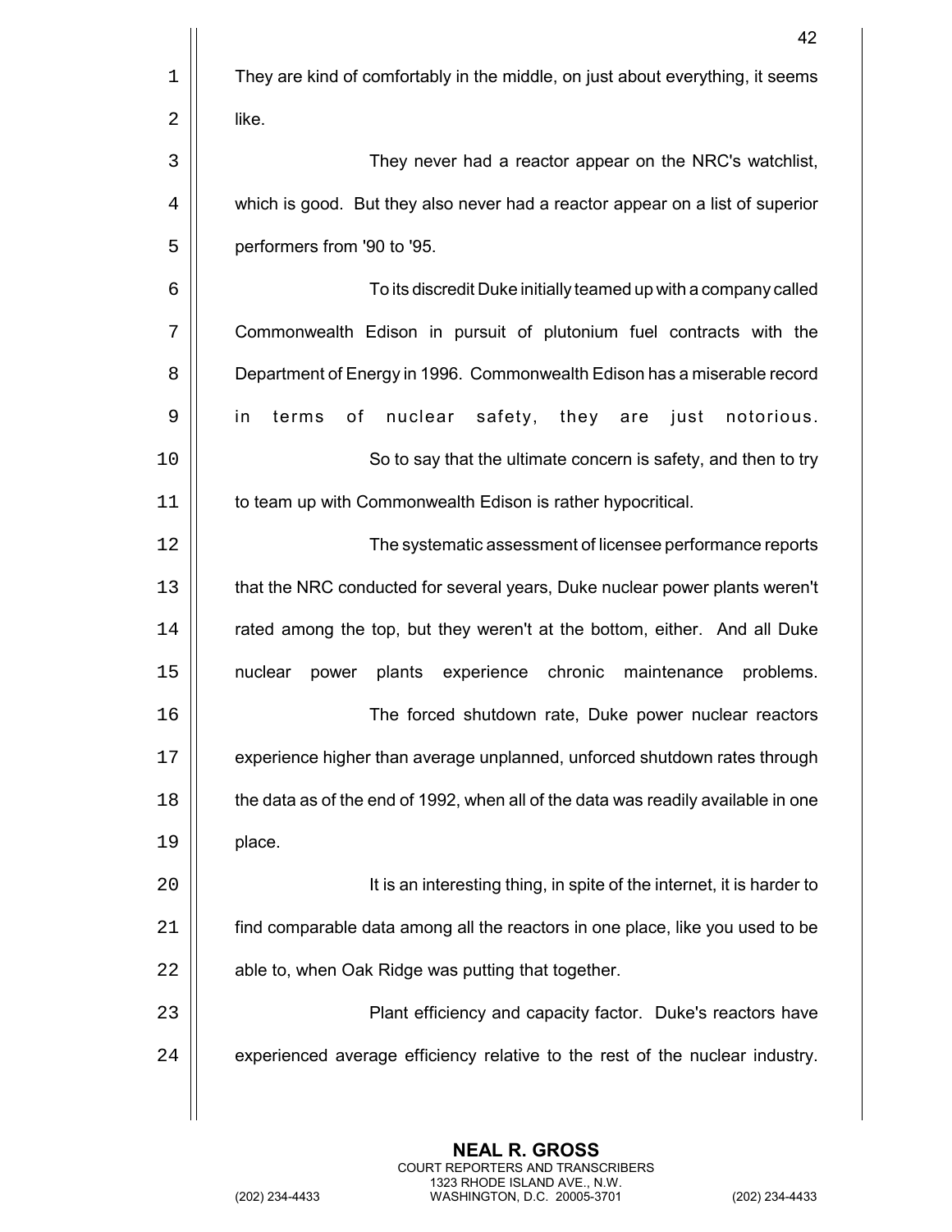They are kind of comfortably in the middle, on just about everything, it seems like.

They never had a reactor appear on the NRC's watchlist, which is good. But they also never had a reactor appear on a list of superior performers from '90 to '95.

To its discredit Duke initially teamed up with a company called Commonwealth Edison in pursuit of plutonium fuel contracts with the Department of Energy in 1996. Commonwealth Edison has a miserable record in terms of nuclear safety, they are just notorious.

So to say that the ultimate concern is safety, and then to try to team up with Commonwealth Edison is rather hypocritical.

The systematic assessment of licensee performance reports that the NRC conducted for several years, Duke nuclear power plants weren't rated among the top, but they weren't at the bottom, either. And all Duke nuclear power plants experience chronic maintenance problems.

The forced shutdown rate, Duke power nuclear reactors experience higher than average unplanned, unforced shutdown rates through the data as of the end of 1992, when all of the data was readily available in one place.

It is an interesting thing, in spite of the internet, it is harder to find comparable data among all the reactors in one place, like you used to be able to, when Oak Ridge was putting that together.

Plant efficiency and capacity factor. Duke's reactors have experienced average efficiency relative to the rest of the nuclear industry.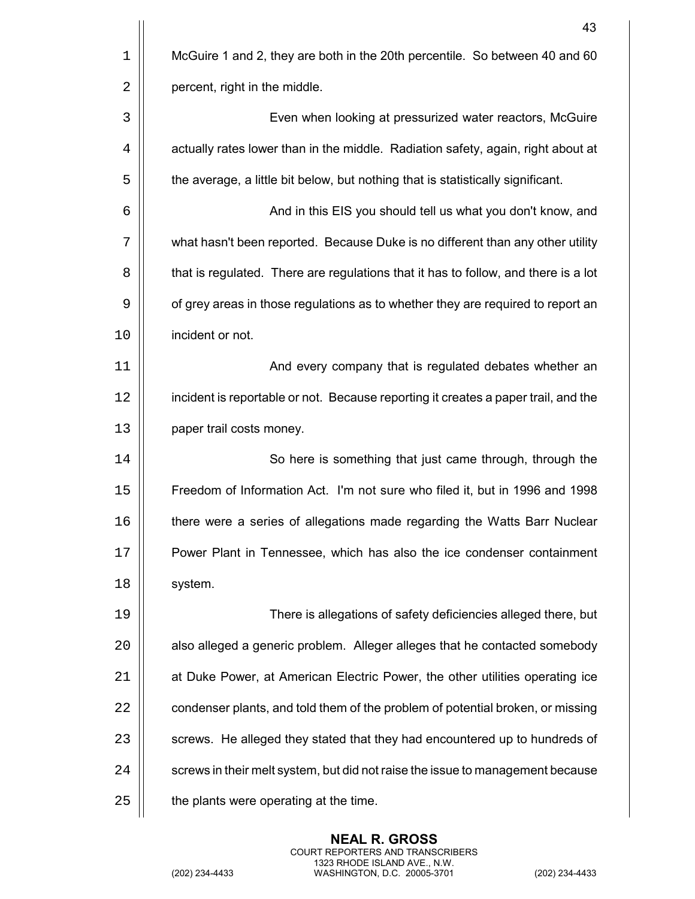McGuire 1 and 2, they are both in the 20th percentile. So between 40 and 60 percent, right in the middle.

Even when looking at pressurized water reactors, McGuire actually rates lower than in the middle. Radiation safety, again, right about at the average, a little bit below, but nothing that is statistically significant.

And in this EIS you should tell us what you don't know, and what hasn't been reported. Because Duke is no different than any other utility that is regulated. There are regulations that it has to follow, and there is a lot of grey areas in those regulations as to whether they are required to report an incident or not.

And every company that is regulated debates whether an incident is reportable or not. Because reporting it creates a paper trail, and the paper trail costs money.

So here is something that just came through, through the Freedom of Information Act. I'm not sure who filed it, but in 1996 and 1998 there were a series of allegations made regarding the Watts Barr Nuclear Power Plant in Tennessee, which has also the ice condenser containment system.

There is allegations of safety deficiencies alleged there, but also alleged a generic problem. Alleger alleges that he contacted somebody at Duke Power, at American Electric Power, the other utilities operating ice condenser plants, and told them of the problem of potential broken, or missing screws. He alleged they stated that they had encountered up to hundreds of screws in their melt system, but did not raise the issue to management because the plants were operating at the time.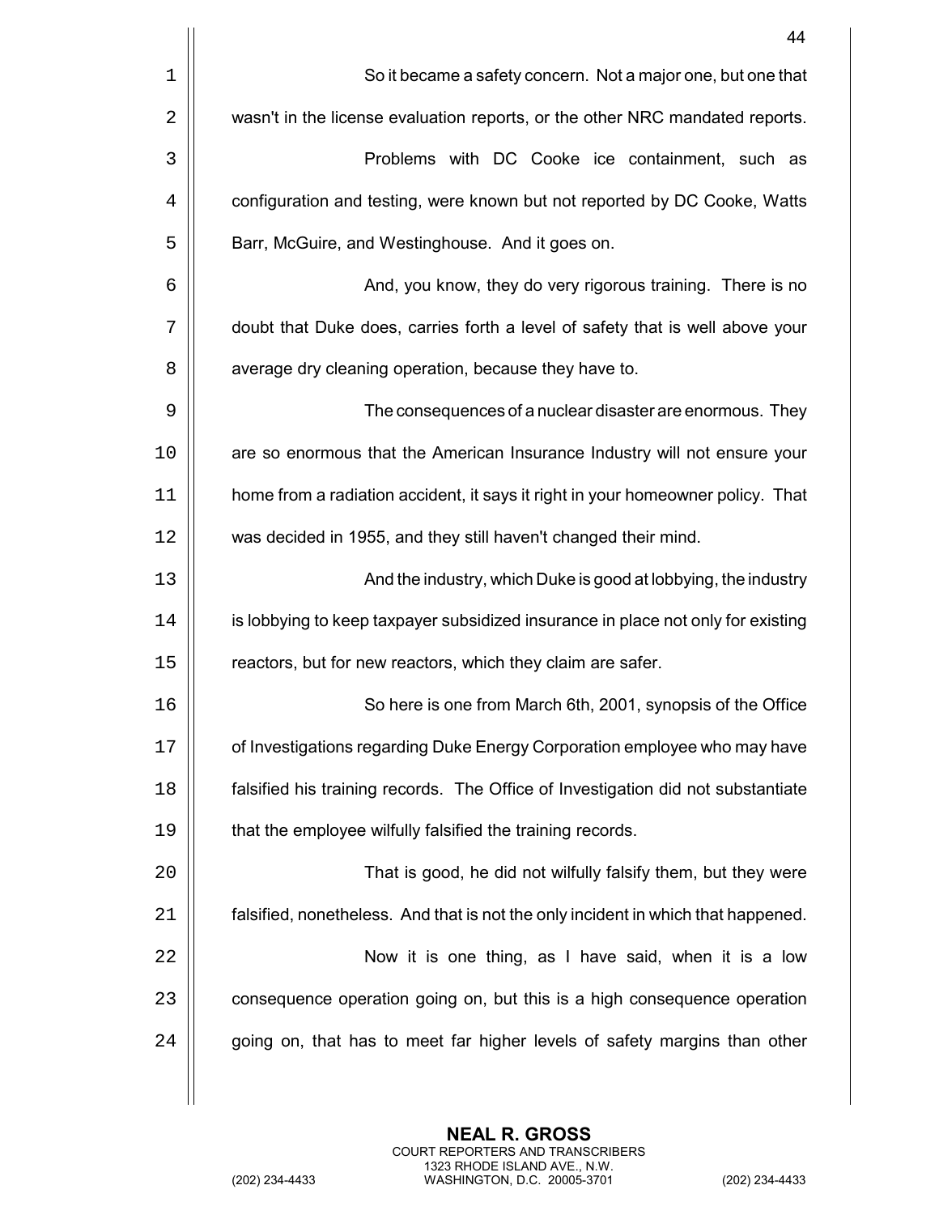So it became a safety concern. Not a major one, but one that wasn't in the license evaluation reports, or the other NRC mandated reports.

Problems with DC Cooke ice containment, such as configuration and testing, were known but not reported by DC Cooke, Watts Barr, McGuire, and Westinghouse. And it goes on.

And, you know, they do very rigorous training. There is no doubt that Duke does, carries forth a level of safety that is well above your average dry cleaning operation, because they have to.

The consequences of a nuclear disaster are enormous. They are so enormous that the American Insurance Industry will not ensure your home from a radiation accident, it says it right in your homeowner policy. That was decided in 1955, and they still haven't changed their mind.

And the industry, which Duke is good at lobbying, the industry is lobbying to keep taxpayer subsidized insurance in place not only for existing reactors, but for new reactors, which they claim are safer.

So here is one from March 6th, 2001, synopsis of the Office of Investigations regarding Duke Energy Corporation employee who may have falsified his training records. The Office of Investigation did not substantiate that the employee wilfully falsified the training records.

That is good, he did not wilfully falsify them, but they were falsified, nonetheless. And that is not the only incident in which that happened.

Now it is one thing, as I have said, when it is a low consequence operation going on, but this is a high consequence operation going on, that has to meet far higher levels of safety margins than other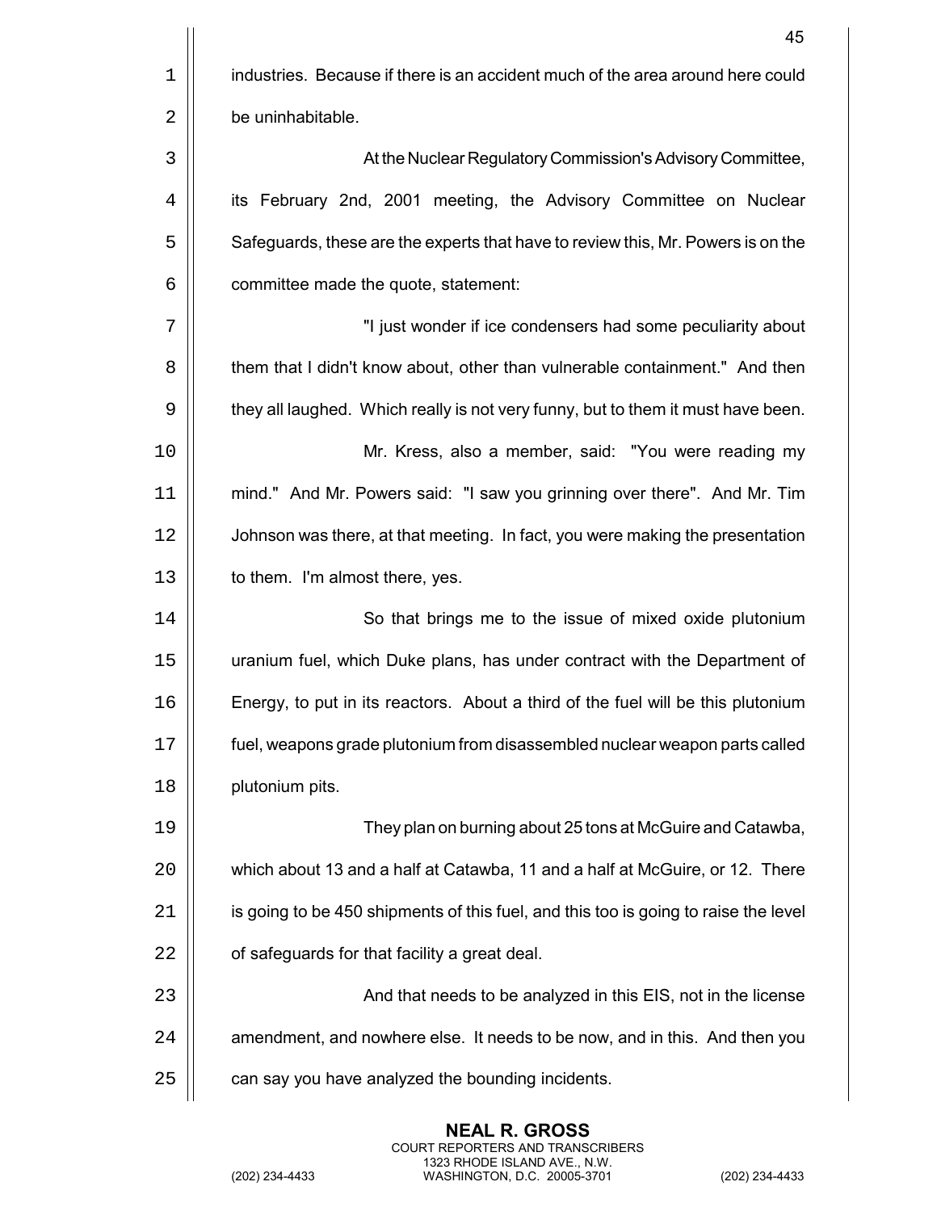industries. Because if there is an accident much of the area around here could be uninhabitable.

At the Nuclear Regulatory Commission's Advisory Committee, its February 2nd, 2001 meeting, the Advisory Committee on Nuclear Safeguards, these are the experts that have to review this, Mr. Powers is on the committee made the quote, statement:

"I just wonder if ice condensers had some peculiarity about them that I didn't know about, other than vulnerable containment." And then they all laughed. Which really is not very funny, but to them it must have been.

Mr. Kress, also a member, said: "You were reading my mind." And Mr. Powers said: "I saw you grinning over there". And Mr. Tim Johnson was there, at that meeting. In fact, you were making the presentation to them. I'm almost there, yes.

So that brings me to the issue of mixed oxide plutonium uranium fuel, which Duke plans, has under contract with the Department of Energy, to put in its reactors. About a third of the fuel will be this plutonium fuel, weapons grade plutonium from disassembled nuclear weapon parts called plutonium pits.

They plan on burning about 25 tons at McGuire and Catawba, which about 13 and a half at Catawba, 11 and a half at McGuire, or 12. There is going to be 450 shipments of this fuel, and this too is going to raise the level of safeguards for that facility a great deal.

And that needs to be analyzed in this EIS, not in the license amendment, and nowhere else. It needs to be now, and in this. And then you can say you have analyzed the bounding incidents.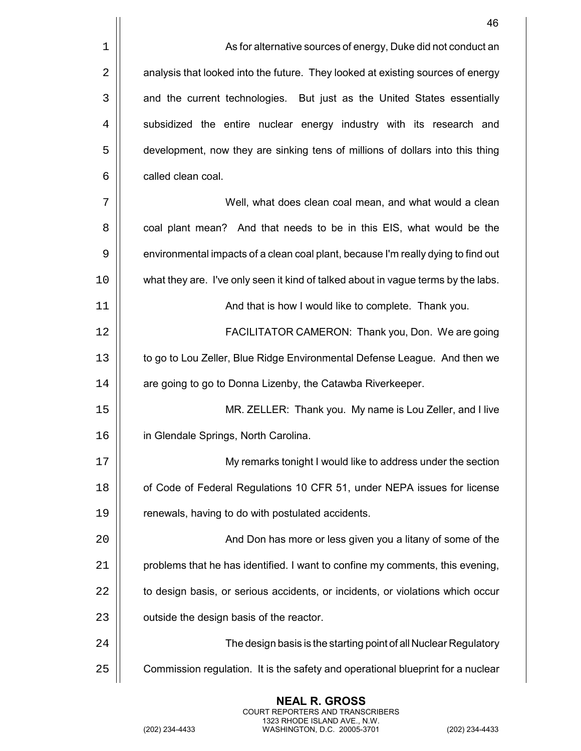As for alternative sources of energy, Duke did not conduct an analysis that looked into the future. They looked at existing sources of energy and the current technologies. But just as the United States essentially subsidized the entire nuclear energy industry with its research and development, now they are sinking tens of millions of dollars into this thing called clean coal.

Well, what does clean coal mean, and what would a clean coal plant mean? And that needs to be in this EIS, what would be the environmental impacts of a clean coal plant, because I'm really dying to find out what they are. I've only seen it kind of talked about in vague terms by the labs.

And that is how I would like to complete. Thank you.

FACILITATOR CAMERON: Thank you, Don. We are going to go to Lou Zeller, Blue Ridge Environmental Defense League. And then we are going to go to Donna Lizenby, the Catawba Riverkeeper.

MR. ZELLER: Thank you. My name is Lou Zeller, and I live in Glendale Springs, North Carolina.

My remarks tonight I would like to address under the section of Code of Federal Regulations 10 CFR 51, under NEPA issues for license renewals, having to do with postulated accidents.

And Don has more or less given you a litany of some of the problems that he has identified. I want to confine my comments, this evening, to design basis, or serious accidents, or incidents, or violations which occur outside the design basis of the reactor.

The design basis is the starting point of all Nuclear Regulatory Commission regulation. It is the safety and operational blueprint for a nuclear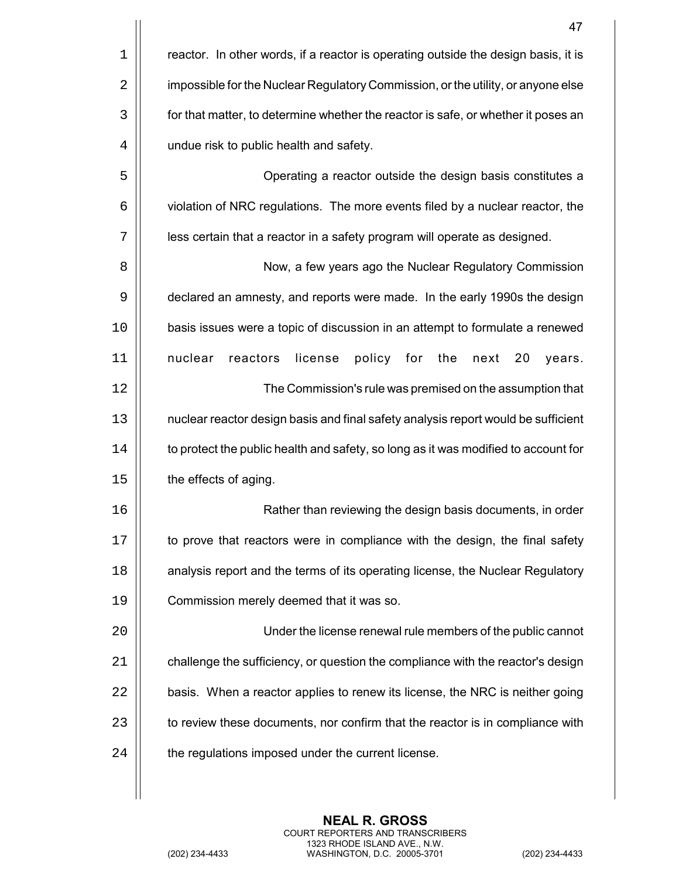reactor. In other words, if a reactor is operating outside the design basis, it is impossible for the Nuclear Regulatory Commission, or the utility, or anyone else for that matter, to determine whether the reactor is safe, or whether it poses an undue risk to public health and safety.

Operating a reactor outside the design basis constitutes a violation of NRC regulations. The more events filed by a nuclear reactor, the less certain that a reactor in a safety program will operate as designed.

Now, a few years ago the Nuclear Regulatory Commission declared an amnesty, and reports were made. In the early 1990s the design basis issues were a topic of discussion in an attempt to formulate a renewed nuclear reactors license policy for the next 20 years.

The Commission's rule was premised on the assumption that nuclear reactor design basis and final safety analysis report would be sufficient to protect the public health and safety, so long as it was modified to account for the effects of aging.

Rather than reviewing the design basis documents, in order to prove that reactors were in compliance with the design, the final safety analysis report and the terms of its operating license, the Nuclear Regulatory Commission merely deemed that it was so.

Under the license renewal rule members of the public cannot challenge the sufficiency, or question the compliance with the reactor's design basis. When a reactor applies to renew its license, the NRC is neither going to review these documents, nor confirm that the reactor is in compliance with the regulations imposed under the current license.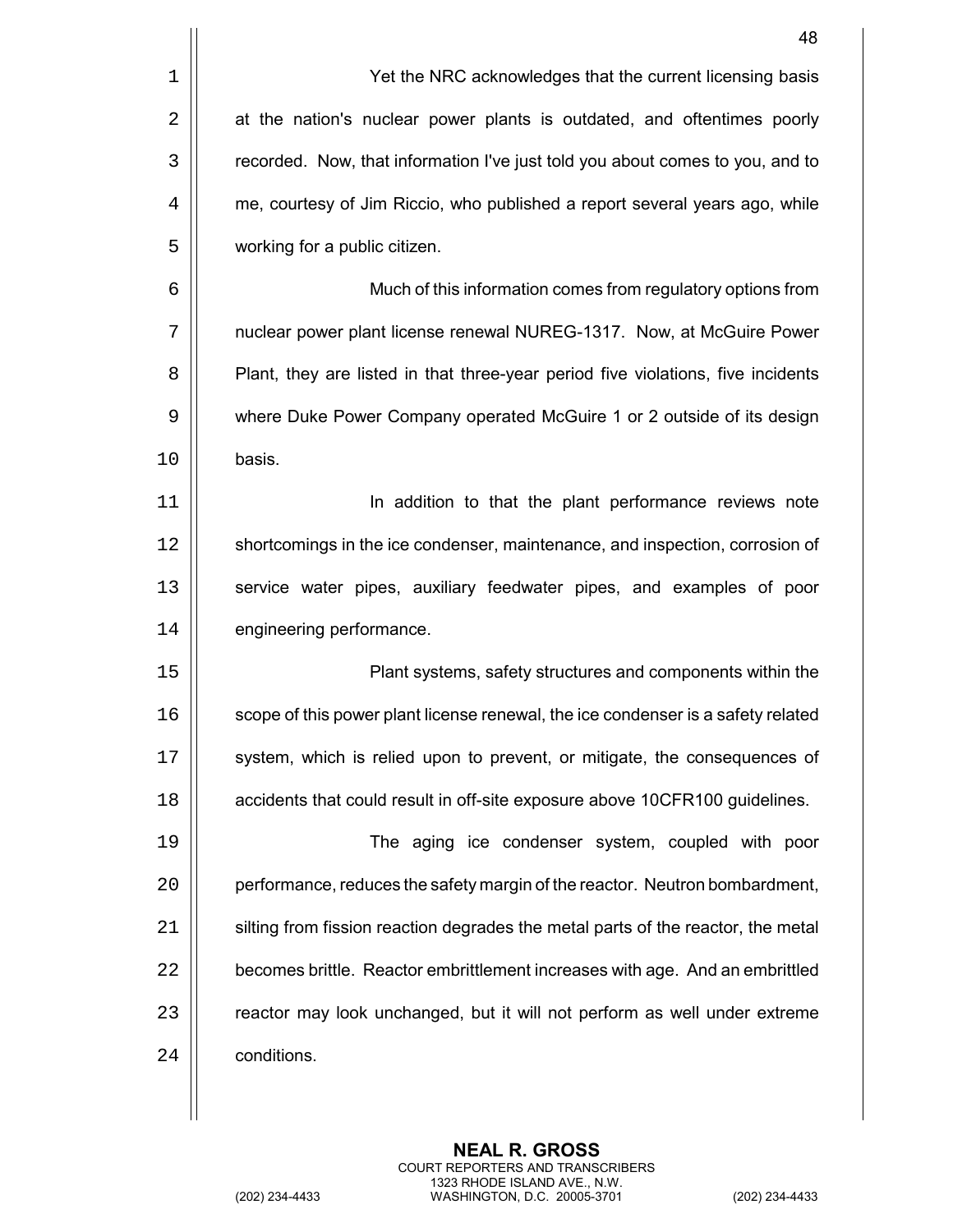Yet the NRC acknowledges that the current licensing basis at the nation's nuclear power plants is outdated, and oftentimes poorly recorded. Now, that information I've just told you about comes to you, and to me, courtesy of Jim Riccio, who published a report several years ago, while working for a public citizen.

Much of this information comes from regulatory options from nuclear power plant license renewal NUREG-1317. Now, at McGuire Power Plant, they are listed in that three-year period five violations, five incidents where Duke Power Company operated McGuire 1 or 2 outside of its design basis.

In addition to that the plant performance reviews note shortcomings in the ice condenser, maintenance, and inspection, corrosion of service water pipes, auxiliary feedwater pipes, and examples of poor engineering performance.

Plant systems, safety structures and components within the scope of this power plant license renewal, the ice condenser is a safety related system, which is relied upon to prevent, or mitigate, the consequences of accidents that could result in off-site exposure above 10CFR100 guidelines.

The aging ice condenser system, coupled with poor performance, reduces the safety margin of the reactor. Neutron bombardment, silting from fission reaction degrades the metal parts of the reactor, the metal becomes brittle. Reactor embrittlement increases with age. And an embrittled reactor may look unchanged, but it will not perform as well under extreme conditions.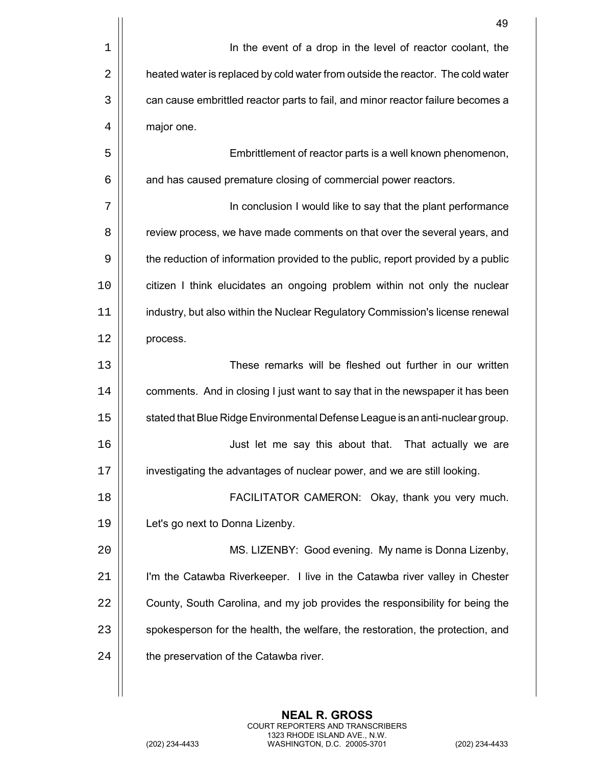In the event of a drop in the level of reactor coolant, the heated water is replaced by cold water from outside the reactor. The cold water can cause embrittled reactor parts to fail, and minor reactor failure becomes a major one.

Embrittlement of reactor parts is a well known phenomenon, and has caused premature closing of commercial power reactors.

In conclusion I would like to say that the plant performance review process, we have made comments on that over the several years, and the reduction of information provided to the public, report provided by a public citizen I think elucidates an ongoing problem within not only the nuclear industry, but also within the Nuclear Regulatory Commission's license renewal process.

These remarks will be fleshed out further in our written comments. And in closing I just want to say that in the newspaper it has been stated that Blue Ridge Environmental Defense League is an anti-nuclear group.

Just let me say this about that. That actually we are investigating the advantages of nuclear power, and we are still looking.

FACILITATOR CAMERON: Okay, thank you very much. Let's go next to Donna Lizenby.

MS. LIZENBY: Good evening. My name is Donna Lizenby, I'm the Catawba Riverkeeper. I live in the Catawba river valley in Chester County, South Carolina, and my job provides the responsibility for being the spokesperson for the health, the welfare, the restoration, the protection, and the preservation of the Catawba river.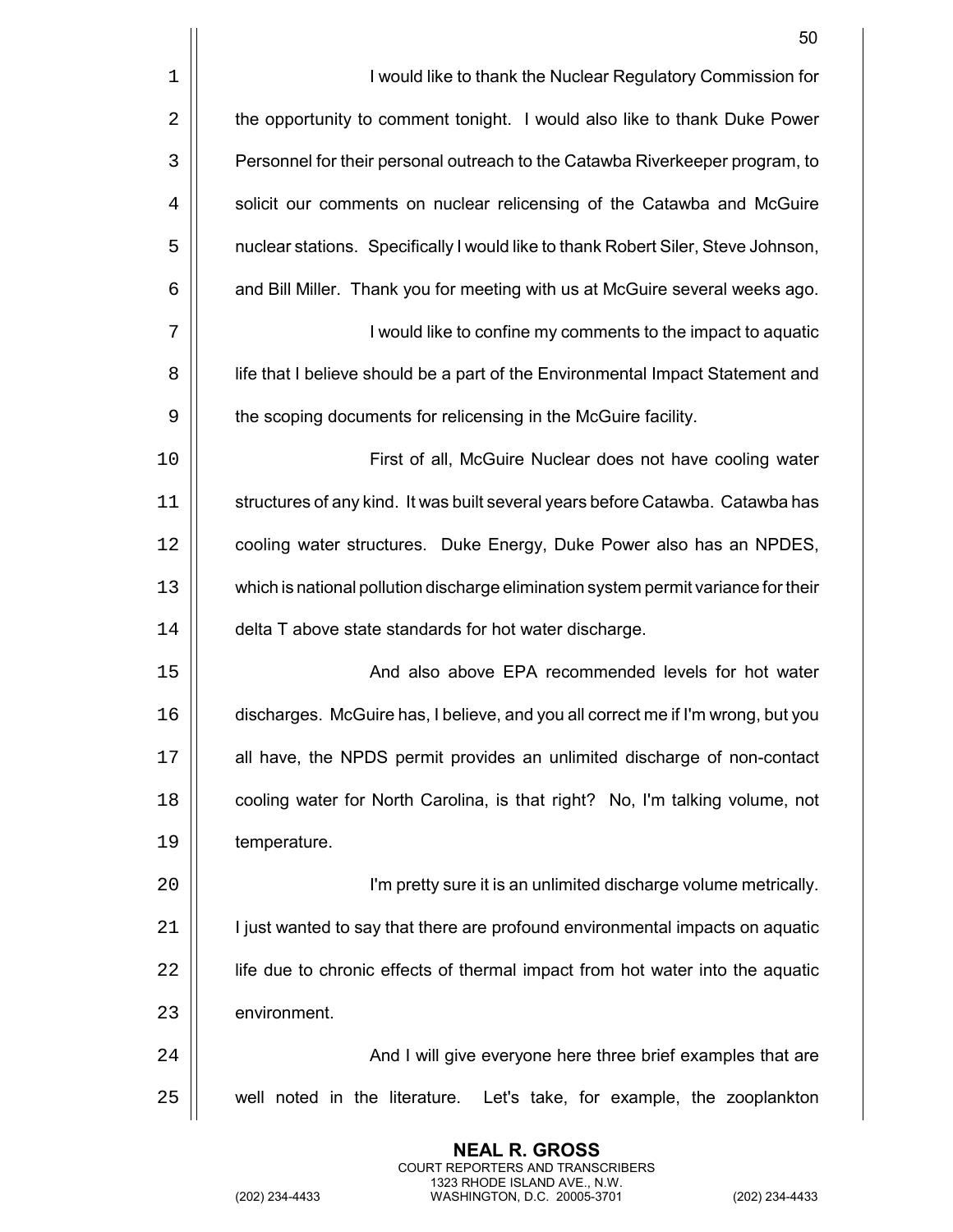I would like to thank the Nuclear Regulatory Commission for the opportunity to comment tonight. I would also like to thank Duke Power Personnel for their personal outreach to the Catawba Riverkeeper program, to solicit our comments on nuclear relicensing of the Catawba and McGuire nuclear stations. Specifically I would like to thank Robert Siler, Steve Johnson, and Bill Miller. Thank you for meeting with us at McGuire several weeks ago.

I would like to confine my comments to the impact to aquatic life that I believe should be a part of the Environmental Impact Statement and the scoping documents for relicensing in the McGuire facility.

First of all, McGuire Nuclear does not have cooling water structures of any kind. It was built several years before Catawba. Catawba has cooling water structures. Duke Energy, Duke Power also has an NPDES, which is national pollution discharge elimination system permit variance for their delta T above state standards for hot water discharge.

And also above EPA recommended levels for hot water discharges. McGuire has, I believe, and you all correct me if I'm wrong, but you all have, the NPDS permit provides an unlimited discharge of non-contact cooling water for North Carolina, is that right? No, I'm talking volume, not temperature.

I'm pretty sure it is an unlimited discharge volume metrically. I just wanted to say that there are profound environmental impacts on aquatic life due to chronic effects of thermal impact from hot water into the aquatic environment.

And I will give everyone here three brief examples that are well noted in the literature. Let's take, for example, the zooplankton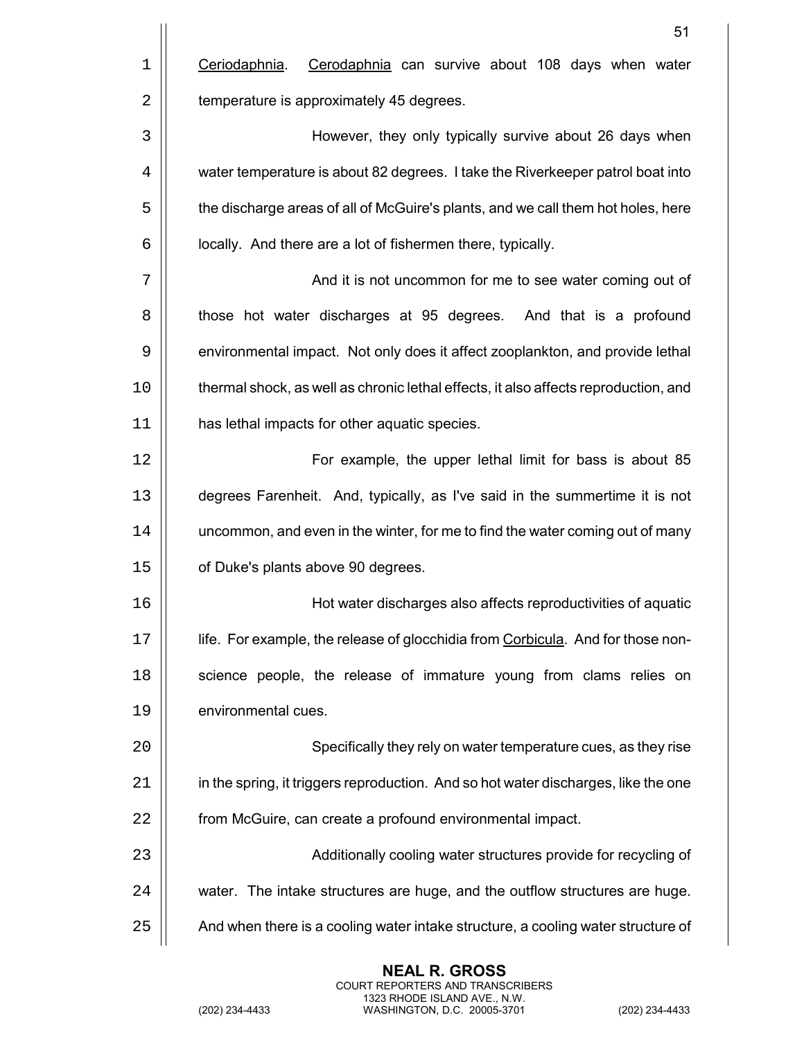*Ceriodaphnia*. *Cerodaphnia* can survive about 108 days when water temperature is approximately 45 degrees.

However, they only typically survive about 26 days when water temperature is about 82 degrees. I take the Riverkeeper patrol boat into the discharge areas of all of McGuire's plants, and we call them hot holes, here locally. And there are a lot of fishermen there, typically.

And it is not uncommon for me to see water coming out of those hot water discharges at 95 degrees. And that is a profound environmental impact. Not only does it affect zooplankton, and provide lethal thermal shock, as well as chronic lethal effects, it also affects reproduction, and has lethal impacts for other aquatic species.

For example, the upper lethal limit for bass is about 85 degrees Farenheit. And, typically, as I've said in the summertime it is not uncommon, and even in the winter, for me to find the water coming out of many of Duke's plants above 90 degrees.

Hot water discharges also affects reproductivities of aquatic life. For example, the release of glocchidia from *Corbicula*. And for those non-science people, the release of immature young from clams relies on environmental cues.

Specifically they rely on water temperature cues, as they rise in the spring, it triggers reproduction. And so hot water discharges, like the one from McGuire, can create a profound environmental impact.

Additionally cooling water structures provide for recycling of water. The intake structures are huge, and the outflow structures are huge. And when there is a cooling water intake structure, a cooling water structure of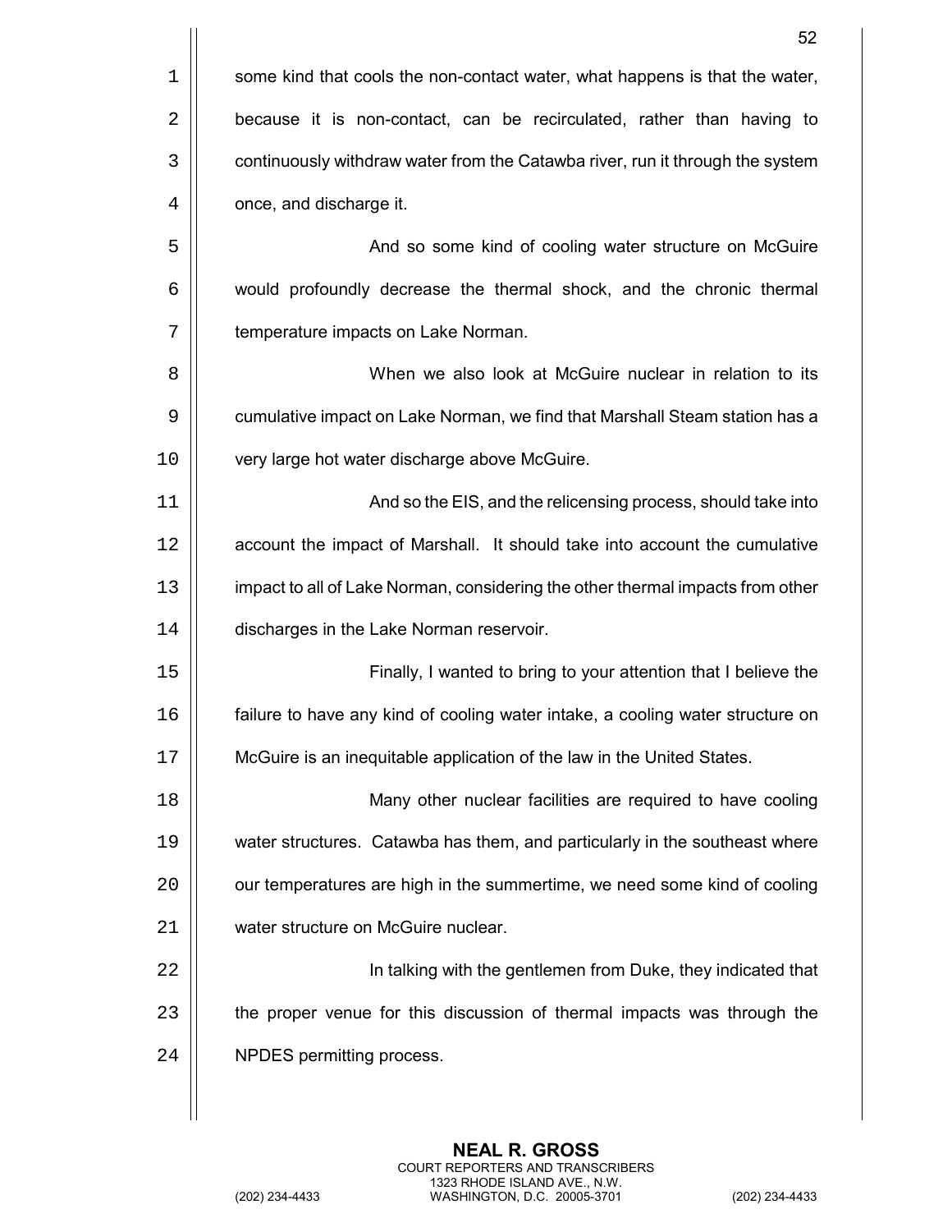some kind that cools the non-contact water, what happens is that the water, because it is non-contact, can be recirculated, rather than having to continuously withdraw water from the Catawba river, run it through the system once, and discharge it.

And so some kind of cooling water structure on McGuire would profoundly decrease the thermal shock, and the chronic thermal temperature impacts on Lake Norman.

When we also look at McGuire nuclear in relation to its cumulative impact on Lake Norman, we find that Marshall Steam station has a very large hot water discharge above McGuire.

And so the EIS, and the relicensing process, should take into account the impact of Marshall. It should take into account the cumulative impact to all of Lake Norman, considering the other thermal impacts from other discharges in the Lake Norman reservoir.

Finally, I wanted to bring to your attention that I believe the failure to have any kind of cooling water intake, a cooling water structure on McGuire is an inequitable application of the law in the United States.

Many other nuclear facilities are required to have cooling water structures. Catawba has them, and particularly in the southeast where our temperatures are high in the summertime, we need some kind of cooling water structure on McGuire nuclear.

In talking with the gentlemen from Duke, they indicated that the proper venue for this discussion of thermal impacts was through the NPDES permitting process.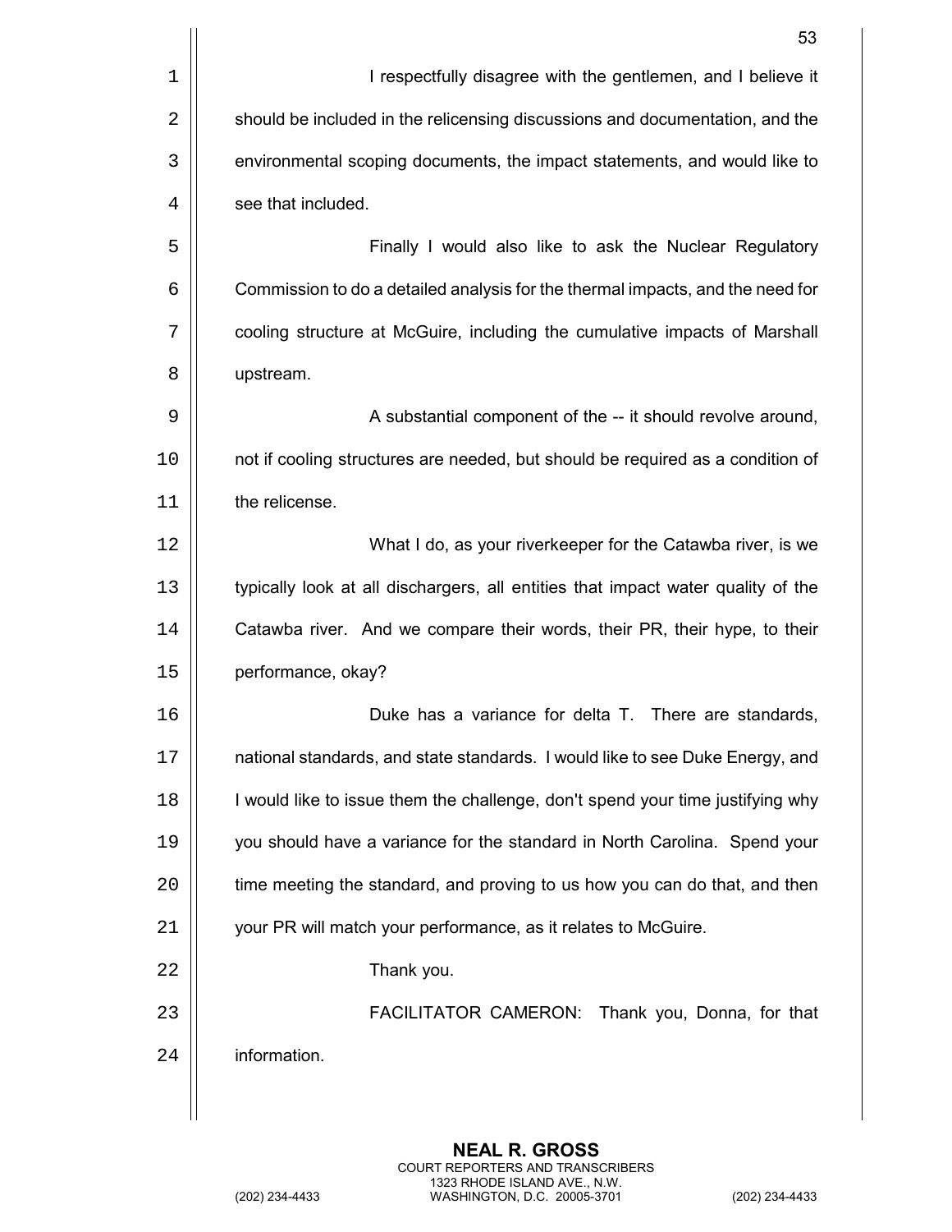I respectfully disagree with the gentlemen, and I believe it should be included in the relicensing discussions and documentation, and the environmental scoping documents, the impact statements, and would like to see that included.

Finally I would also like to ask the Nuclear Regulatory Commission to do a detailed analysis for the thermal impacts, and the need for cooling structure at McGuire, including the cumulative impacts of Marshall upstream.

A substantial component of the -- it should revolve around, not if cooling structures are needed, but should be required as a condition of the relicense.

What I do, as your riverkeeper for the Catawba river, is we typically look at all dischargers, all entities that impact water quality of the Catawba river. And we compare their words, their PR, their hype, to their performance, okay?

Duke has a variance for delta T. There are standards, national standards, and state standards. I would like to see Duke Energy, and I would like to issue them the challenge, don't spend your time justifying why you should have a variance for the standard in North Carolina. Spend your time meeting the standard, and proving to us how you can do that, and then your PR will match your performance, as it relates to McGuire.

Thank you.

FACILITATOR CAMERON: Thank you, Donna, for that information.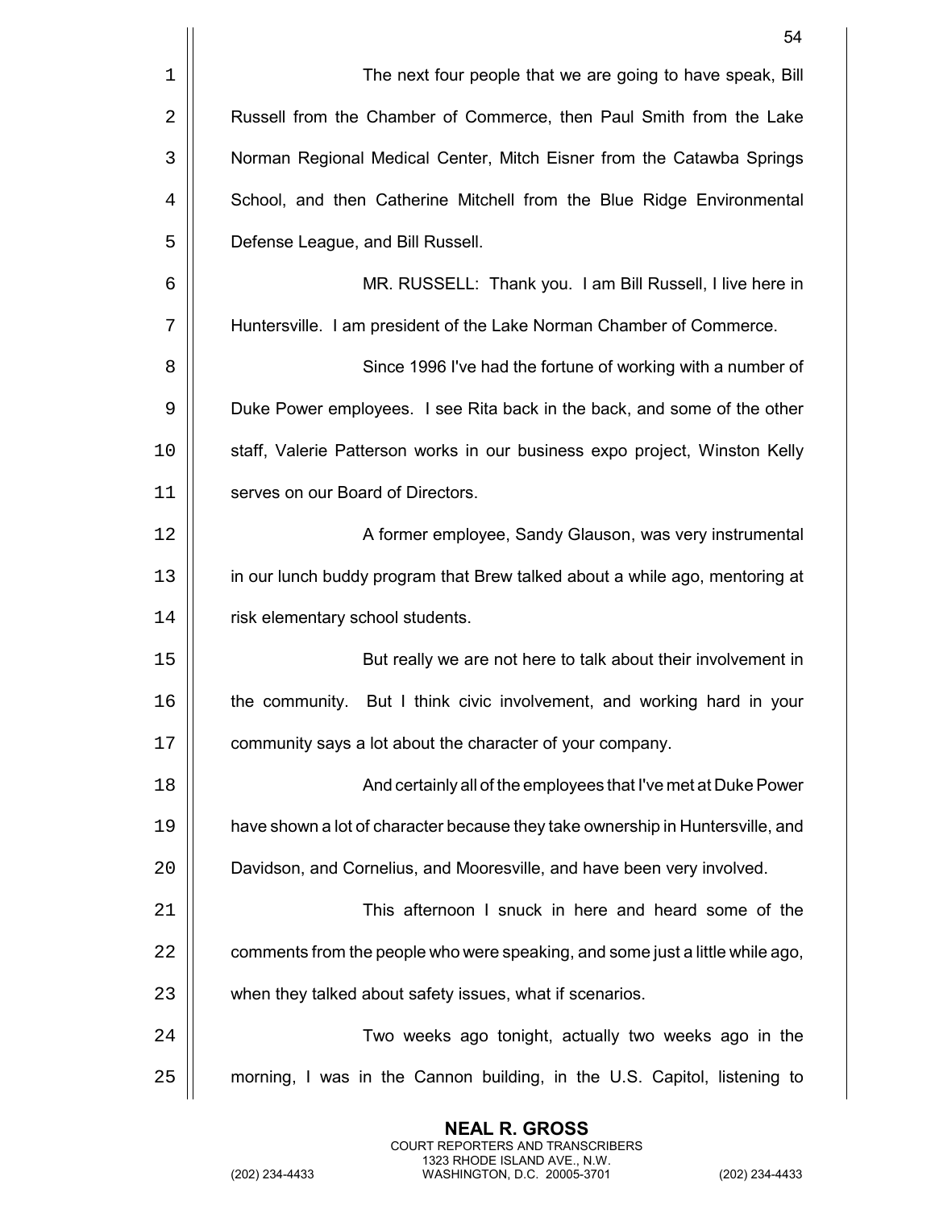The next four people that we are going to have speak, Bill Russell from the Chamber of Commerce, then Paul Smith from the Lake Norman Regional Medical Center, Mitch Eisner from the Catawba Springs School, and then Catherine Mitchell from the Blue Ridge Environmental Defense League, and Bill Russell.

MR. RUSSELL: Thank you. I am Bill Russell, I live here in Huntersville. I am president of the Lake Norman Chamber of Commerce.

Since 1996 I've had the fortune of working with a number of Duke Power employees. I see Rita back in the back, and some of the other staff, Valerie Patterson works in our business expo project, Winston Kelly serves on our Board of Directors.

A former employee, Sandy Glauson, was very instrumental in our lunch buddy program that Brew talked about a while ago, mentoring at risk elementary school students.

But really we are not here to talk about their involvement in the community. But I think civic involvement, and working hard in your community says a lot about the character of your company.

And certainly all of the employees that I've met at Duke Power have shown a lot of character because they take ownership in Huntersville, and Davidson, and Cornelius, and Mooresville, and have been very involved.

This afternoon I snuck in here and heard some of the comments from the people who were speaking, and some just a little while ago, when they talked about safety issues, what if scenarios.

Two weeks ago tonight, actually two weeks ago in the morning, I was in the Cannon building, in the U.S. Capitol, listening to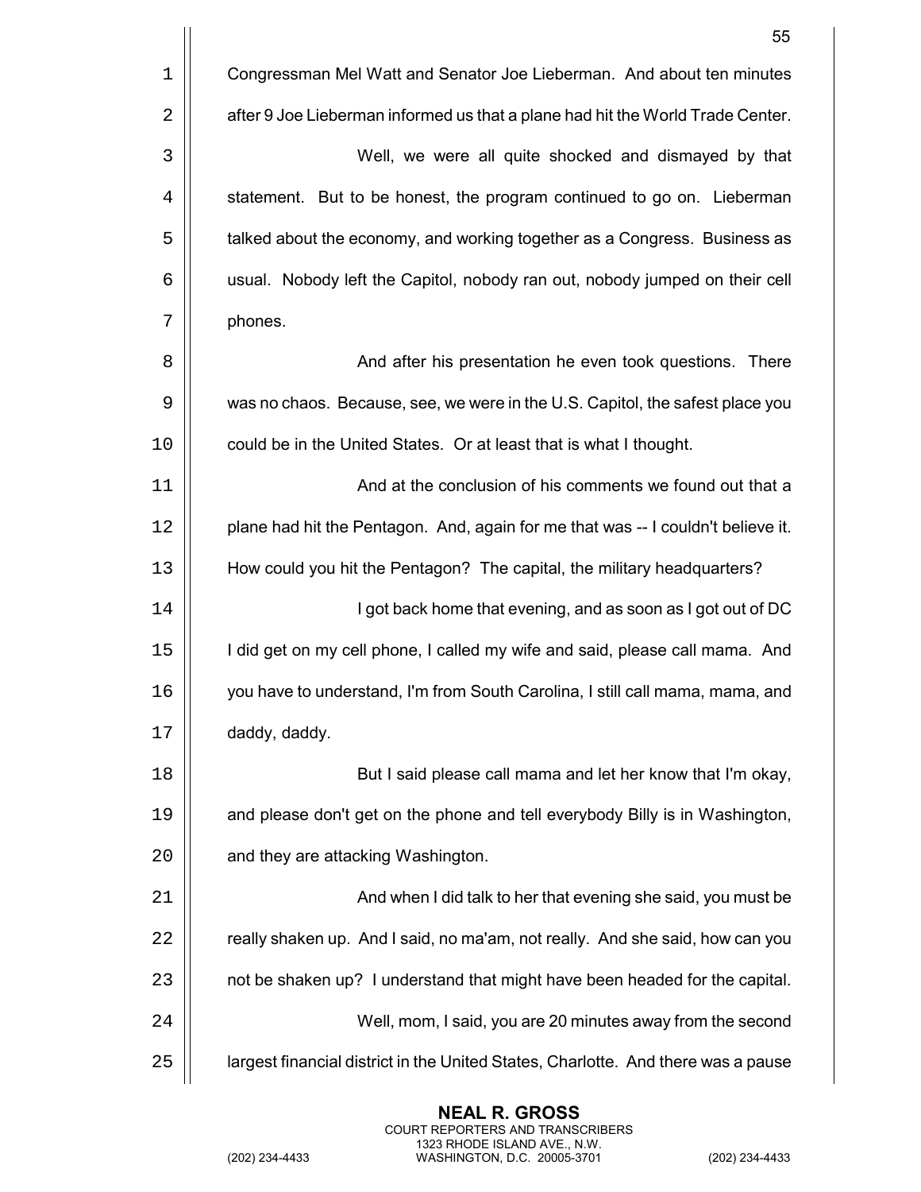Congressman Mel Watt and Senator Joe Lieberman. And about ten minutes after 9 Joe Lieberman informed us that a plane had hit the World Trade Center.

Well, we were all quite shocked and dismayed by that statement. But to be honest, the program continued to go on. Lieberman talked about the economy, and working together as a Congress. Business as usual. Nobody left the Capitol, nobody ran out, nobody jumped on their cell phones.

And after his presentation he even took questions. There was no chaos. Because, see, we were in the U.S. Capitol, the safest place you could be in the United States. Or at least that is what I thought.

And at the conclusion of his comments we found out that a plane had hit the Pentagon. And, again for me that was -- I couldn't believe it. How could you hit the Pentagon? The capital, the military headquarters?

I got back home that evening, and as soon as I got out of DC I did get on my cell phone, I called my wife and said, please call mama. And you have to understand, I'm from South Carolina, I still call mama, mama, and daddy, daddy.

But I said please call mama and let her know that I'm okay, and please don't get on the phone and tell everybody Billy is in Washington, and they are attacking Washington.

And when I did talk to her that evening she said, you must be really shaken up. And I said, no ma'am, not really. And she said, how can you not be shaken up? I understand that might have been headed for the capital.

Well, mom, I said, you are 20 minutes away from the second largest financial district in the United States, Charlotte. And there was a pause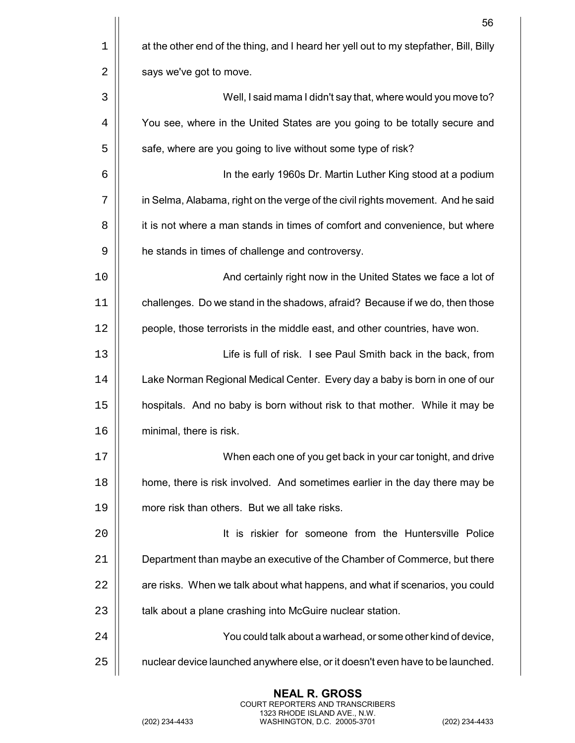at the other end of the thing, and I heard her yell out to my stepfather, Bill, Billy says we've got to move.

Well, I said mama I didn't say that, where would you move to? You see, where in the United States are you going to be totally secure and safe, where are you going to live without some type of risk?

In the early 1960s Dr. Martin Luther King stood at a podium in Selma, Alabama, right on the verge of the civil rights movement. And he said it is not where a man stands in times of comfort and convenience, but where he stands in times of challenge and controversy.

And certainly right now in the United States we face a lot of challenges. Do we stand in the shadows, afraid? Because if we do, then those people, those terrorists in the middle east, and other countries, have won.

Life is full of risk. I see Paul Smith back in the back, from Lake Norman Regional Medical Center. Every day a baby is born in one of our hospitals. And no baby is born without risk to that mother. While it may be minimal, there is risk.

When each one of you get back in your car tonight, and drive home, there is risk involved. And sometimes earlier in the day there may be more risk than others. But we all take risks.

It is riskier for someone from the Huntersville Police Department than maybe an executive of the Chamber of Commerce, but there are risks. When we talk about what happens, and what if scenarios, you could talk about a plane crashing into McGuire nuclear station.

You could talk about a warhead, or some other kind of device, nuclear device launched anywhere else, or it doesn't even have to be launched.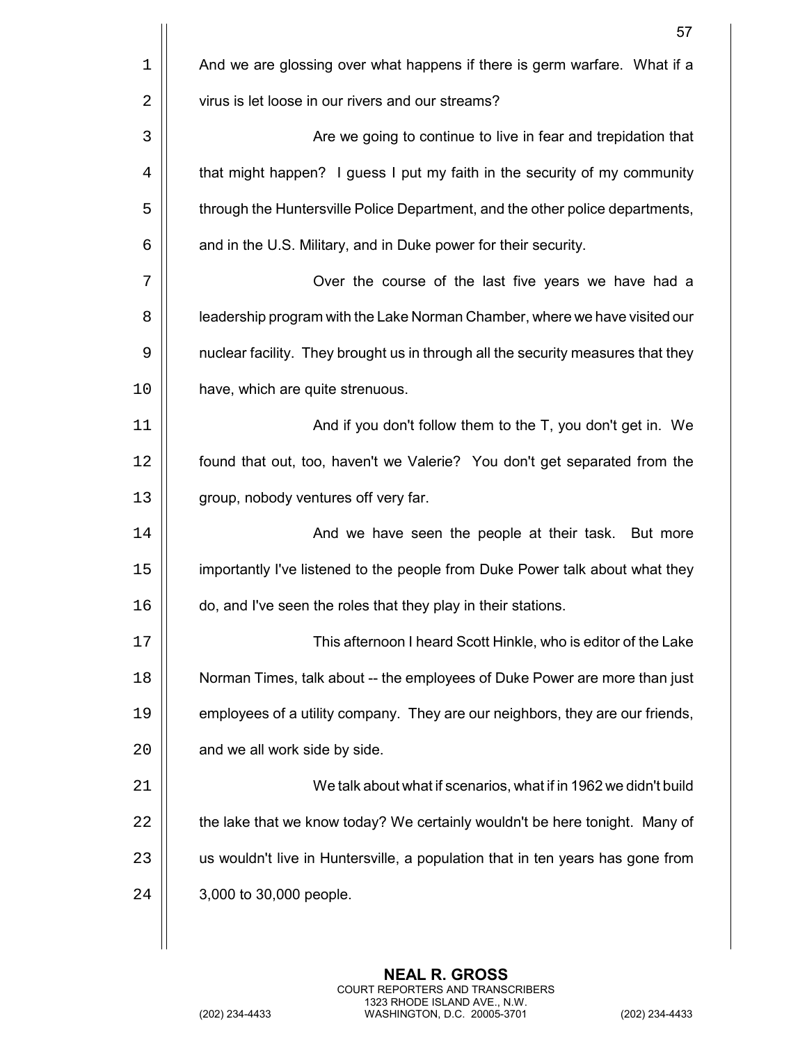And we are glossing over what happens if there is germ warfare. What if a virus is let loose in our rivers and our streams?

Are we going to continue to live in fear and trepidation that that might happen? I guess I put my faith in the security of my community through the Huntersville Police Department, and the other police departments, and in the U.S. Military, and in Duke power for their security.

Over the course of the last five years we have had a leadership program with the Lake Norman Chamber, where we have visited our nuclear facility. They brought us in through all the security measures that they have, which are quite strenuous.

And if you don't follow them to the T, you don't get in. We found that out, too, haven't we Valerie? You don't get separated from the group, nobody ventures off very far.

And we have seen the people at their task. But more importantly I've listened to the people from Duke Power talk about what they do, and I've seen the roles that they play in their stations.

This afternoon I heard Scott Hinkle, who is editor of the Lake Norman Times, talk about -- the employees of Duke Power are more than just employees of a utility company. They are our neighbors, they are our friends, and we all work side by side.

We talk about what if scenarios, what if in 1962 we didn't build the lake that we know today? We certainly wouldn't be here tonight. Many of us wouldn't live in Huntersville, a population that in ten years has gone from 3,000 to 30,000 people.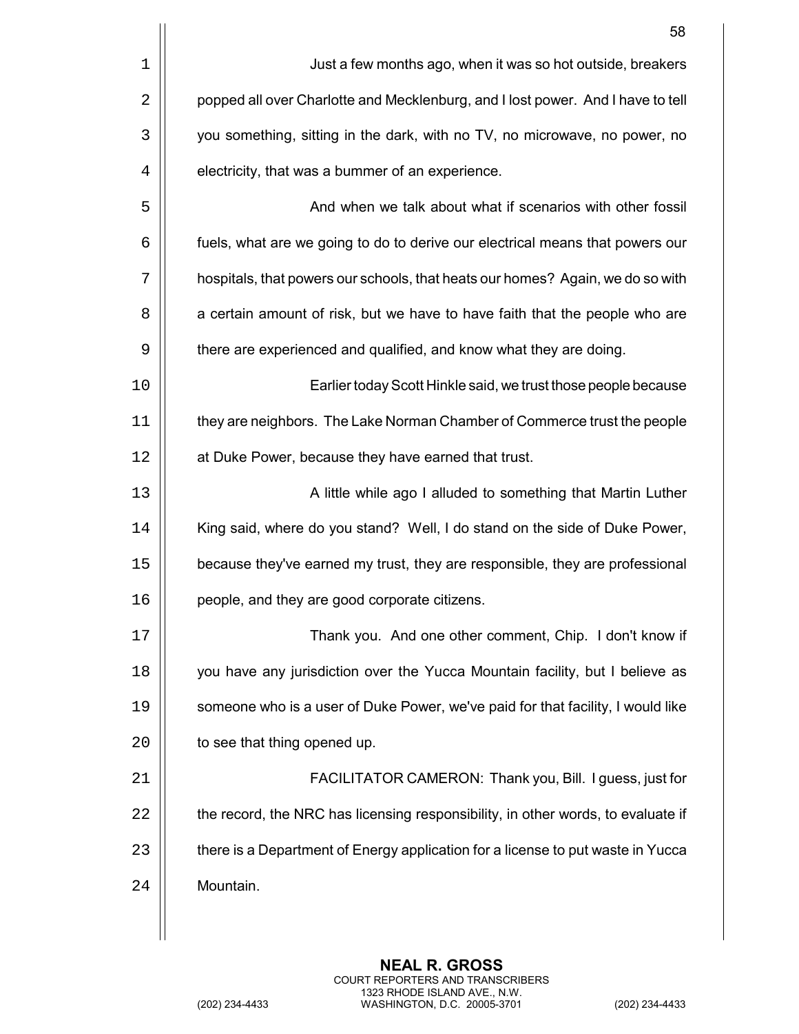Just a few months ago, when it was so hot outside, breakers popped all over Charlotte and Mecklenburg, and I lost power. And I have to tell you something, sitting in the dark, with no TV, no microwave, no power, no electricity, that was a bummer of an experience.

And when we talk about what if scenarios with other fossil fuels, what are we going to do to derive our electrical means that powers our hospitals, that powers our schools, that heats our homes? Again, we do so with a certain amount of risk, but we have to have faith that the people who are there are experienced and qualified, and know what they are doing.

Earlier today Scott Hinkle said, we trust those people because they are neighbors. The Lake Norman Chamber of Commerce trust the people at Duke Power, because they have earned that trust.

A little while ago I alluded to something that Martin Luther King said, where do you stand? Well, I do stand on the side of Duke Power, because they've earned my trust, they are responsible, they are professional people, and they are good corporate citizens.

Thank you. And one other comment, Chip. I don't know if you have any jurisdiction over the Yucca Mountain facility, but I believe as someone who is a user of Duke Power, we've paid for that facility, I would like to see that thing opened up.

FACILITATOR CAMERON: Thank you, Bill. I guess, just for the record, the NRC has licensing responsibility, in other words, to evaluate if there is a Department of Energy application for a license to put waste in Yucca Mountain.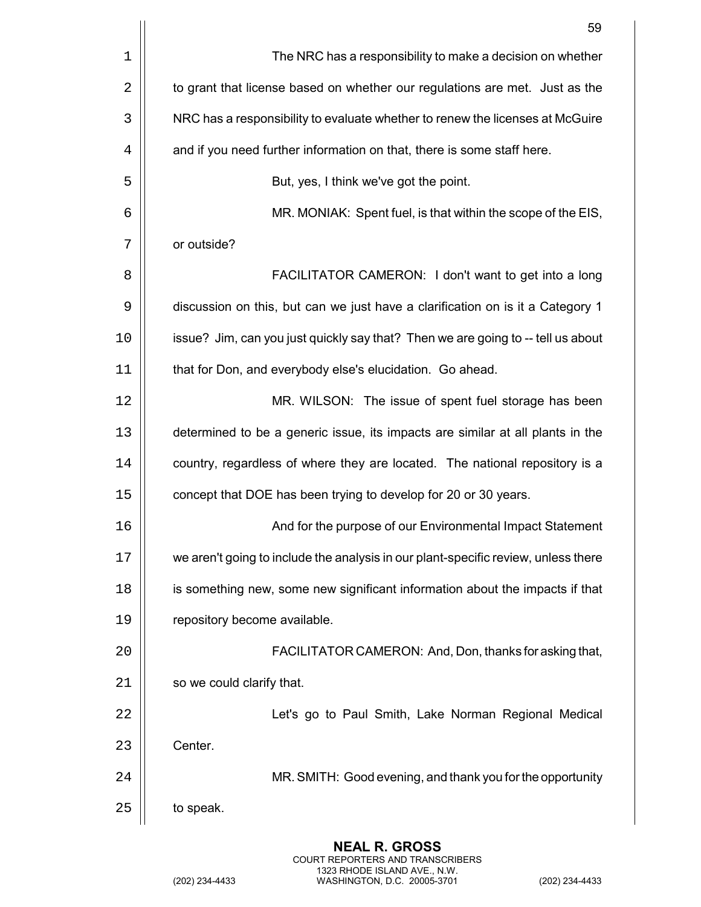The NRC has a responsibility to make a decision on whether to grant that license based on whether our regulations are met. Just as the NRC has a responsibility to evaluate whether to renew the licenses at McGuire and if you need further information on that, there is some staff here.

But, yes, I think we've got the point.

MR. MONIAK: Spent fuel, is that within the scope of the EIS, or outside?

FACILITATOR CAMERON: I don't want to get into a long discussion on this, but can we just have a clarification on is it a Category 1 issue? Jim, can you just quickly say that? Then we are going to -- tell us about that for Don, and everybody else's elucidation. Go ahead.

MR. WILSON: The issue of spent fuel storage has been determined to be a generic issue, its impacts are similar at all plants in the country, regardless of where they are located. The national repository is a concept that DOE has been trying to develop for 20 or 30 years.

And for the purpose of our Environmental Impact Statement we aren't going to include the analysis in our plant-specific review, unless there is something new, some new significant information about the impacts if that repository become available.

FACILITATOR CAMERON: And, Don, thanks for asking that, so we could clarify that.

Let's go to Paul Smith, Lake Norman Regional Medical Center.

MR. SMITH: Good evening, and thank you for the opportunity to speak.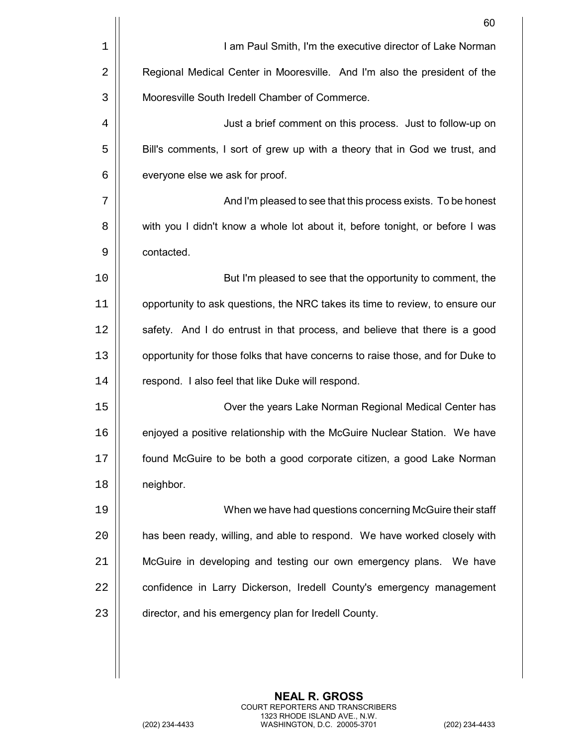I am Paul Smith, I'm the executive director of Lake Norman Regional Medical Center in Mooresville. And I'm also the president of the Mooresville South Iredell Chamber of Commerce.

Just a brief comment on this process. Just to follow-up on Bill's comments, I sort of grew up with a theory that in God we trust, and everyone else we ask for proof.

And I'm pleased to see that this process exists. To be honest with you I didn't know a whole lot about it, before tonight, or before I was contacted.

But I'm pleased to see that the opportunity to comment, the opportunity to ask questions, the NRC takes its time to review, to ensure our safety. And I do entrust in that process, and believe that there is a good opportunity for those folks that have concerns to raise those, and for Duke to respond. I also feel that like Duke will respond.

Over the years Lake Norman Regional Medical Center has enjoyed a positive relationship with the McGuire Nuclear Station. We have found McGuire to be both a good corporate citizen, a good Lake Norman neighbor.

When we have had questions concerning McGuire their staff has been ready, willing, and able to respond. We have worked closely with McGuire in developing and testing our own emergency plans. We have confidence in Larry Dickerson, Iredell County's emergency management director, and his emergency plan for Iredell County.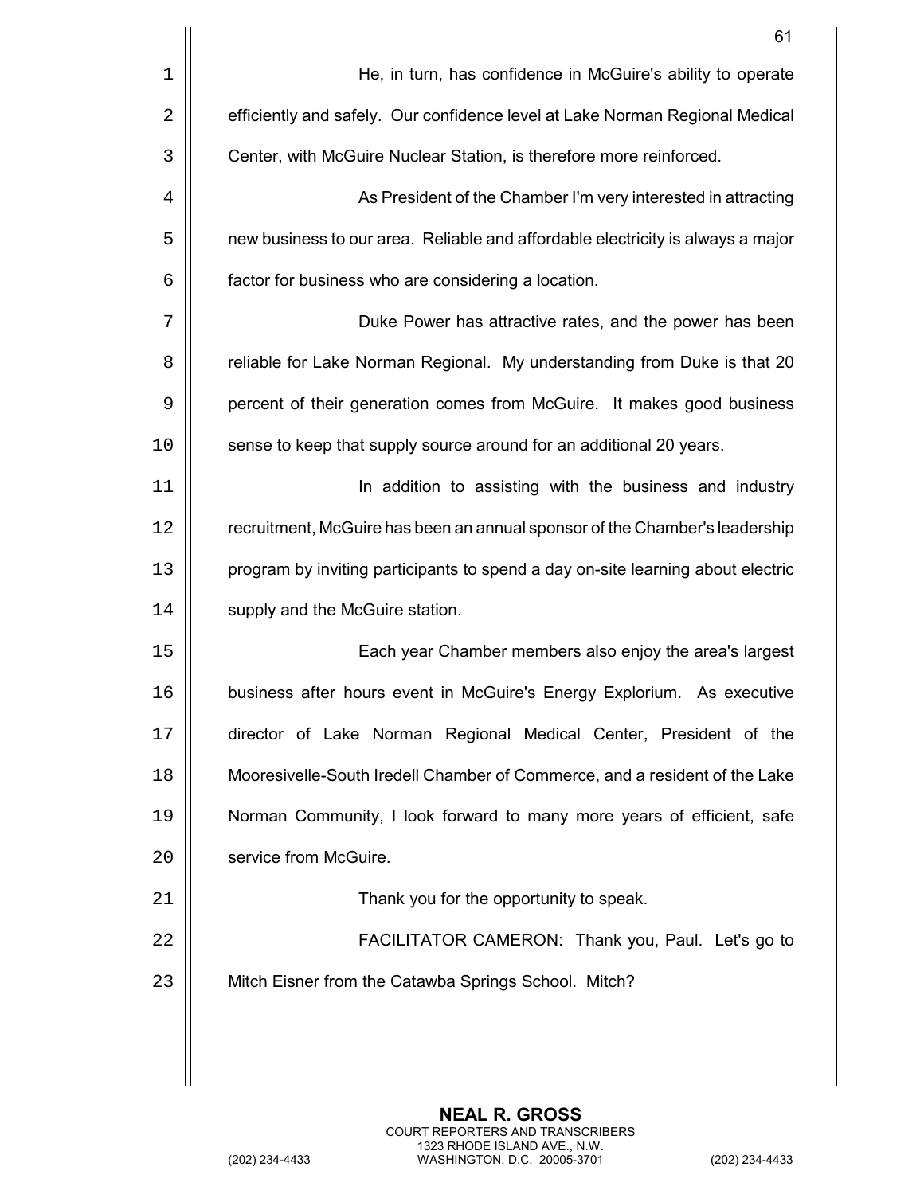He, in turn, has confidence in McGuire's ability to operate efficiently and safely. Our confidence level at Lake Norman Regional Medical Center, with McGuire Nuclear Station, is therefore more reinforced.

As President of the Chamber I'm very interested in attracting new business to our area. Reliable and affordable electricity is always a major factor for business who are considering a location.

Duke Power has attractive rates, and the power has been reliable for Lake Norman Regional. My understanding from Duke is that 20 percent of their generation comes from McGuire. It makes good business sense to keep that supply source around for an additional 20 years.

In addition to assisting with the business and industry recruitment, McGuire has been an annual sponsor of the Chamber's leadership program by inviting participants to spend a day on-site learning about electric supply and the McGuire station.

Each year Chamber members also enjoy the area's largest business after hours event in McGuire's Energy Explorium. As executive director of Lake Norman Regional Medical Center, President of the Mooresivelle-South Iredell Chamber of Commerce, and a resident of the Lake Norman Community, I look forward to many more years of efficient, safe service from McGuire.

Thank you for the opportunity to speak.

FACILITATOR CAMERON: Thank you, Paul. Let's go to Mitch Eisner from the Catawba Springs School. Mitch?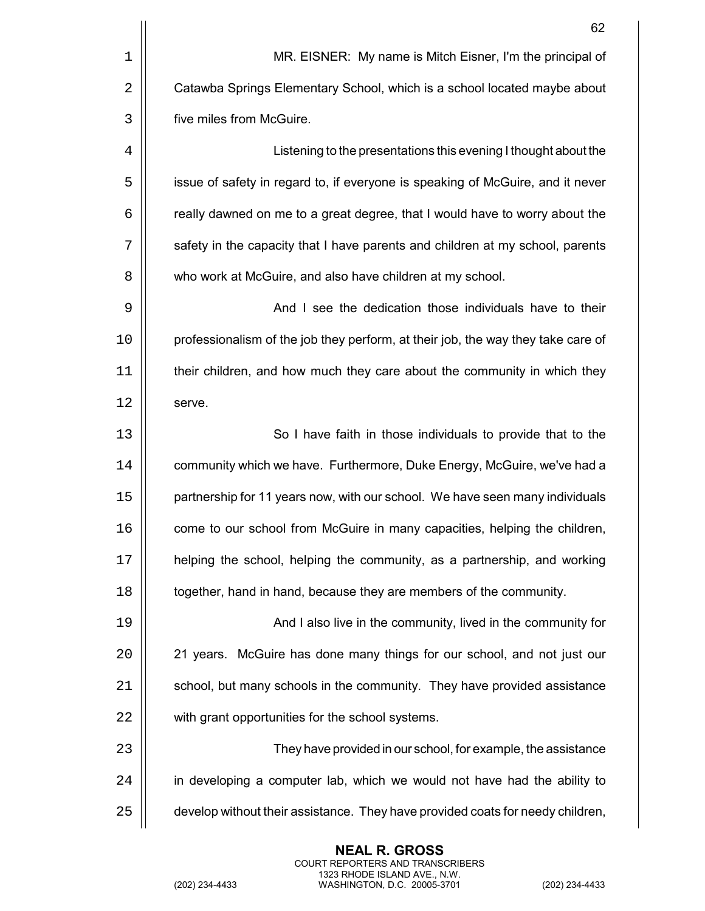MR. EISNER: My name is Mitch Eisner, I'm the principal of Catawba Springs Elementary School, which is a school located maybe about five miles from McGuire.

Listening to the presentations this evening I thought about the issue of safety in regard to, if everyone is speaking of McGuire, and it never really dawned on me to a great degree, that I would have to worry about the safety in the capacity that I have parents and children at my school, parents who work at McGuire, and also have children at my school.

And I see the dedication those individuals have to their professionalism of the job they perform, at their job, the way they take care of their children, and how much they care about the community in which they serve.

So I have faith in those individuals to provide that to the community which we have. Furthermore, Duke Energy, McGuire, we've had a partnership for 11 years now, with our school. We have seen many individuals come to our school from McGuire in many capacities, helping the children, helping the school, helping the community, as a partnership, and working together, hand in hand, because they are members of the community.

And I also live in the community, lived in the community for 21 years. McGuire has done many things for our school, and not just our school, but many schools in the community. They have provided assistance with grant opportunities for the school systems.

They have provided in our school, for example, the assistance in developing a computer lab, which we would not have had the ability to develop without their assistance. They have provided coats for needy children,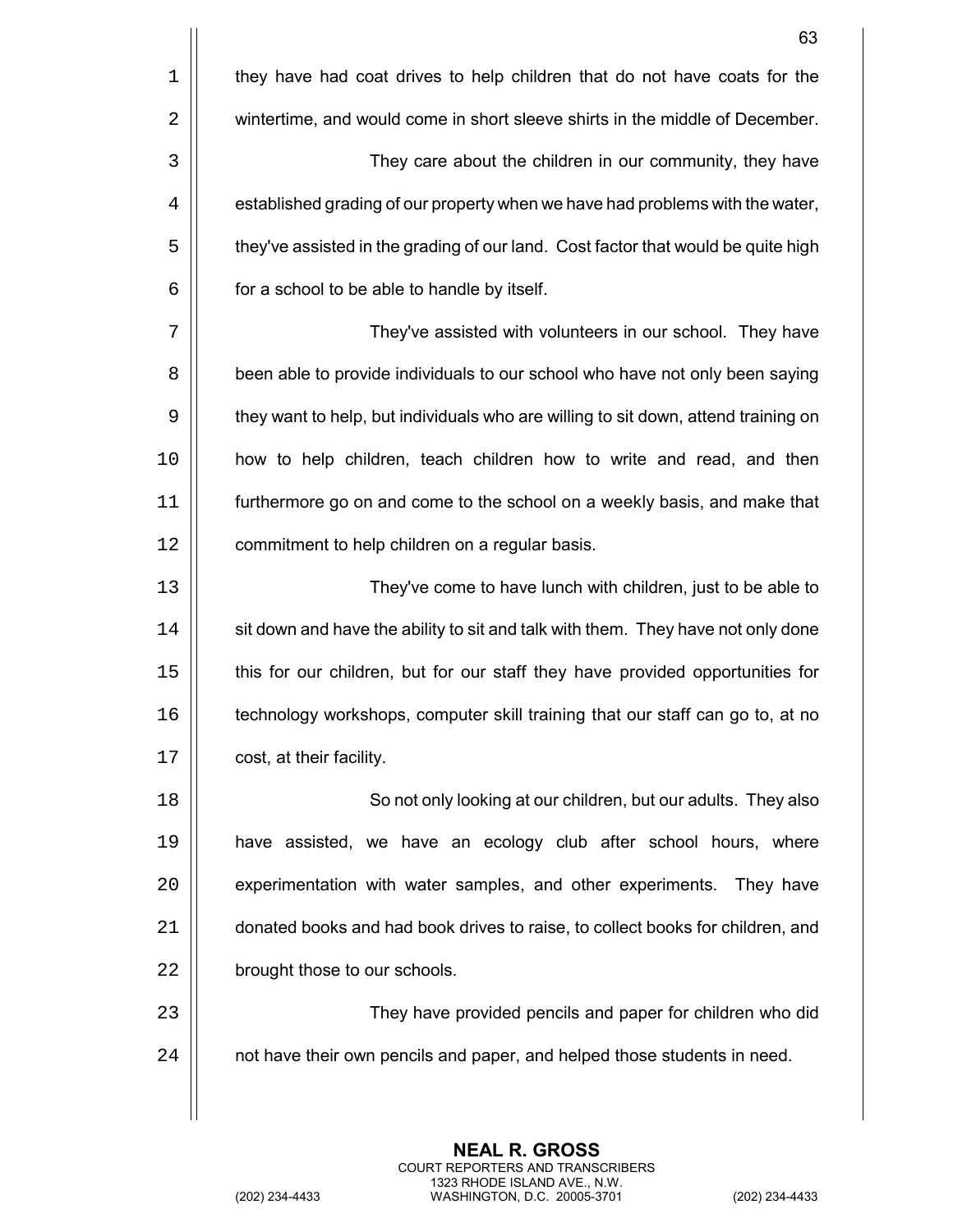they have had coat drives to help children that do not have coats for the wintertime, and would come in short sleeve shirts in the middle of December.

They care about the children in our community, they have established grading of our property when we have had problems with the water, they've assisted in the grading of our land. Cost factor that would be quite high for a school to be able to handle by itself.

They've assisted with volunteers in our school. They have been able to provide individuals to our school who have not only been saying they want to help, but individuals who are willing to sit down, attend training on how to help children, teach children how to write and read, and then furthermore go on and come to the school on a weekly basis, and make that commitment to help children on a regular basis.

They've come to have lunch with children, just to be able to sit down and have the ability to sit and talk with them. They have not only done this for our children, but for our staff they have provided opportunities for technology workshops, computer skill training that our staff can go to, at no cost, at their facility.

So not only looking at our children, but our adults. They also have assisted, we have an ecology club after school hours, where experimentation with water samples, and other experiments. They have donated books and had book drives to raise, to collect books for children, and brought those to our schools.

They have provided pencils and paper for children who did not have their own pencils and paper, and helped those students in need.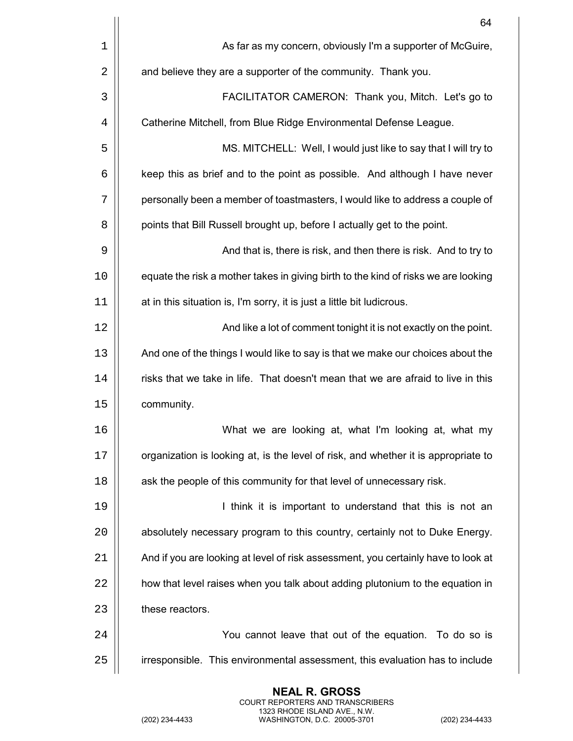As far as my concern, obviously I'm a supporter of McGuire, and believe they are a supporter of the community. Thank you.

FACILITATOR CAMERON: Thank you, Mitch. Let's go to Catherine Mitchell, from Blue Ridge Environmental Defense League.

MS. MITCHELL: Well, I would just like to say that I will try to keep this as brief and to the point as possible. And although I have never personally been a member of toastmasters, I would like to address a couple of points that Bill Russell brought up, before I actually get to the point.

And that is, there is risk, and then there is risk. And to try to equate the risk a mother takes in giving birth to the kind of risks we are looking at in this situation is, I'm sorry, it is just a little bit ludicrous.

And like a lot of comment tonight it is not exactly on the point. And one of the things I would like to say is that we make our choices about the risks that we take in life. That doesn't mean that we are afraid to live in this community.

What we are looking at, what I'm looking at, what my organization is looking at, is the level of risk, and whether it is appropriate to ask the people of this community for that level of unnecessary risk.

I think it is important to understand that this is not an absolutely necessary program to this country, certainly not to Duke Energy. And if you are looking at level of risk assessment, you certainly have to look at how that level raises when you talk about adding plutonium to the equation in these reactors.

You cannot leave that out of the equation. To do so is irresponsible. This environmental assessment, this evaluation has to include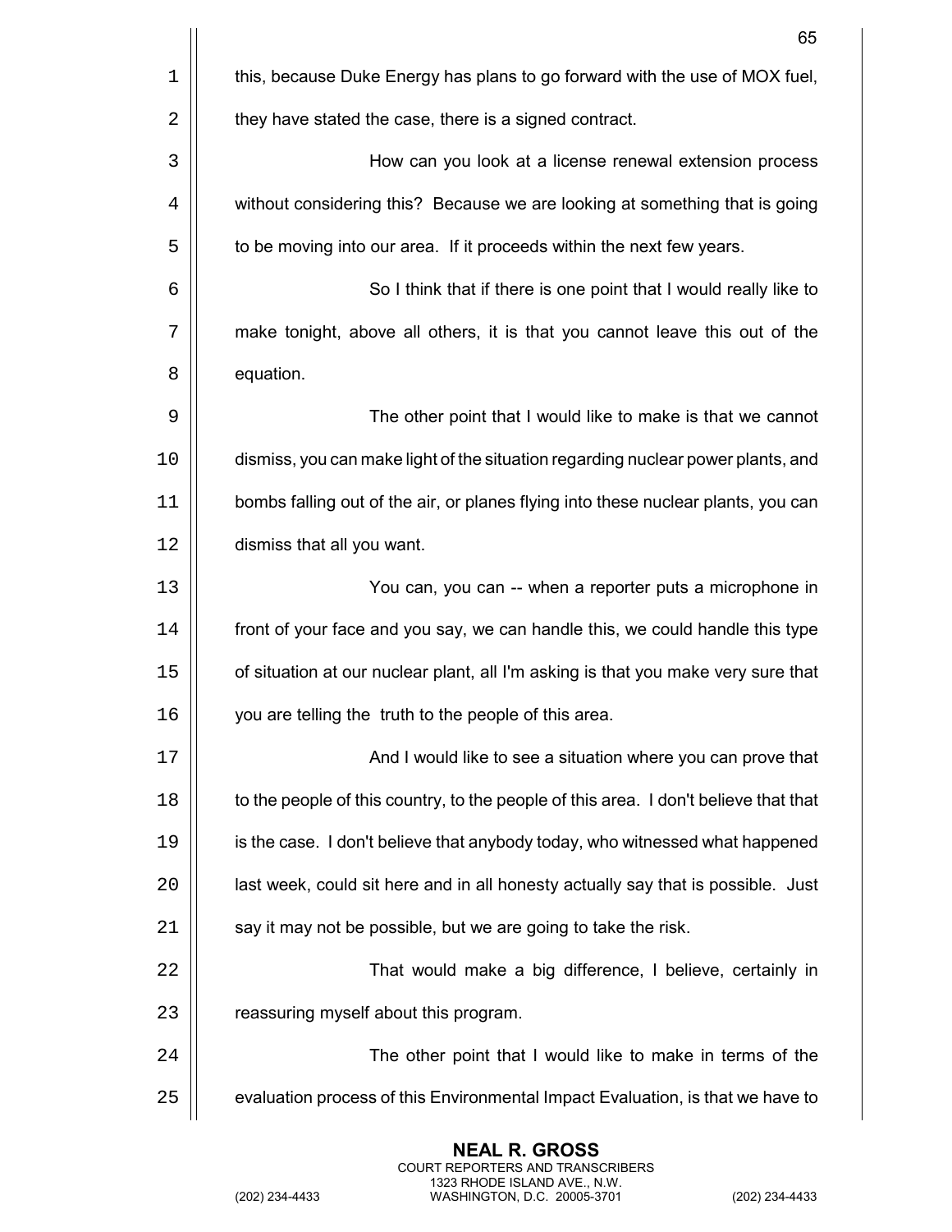this, because Duke Energy has plans to go forward with the use of MOX fuel, they have stated the case, there is a signed contract.

How can you look at a license renewal extension process without considering this? Because we are looking at something that is going to be moving into our area. If it proceeds within the next few years.

So I think that if there is one point that I would really like to make tonight, above all others, it is that you cannot leave this out of the equation.

The other point that I would like to make is that we cannot dismiss, you can make light of the situation regarding nuclear power plants, and bombs falling out of the air, or planes flying into these nuclear plants, you can dismiss that all you want.

You can, you can -- when a reporter puts a microphone in front of your face and you say, we can handle this, we could handle this type of situation at our nuclear plant, all I'm asking is that you make very sure that you are telling the truth to the people of this area.

And I would like to see a situation where you can prove that to the people of this country, to the people of this area. I don't believe that that is the case. I don't believe that anybody today, who witnessed what happened last week, could sit here and in all honesty actually say that is possible. Just say it may not be possible, but we are going to take the risk.

That would make a big difference, I believe, certainly in reassuring myself about this program.

The other point that I would like to make in terms of the evaluation process of this Environmental Impact Evaluation, is that we have to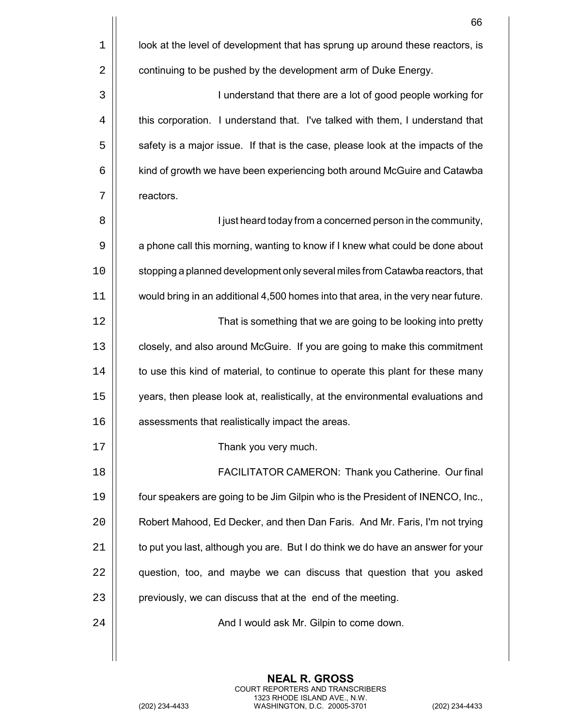look at the level of development that has sprung up around these reactors, is continuing to be pushed by the development arm of Duke Energy.

I understand that there are a lot of good people working for this corporation. I understand that. I've talked with them, I understand that safety is a major issue. If that is the case, please look at the impacts of the kind of growth we have been experiencing both around McGuire and Catawba reactors.

I just heard today from a concerned person in the community, a phone call this morning, wanting to know if I knew what could be done about stopping a planned development only several miles from Catawba reactors, that would bring in an additional 4,500 homes into that area, in the very near future.

That is something that we are going to be looking into pretty closely, and also around McGuire. If you are going to make this commitment to use this kind of material, to continue to operate this plant for these many years, then please look at, realistically, at the environmental evaluations and assessments that realistically impact the areas.

Thank you very much.

FACILITATOR CAMERON: Thank you Catherine. Our final four speakers are going to be Jim Gilpin who is the President of INENCO, Inc., Robert Mahood, Ed Decker, and then Dan Faris. And Mr. Faris, I'm not trying to put you last, although you are. But I do think we do have an answer for your question, too, and maybe we can discuss that question that you asked previously, we can discuss that at the end of the meeting.

And I would ask Mr. Gilpin to come down.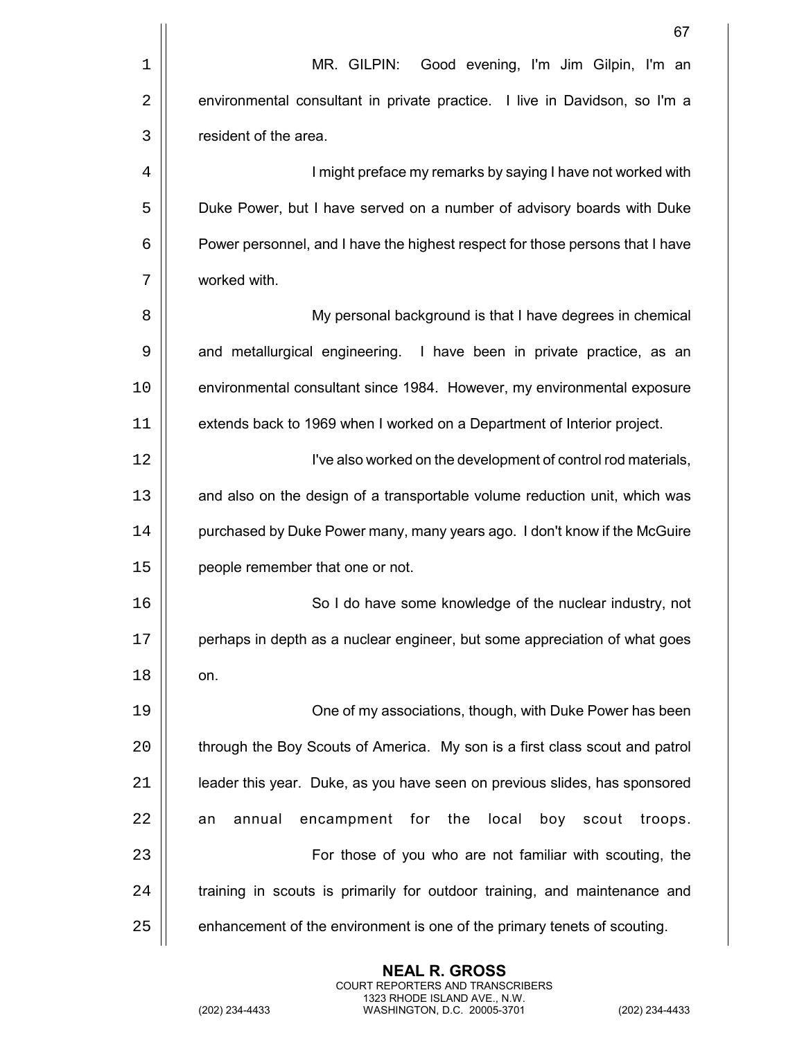MR. GILPIN: Good evening, I'm Jim Gilpin, I'm an environmental consultant in private practice. I live in Davidson, so I'm a resident of the area.

I might preface my remarks by saying I have not worked with Duke Power, but I have served on a number of advisory boards with Duke Power personnel, and I have the highest respect for those persons that I have worked with.

My personal background is that I have degrees in chemical and metallurgical engineering. I have been in private practice, as an environmental consultant since 1984. However, my environmental exposure extends back to 1969 when I worked on a Department of Interior project.

I've also worked on the development of control rod materials, and also on the design of a transportable volume reduction unit, which was purchased by Duke Power many, many years ago. I don't know if the McGuire people remember that one or not.

So I do have some knowledge of the nuclear industry, not perhaps in depth as a nuclear engineer, but some appreciation of what goes on.

One of my associations, though, with Duke Power has been through the Boy Scouts of America. My son is a first class scout and patrol leader this year. Duke, as you have seen on previous slides, has sponsored an annual encampment for the local boy scout troops.

For those of you who are not familiar with scouting, the training in scouts is primarily for outdoor training, and maintenance and enhancement of the environment is one of the primary tenets of scouting.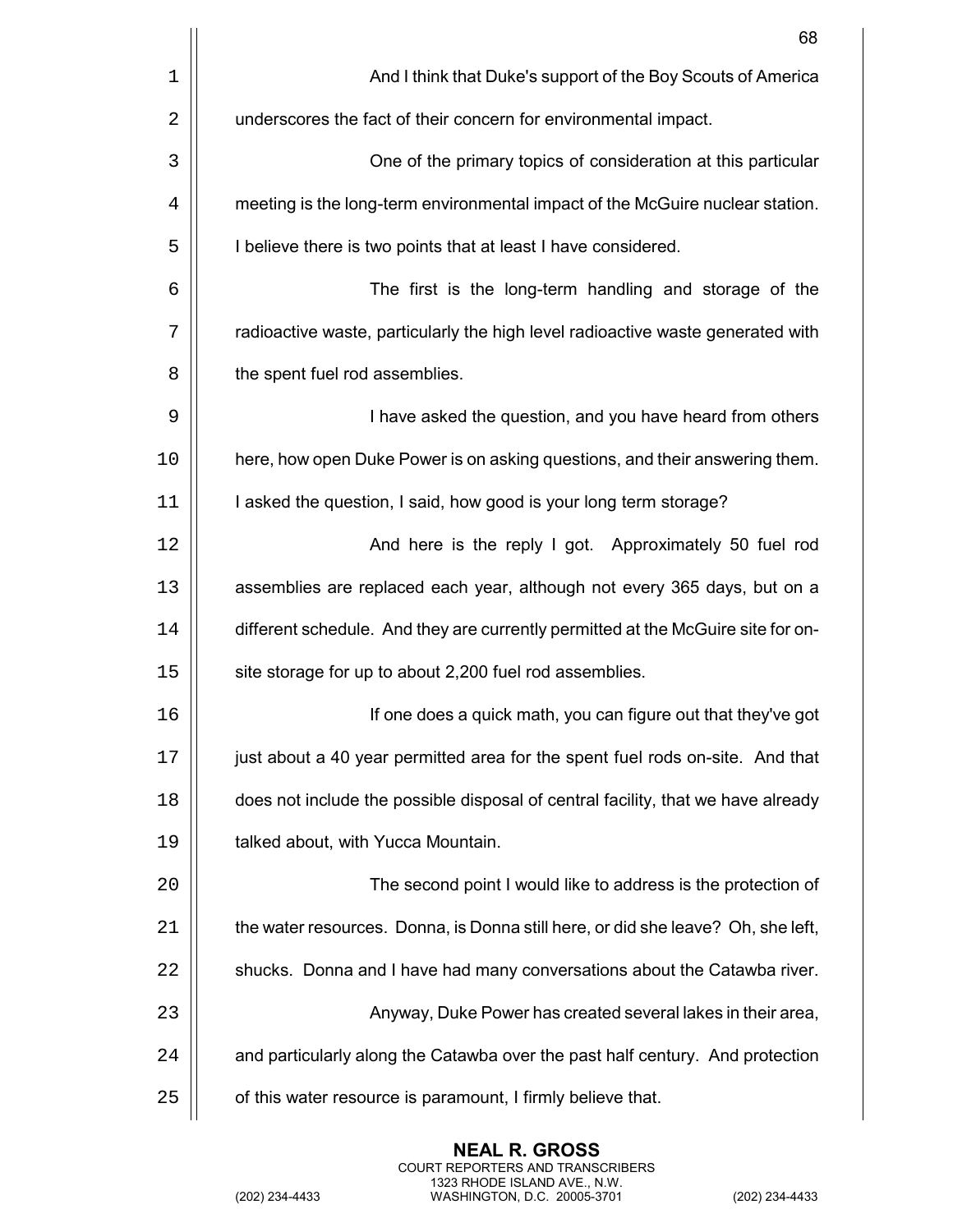And I think that Duke's support of the Boy Scouts of America underscores the fact of their concern for environmental impact.

One of the primary topics of consideration at this particular meeting is the long-term environmental impact of the McGuire nuclear station. I believe there is two points that at least I have considered.

The first is the long-term handling and storage of the radioactive waste, particularly the high level radioactive waste generated with the spent fuel rod assemblies.

I have asked the question, and you have heard from others here, how open Duke Power is on asking questions, and their answering them. I asked the question, I said, how good is your long term storage?

And here is the reply I got. Approximately 50 fuel rod assemblies are replaced each year, although not every 365 days, but on a different schedule. And they are currently permitted at the McGuire site for on-site storage for up to about 2,200 fuel rod assemblies.

If one does a quick math, you can figure out that they've got just about a 40 year permitted area for the spent fuel rods on-site. And that does not include the possible disposal of central facility, that we have already talked about, with Yucca Mountain.

The second point I would like to address is the protection of the water resources. Donna, is Donna still here, or did she leave? Oh, she left, shucks. Donna and I have had many conversations about the Catawba river.

Anyway, Duke Power has created several lakes in their area, and particularly along the Catawba over the past half century. And protection of this water resource is paramount, I firmly believe that.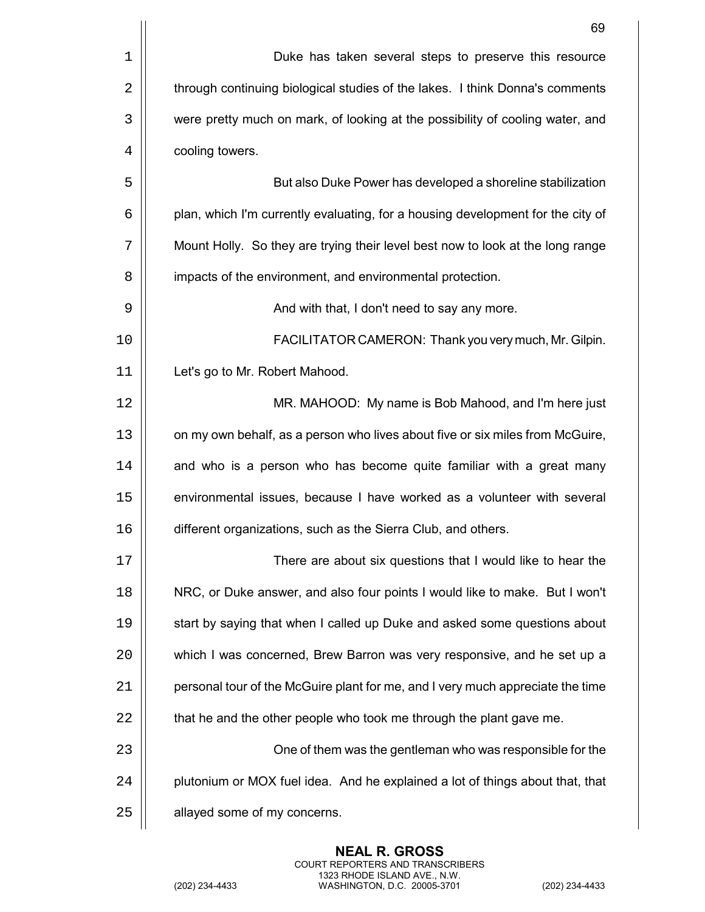Duke has taken several steps to preserve this resource through continuing biological studies of the lakes. I think Donna's comments were pretty much on mark, of looking at the possibility of cooling water, and cooling towers.

But also Duke Power has developed a shoreline stabilization plan, which I'm currently evaluating, for a housing development for the city of Mount Holly. So they are trying their level best now to look at the long range impacts of the environment, and environmental protection.

And with that, I don't need to say any more.

FACILITATOR CAMERON: Thank you very much, Mr. Gilpin. Let's go to Mr. Robert Mahood.

MR. MAHOOD: My name is Bob Mahood, and I'm here just on my own behalf, as a person who lives about five or six miles from McGuire, and who is a person who has become quite familiar with a great many environmental issues, because I have worked as a volunteer with several different organizations, such as the Sierra Club, and others.

There are about six questions that I would like to hear the NRC, or Duke answer, and also four points I would like to make. But I won't start by saying that when I called up Duke and asked some questions about which I was concerned, Brew Barron was very responsive, and he set up a personal tour of the McGuire plant for me, and I very much appreciate the time that he and the other people who took me through the plant gave me.

One of them was the gentleman who was responsible for the plutonium or MOX fuel idea. And he explained a lot of things about that, that allayed some of my concerns.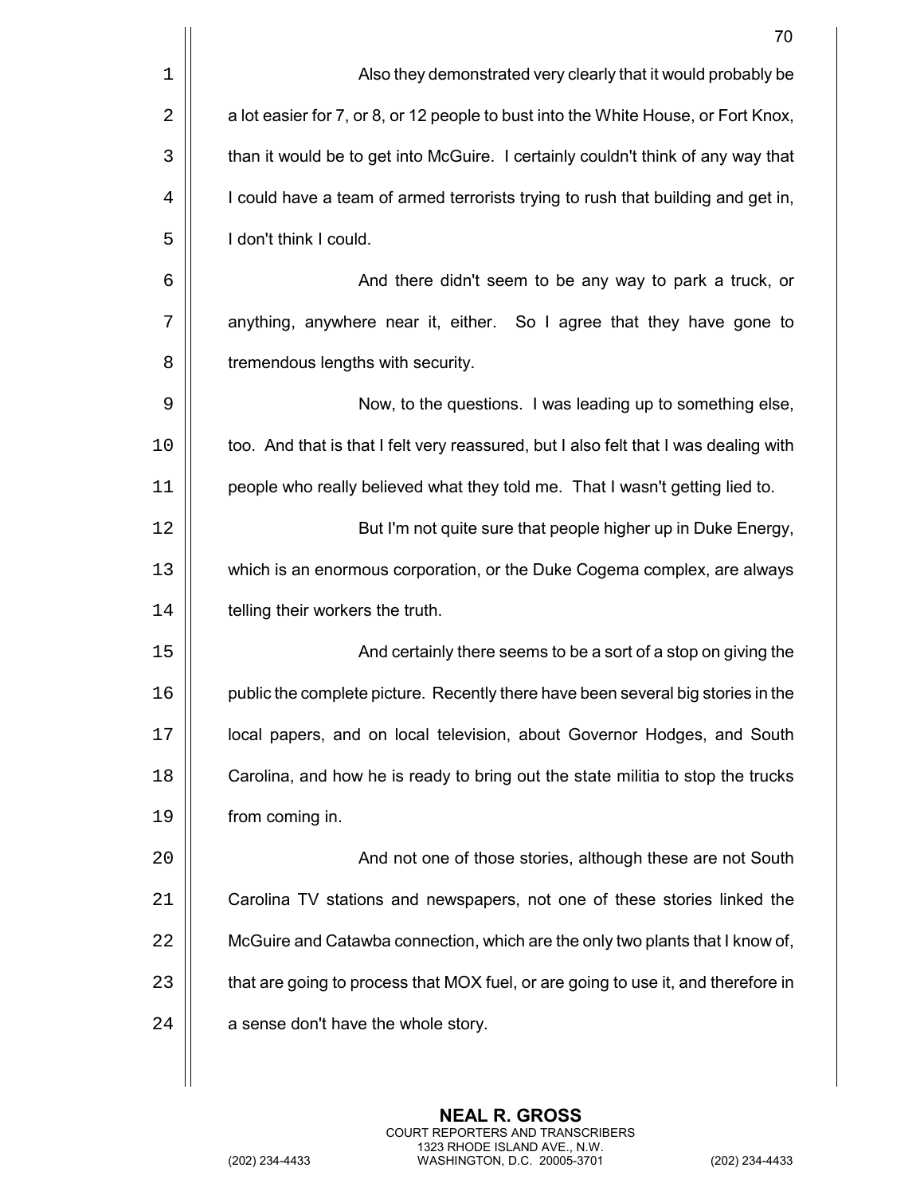Also they demonstrated very clearly that it would probably be a lot easier for 7, or 8, or 12 people to bust into the White House, or Fort Knox, than it would be to get into McGuire. I certainly couldn't think of any way that I could have a team of armed terrorists trying to rush that building and get in, I don't think I could.

And there didn't seem to be any way to park a truck, or anything, anywhere near it, either. So I agree that they have gone to tremendous lengths with security.

Now, to the questions. I was leading up to something else, too. And that is that I felt very reassured, but I also felt that I was dealing with people who really believed what they told me. That I wasn't getting lied to.

But I'm not quite sure that people higher up in Duke Energy, which is an enormous corporation, or the Duke Cogema complex, are always telling their workers the truth.

And certainly there seems to be a sort of a stop on giving the public the complete picture. Recently there have been several big stories in the local papers, and on local television, about Governor Hodges, and South Carolina, and how he is ready to bring out the state militia to stop the trucks from coming in.

And not one of those stories, although these are not South Carolina TV stations and newspapers, not one of these stories linked the McGuire and Catawba connection, which are the only two plants that I know of, that are going to process that MOX fuel, or are going to use it, and therefore in a sense don't have the whole story.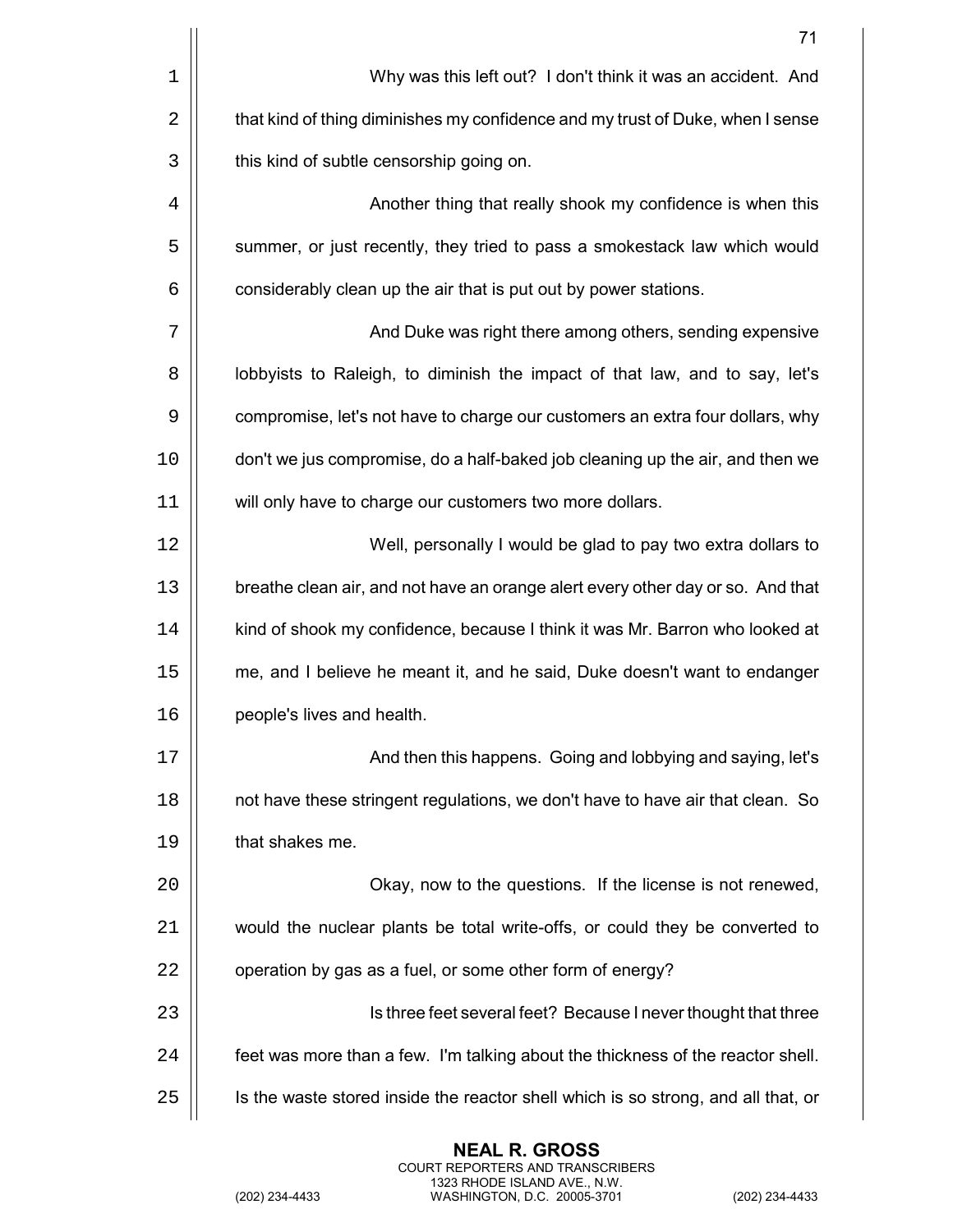Why was this left out? I don't think it was an accident. And that kind of thing diminishes my confidence and my trust of Duke, when I sense this kind of subtle censorship going on.

Another thing that really shook my confidence is when this summer, or just recently, they tried to pass a smokestack law which would considerably clean up the air that is put out by power stations.

And Duke was right there among others, sending expensive lobbyists to Raleigh, to diminish the impact of that law, and to say, let's compromise, let's not have to charge our customers an extra four dollars, why don't we jus compromise, do a half-baked job cleaning up the air, and then we will only have to charge our customers two more dollars.

Well, personally I would be glad to pay two extra dollars to breathe clean air, and not have an orange alert every other day or so. And that kind of shook my confidence, because I think it was Mr. Barron who looked at me, and I believe he meant it, and he said, Duke doesn't want to endanger people's lives and health.

And then this happens. Going and lobbying and saying, let's not have these stringent regulations, we don't have to have air that clean. So that shakes me.

Okay, now to the questions. If the license is not renewed, would the nuclear plants be total write-offs, or could they be converted to operation by gas as a fuel, or some other form of energy?

Is three feet several feet? Because I never thought that three feet was more than a few. I'm talking about the thickness of the reactor shell. Is the waste stored inside the reactor shell which is so strong, and all that, or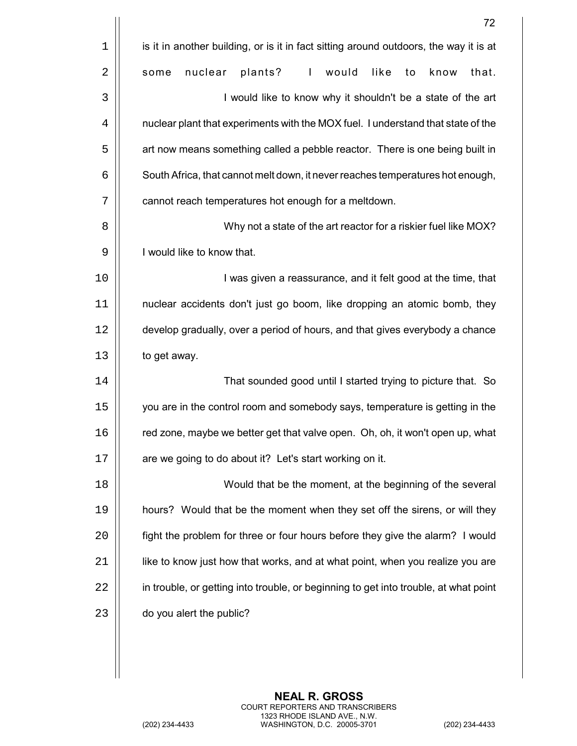is it in another building, or is it in fact sitting around outdoors, the way it is at some nuclear plants? I would like to know that.

I would like to know why it shouldn't be a state of the art nuclear plant that experiments with the MOX fuel. I understand that state of the art now means something called a pebble reactor. There is one being built in South Africa, that cannot melt down, it never reaches temperatures hot enough, cannot reach temperatures hot enough for a meltdown.

Why not a state of the art reactor for a riskier fuel like MOX? I would like to know that.

I was given a reassurance, and it felt good at the time, that nuclear accidents don't just go boom, like dropping an atomic bomb, they develop gradually, over a period of hours, and that gives everybody a chance to get away.

That sounded good until I started trying to picture that. So you are in the control room and somebody says, temperature is getting in the red zone, maybe we better get that valve open. Oh, oh, it won't open up, what are we going to do about it? Let's start working on it.

Would that be the moment, at the beginning of the several hours? Would that be the moment when they set off the sirens, or will they fight the problem for three or four hours before they give the alarm? I would like to know just how that works, and at what point, when you realize you are in trouble, or getting into trouble, or beginning to get into trouble, at what point do you alert the public?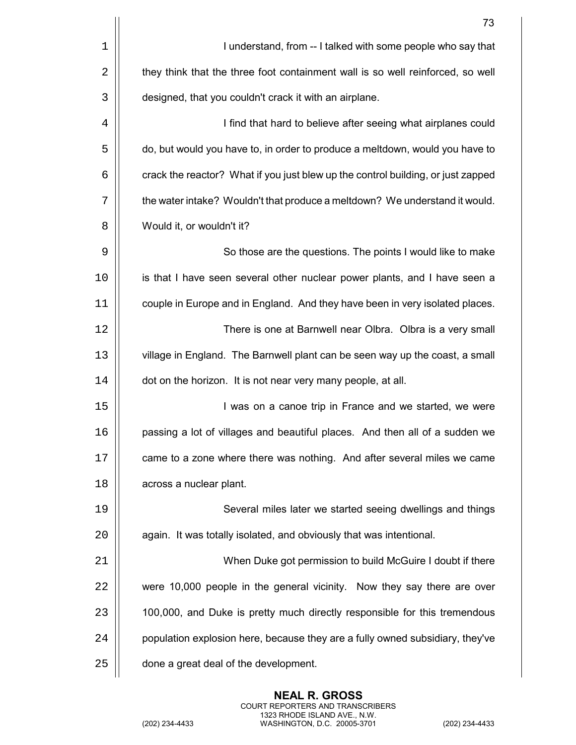I understand, from -- I talked with some people who say that they think that the three foot containment wall is so well reinforced, so well designed, that you couldn't crack it with an airplane.

I find that hard to believe after seeing what airplanes could do, but would you have to, in order to produce a meltdown, would you have to crack the reactor? What if you just blew up the control building, or just zapped the water intake? Wouldn't that produce a meltdown? We understand it would. Would it, or wouldn't it?

So those are the questions. The points I would like to make is that I have seen several other nuclear power plants, and I have seen a couple in Europe and in England. And they have been in very isolated places.

There is one at Barnwell near Olbra. Olbra is a very small village in England. The Barnwell plant can be seen way up the coast, a small dot on the horizon. It is not near very many people, at all.

I was on a canoe trip in France and we started, we were passing a lot of villages and beautiful places. And then all of a sudden we came to a zone where there was nothing. And after several miles we came across a nuclear plant.

Several miles later we started seeing dwellings and things again. It was totally isolated, and obviously that was intentional.

When Duke got permission to build McGuire I doubt if there were 10,000 people in the general vicinity. Now they say there are over 100,000, and Duke is pretty much directly responsible for this tremendous population explosion here, because they are a fully owned subsidiary, they've done a great deal of the development.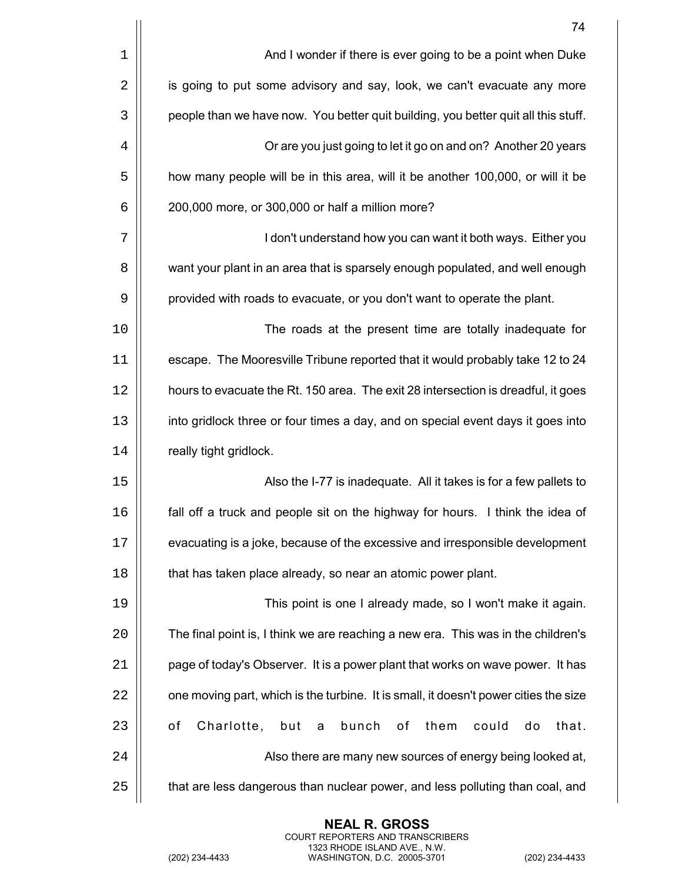And I wonder if there is ever going to be a point when Duke is going to put some advisory and say, look, we can't evacuate any more people than we have now. You better quit building, you better quit all this stuff.

Or are you just going to let it go on and on? Another 20 years how many people will be in this area, will it be another 100,000, or will it be 200,000 more, or 300,000 or half a million more?

I don't understand how you can want it both ways. Either you want your plant in an area that is sparsely enough populated, and well enough provided with roads to evacuate, or you don't want to operate the plant.

The roads at the present time are totally inadequate for escape. The Mooresville Tribune reported that it would probably take 12 to 24 hours to evacuate the Rt. 150 area. The exit 28 intersection is dreadful, it goes into gridlock three or four times a day, and on special event days it goes into really tight gridlock.

Also the I-77 is inadequate. All it takes is for a few pallets to fall off a truck and people sit on the highway for hours. I think the idea of evacuating is a joke, because of the excessive and irresponsible development that has taken place already, so near an atomic power plant.

This point is one I already made, so I won't make it again. The final point is, I think we are reaching a new era. This was in the children's page of today's Observer. It is a power plant that works on wave power. It has one moving part, which is the turbine. It is small, it doesn't power cities the size of Charlotte, but a bunch of them could do that.

Also there are many new sources of energy being looked at, that are less dangerous than nuclear power, and less polluting than coal, and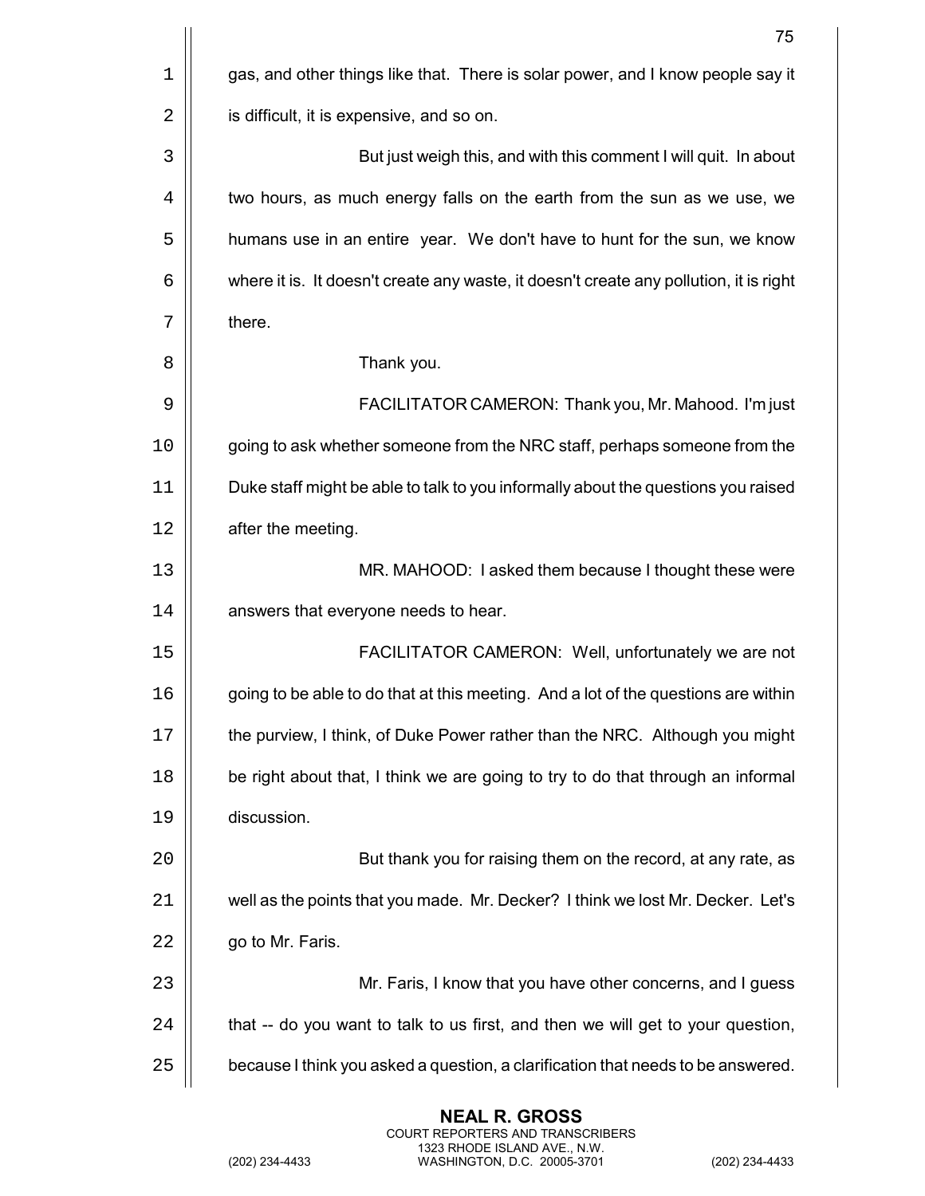gas, and other things like that. There is solar power, and I know people say it is difficult, it is expensive, and so on.

But just weigh this, and with this comment I will quit. In about two hours, as much energy falls on the earth from the sun as we use, we humans use in an entire year. We don't have to hunt for the sun, we know where it is. It doesn't create any waste, it doesn't create any pollution, it is right there.

Thank you.

FACILITATOR CAMERON: Thank you, Mr. Mahood. I'm just going to ask whether someone from the NRC staff, perhaps someone from the Duke staff might be able to talk to you informally about the questions you raised after the meeting.

MR. MAHOOD: I asked them because I thought these were answers that everyone needs to hear.

FACILITATOR CAMERON: Well, unfortunately we are not going to be able to do that at this meeting. And a lot of the questions are within the purview, I think, of Duke Power rather than the NRC. Although you might be right about that, I think we are going to try to do that through an informal discussion.

But thank you for raising them on the record, at any rate, as well as the points that you made. Mr. Decker? I think we lost Mr. Decker. Let's go to Mr. Faris.

Mr. Faris, I know that you have other concerns, and I guess that -- do you want to talk to us first, and then we will get to your question, because I think you asked a question, a clarification that needs to be answered.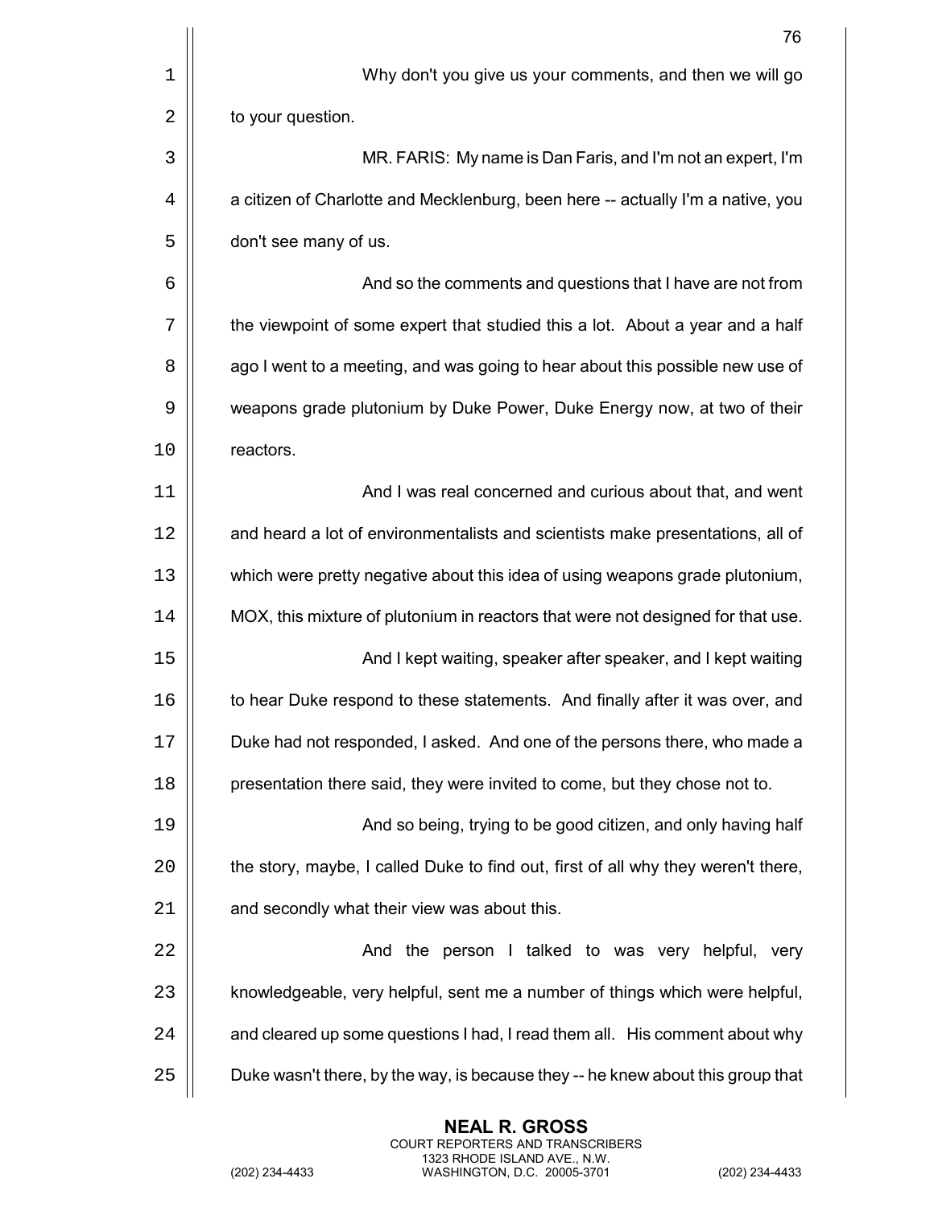Why don't you give us your comments, and then we will go to your question.

MR. FARIS: My name is Dan Faris, and I'm not an expert, I'm a citizen of Charlotte and Mecklenburg, been here -- actually I'm a native, you don't see many of us.

And so the comments and questions that I have are not from the viewpoint of some expert that studied this a lot. About a year and a half ago I went to a meeting, and was going to hear about this possible new use of weapons grade plutonium by Duke Power, Duke Energy now, at two of their reactors.

And I was real concerned and curious about that, and went and heard a lot of environmentalists and scientists make presentations, all of which were pretty negative about this idea of using weapons grade plutonium, MOX, this mixture of plutonium in reactors that were not designed for that use.

And I kept waiting, speaker after speaker, and I kept waiting to hear Duke respond to these statements. And finally after it was over, and Duke had not responded, I asked. And one of the persons there, who made a presentation there said, they were invited to come, but they chose not to.

And so being, trying to be good citizen, and only having half the story, maybe, I called Duke to find out, first of all why they weren't there, and secondly what their view was about this.

And the person I talked to was very helpful, very knowledgeable, very helpful, sent me a number of things which were helpful, and cleared up some questions I had, I read them all. His comment about why Duke wasn't there, by the way, is because they -- he knew about this group that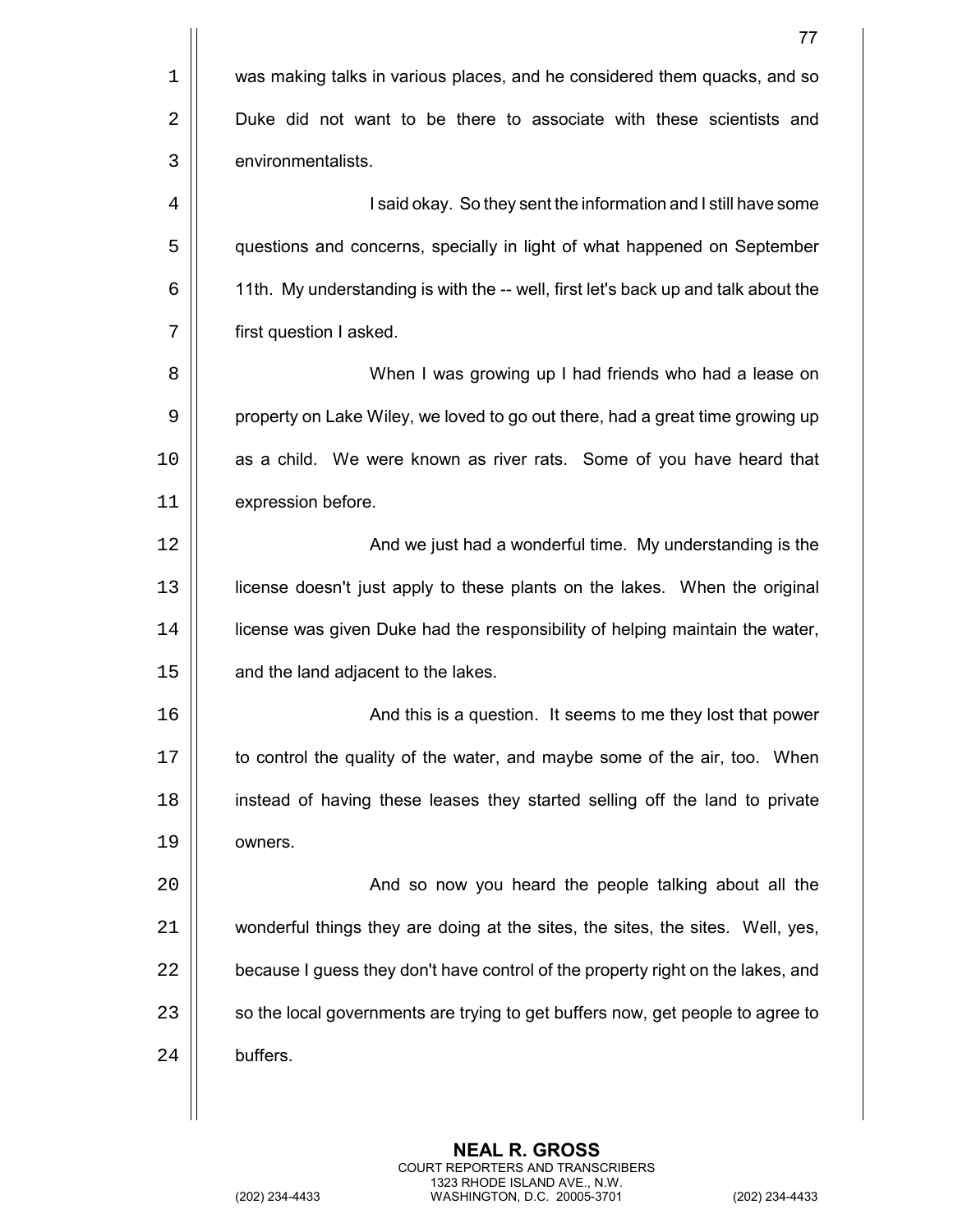was making talks in various places, and he considered them quacks, and so Duke did not want to be there to associate with these scientists and environmentalists.

I said okay. So they sent the information and I still have some questions and concerns, specially in light of what happened on September 11th. My understanding is with the -- well, first let's back up and talk about the first question I asked.

When I was growing up I had friends who had a lease on property on Lake Wiley, we loved to go out there, had a great time growing up as a child. We were known as river rats. Some of you have heard that expression before.

And we just had a wonderful time. My understanding is the license doesn't just apply to these plants on the lakes. When the original license was given Duke had the responsibility of helping maintain the water, and the land adjacent to the lakes.

And this is a question. It seems to me they lost that power to control the quality of the water, and maybe some of the air, too. When instead of having these leases they started selling off the land to private owners.

And so now you heard the people talking about all the wonderful things they are doing at the sites, the sites, the sites. Well, yes, because I guess they don't have control of the property right on the lakes, and so the local governments are trying to get buffers now, get people to agree to buffers.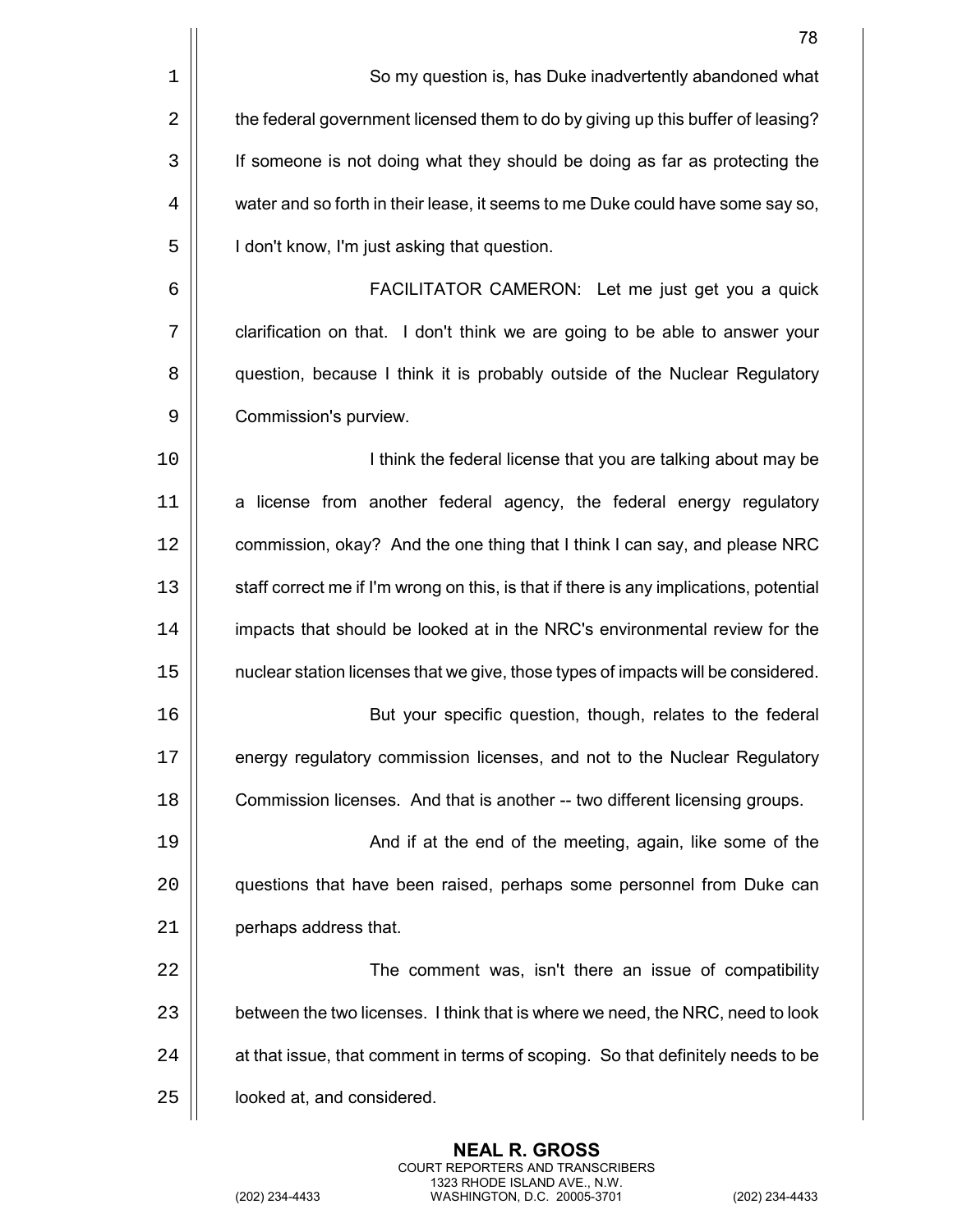So my question is, has Duke inadvertently abandoned what the federal government licensed them to do by giving up this buffer of leasing? If someone is not doing what they should be doing as far as protecting the water and so forth in their lease, it seems to me Duke could have some say so, I don't know, I'm just asking that question.

FACILITATOR CAMERON: Let me just get you a quick clarification on that. I don't think we are going to be able to answer your question, because I think it is probably outside of the Nuclear Regulatory Commission's purview.

I think the federal license that you are talking about may be a license from another federal agency, the federal energy regulatory commission, okay? And the one thing that I think I can say, and please NRC staff correct me if I'm wrong on this, is that if there is any implications, potential impacts that should be looked at in the NRC's environmental review for the nuclear station licenses that we give, those types of impacts will be considered.

But your specific question, though, relates to the federal energy regulatory commission licenses, and not to the Nuclear Regulatory Commission licenses. And that is another -- two different licensing groups.

And if at the end of the meeting, again, like some of the questions that have been raised, perhaps some personnel from Duke can perhaps address that.

The comment was, isn't there an issue of compatibility between the two licenses. I think that is where we need, the NRC, need to look at that issue, that comment in terms of scoping. So that definitely needs to be looked at, and considered.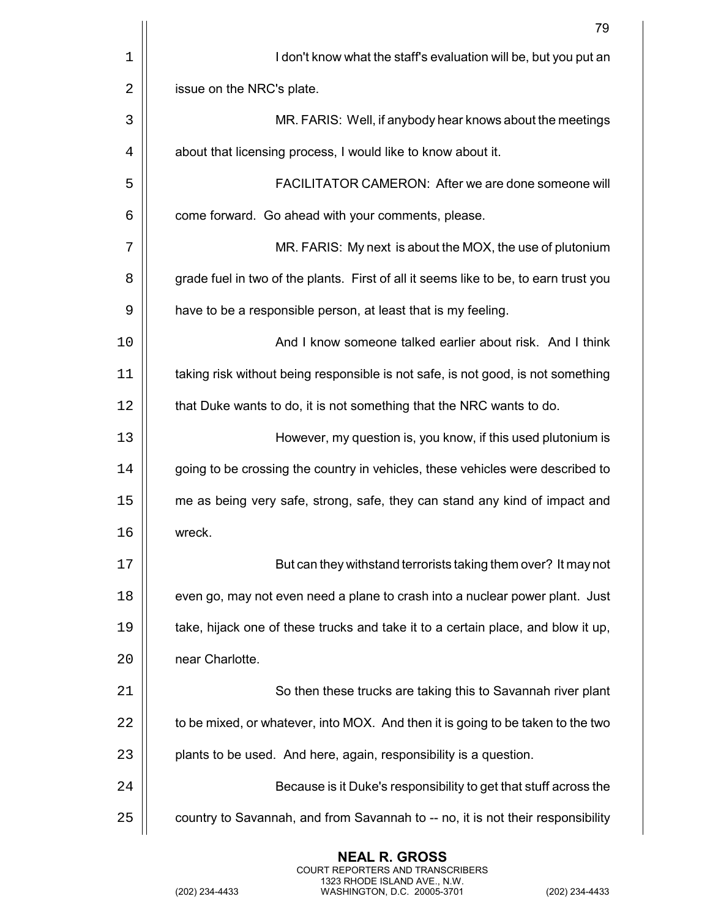I don't know what the staff's evaluation will be, but you put an issue on the NRC's plate.

MR. FARIS: Well, if anybody hear knows about the meetings about that licensing process, I would like to know about it.

FACILITATOR CAMERON: After we are done someone will come forward. Go ahead with your comments, please.

MR. FARIS: My next is about the MOX, the use of plutonium grade fuel in two of the plants. First of all it seems like to be, to earn trust you have to be a responsible person, at least that is my feeling.

And I know someone talked earlier about risk. And I think taking risk without being responsible is not safe, is not good, is not something that Duke wants to do, it is not something that the NRC wants to do.

However, my question is, you know, if this used plutonium is going to be crossing the country in vehicles, these vehicles were described to me as being very safe, strong, safe, they can stand any kind of impact and wreck.

But can they withstand terrorists taking them over? It may not even go, may not even need a plane to crash into a nuclear power plant. Just take, hijack one of these trucks and take it to a certain place, and blow it up, near Charlotte.

So then these trucks are taking this to Savannah river plant to be mixed, or whatever, into MOX. And then it is going to be taken to the two plants to be used. And here, again, responsibility is a question.

Because is it Duke's responsibility to get that stuff across the country to Savannah, and from Savannah to -- no, it is not their responsibility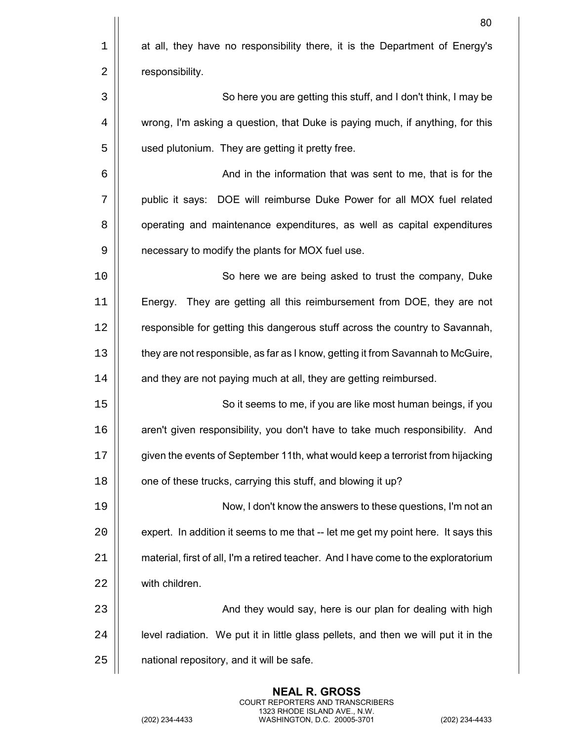at all, they have no responsibility there, it is the Department of Energy's responsibility.

So here you are getting this stuff, and I don't think, I may be wrong, I'm asking a question, that Duke is paying much, if anything, for this used plutonium. They are getting it pretty free.

And in the information that was sent to me, that is for the public it says: DOE will reimburse Duke Power for all MOX fuel related operating and maintenance expenditures, as well as capital expenditures necessary to modify the plants for MOX fuel use.

So here we are being asked to trust the company, Duke Energy. They are getting all this reimbursement from DOE, they are not responsible for getting this dangerous stuff across the country to Savannah, they are not responsible, as far as I know, getting it from Savannah to McGuire, and they are not paying much at all, they are getting reimbursed.

So it seems to me, if you are like most human beings, if you aren't given responsibility, you don't have to take much responsibility. And given the events of September 11th, what would keep a terrorist from hijacking one of these trucks, carrying this stuff, and blowing it up?

Now, I don't know the answers to these questions, I'm not an expert. In addition it seems to me that -- let me get my point here. It says this material, first of all, I'm a retired teacher. And I have come to the exploratorium with children.

And they would say, here is our plan for dealing with high level radiation. We put it in little glass pellets, and then we will put it in the national repository, and it will be safe.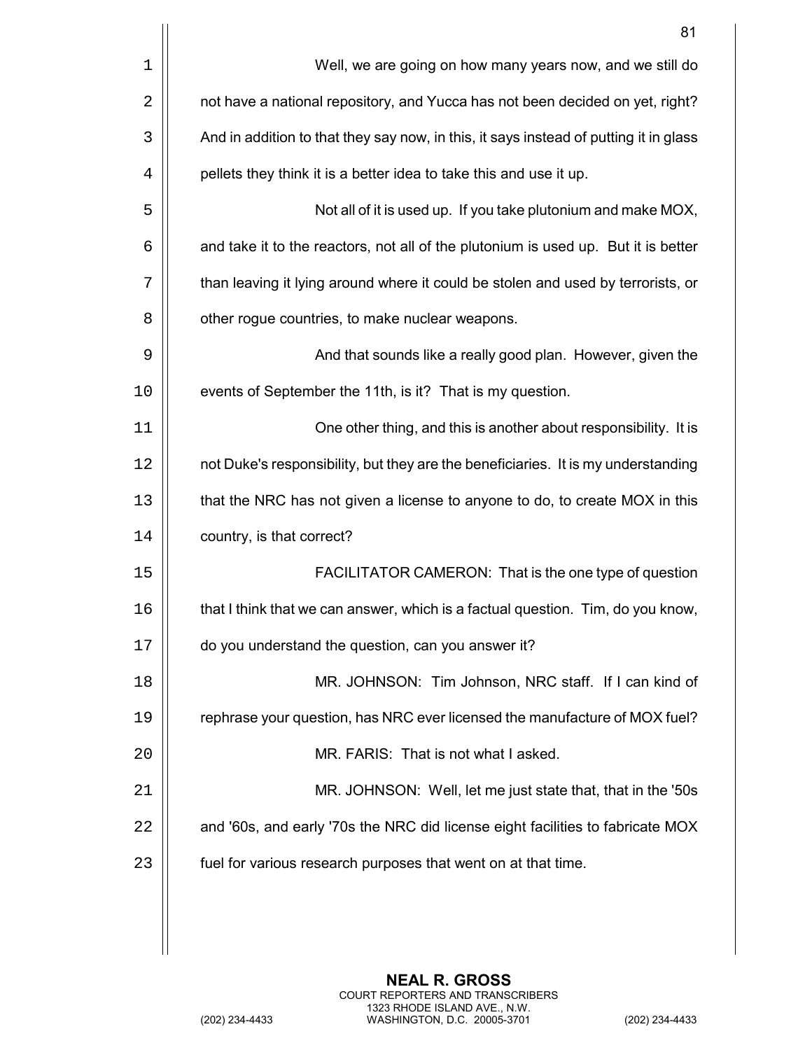Well, we are going on how many years now, and we still do not have a national repository, and Yucca has not been decided on yet, right? And in addition to that they say now, in this, it says instead of putting it in glass pellets they think it is a better idea to take this and use it up.

Not all of it is used up. If you take plutonium and make MOX, and take it to the reactors, not all of the plutonium is used up. But it is better than leaving it lying around where it could be stolen and used by terrorists, or other rogue countries, to make nuclear weapons.

And that sounds like a really good plan. However, given the events of September the 11th, is it? That is my question.

One other thing, and this is another about responsibility. It is not Duke's responsibility, but they are the beneficiaries. It is my understanding that the NRC has not given a license to anyone to do, to create MOX in this country, is that correct?

FACILITATOR CAMERON: That is the one type of question that I think that we can answer, which is a factual question. Tim, do you know, do you understand the question, can you answer it?

MR. JOHNSON: Tim Johnson, NRC staff. If I can kind of rephrase your question, has NRC ever licensed the manufacture of MOX fuel?

MR. FARIS: That is not what I asked.

MR. JOHNSON: Well, let me just state that, that in the '50s and '60s, and early '70s the NRC did license eight facilities to fabricate MOX fuel for various research purposes that went on at that time.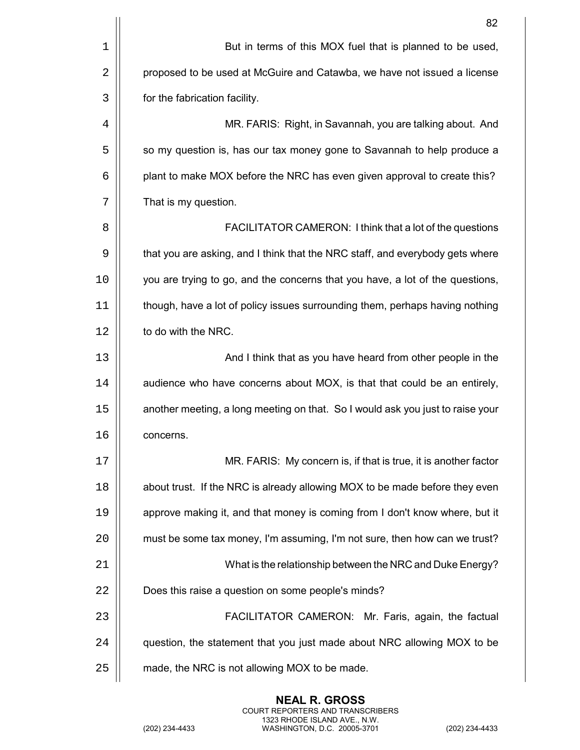But in terms of this MOX fuel that is planned to be used, proposed to be used at McGuire and Catawba, we have not issued a license for the fabrication facility.

MR. FARIS: Right, in Savannah, you are talking about. And so my question is, has our tax money gone to Savannah to help produce a plant to make MOX before the NRC has even given approval to create this? That is my question.

FACILITATOR CAMERON: I think that a lot of the questions that you are asking, and I think that the NRC staff, and everybody gets where you are trying to go, and the concerns that you have, a lot of the questions, though, have a lot of policy issues surrounding them, perhaps having nothing to do with the NRC.

And I think that as you have heard from other people in the audience who have concerns about MOX, is that that could be an entirely, another meeting, a long meeting on that. So I would ask you just to raise your concerns.

MR. FARIS: My concern is, if that is true, it is another factor about trust. If the NRC is already allowing MOX to be made before they even approve making it, and that money is coming from I don't know where, but it must be some tax money, I'm assuming, I'm not sure, then how can we trust?

What is the relationship between the NRC and Duke Energy? Does this raise a question on some people's minds?

FACILITATOR CAMERON: Mr. Faris, again, the factual question, the statement that you just made about NRC allowing MOX to be made, the NRC is not allowing MOX to be made.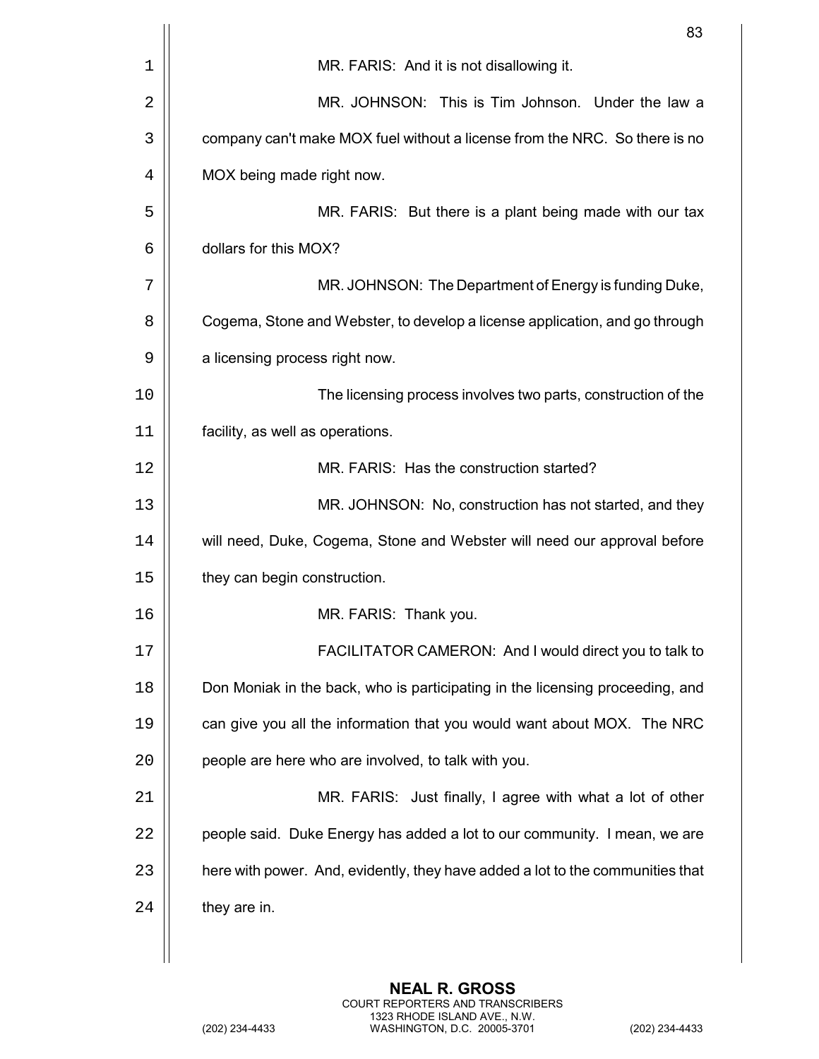MR. FARIS: And it is not disallowing it.

MR. JOHNSON: This is Tim Johnson. Under the law a company can't make MOX fuel without a license from the NRC. So there is no MOX being made right now.

MR. FARIS: But there is a plant being made with our tax dollars for this MOX?

MR. JOHNSON: The Department of Energy is funding Duke, Cogema, Stone and Webster, to develop a license application, and go through a licensing process right now.

The licensing process involves two parts, construction of the facility, as well as operations.

MR. FARIS: Has the construction started?

MR. JOHNSON: No, construction has not started, and they will need, Duke, Cogema, Stone and Webster will need our approval before they can begin construction.

MR. FARIS: Thank you.

FACILITATOR CAMERON: And I would direct you to talk to Don Moniak in the back, who is participating in the licensing proceeding, and can give you all the information that you would want about MOX. The NRC people are here who are involved, to talk with you.

MR. FARIS: Just finally, I agree with what a lot of other people said. Duke Energy has added a lot to our community. I mean, we are here with power. And, evidently, they have added a lot to the communities that they are in.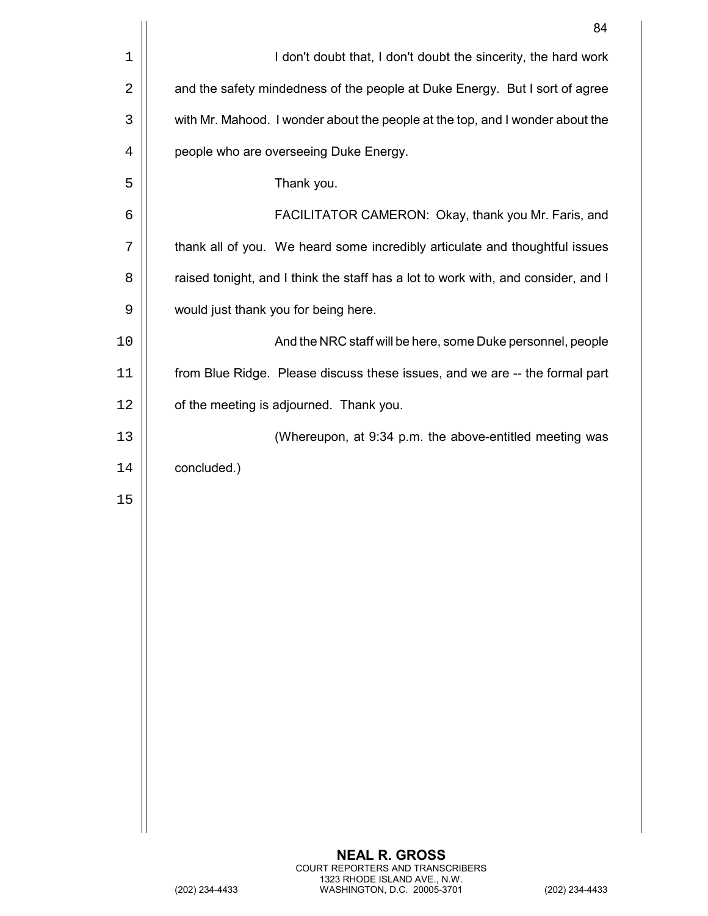I don't doubt that, I don't doubt the sincerity, the hard work and the safety mindedness of the people at Duke Energy. But I sort of agree with Mr. Mahood. I wonder about the people at the top, and I wonder about the people who are overseeing Duke Energy.

Thank you.

FACILITATOR CAMERON: Okay, thank you Mr. Faris, and thank all of you. We heard some incredibly articulate and thoughtful issues raised tonight, and I think the staff has a lot to work with, and consider, and I would just thank you for being here.

And the NRC staff will be here, some Duke personnel, people from Blue Ridge. Please discuss these issues, and we are -- the formal part of the meeting is adjourned. Thank you.

(Whereupon, at 9:34 p.m. the above-entitled meeting was concluded.)